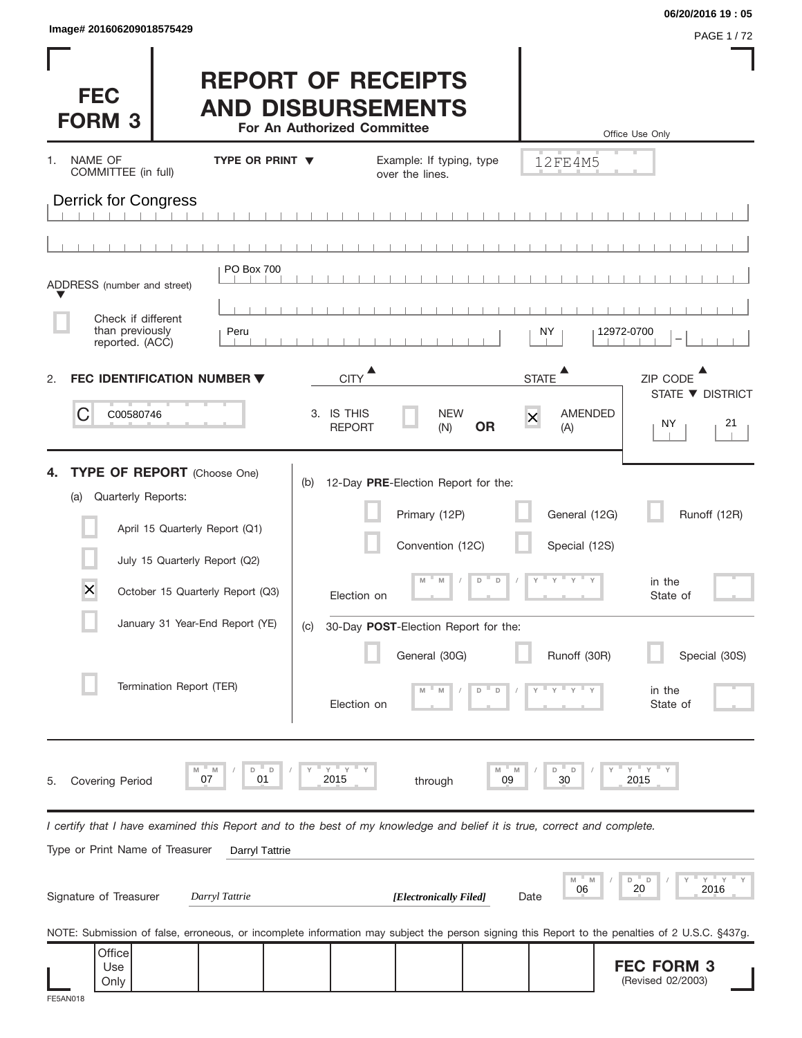Image# 201606209018575429

06/20/2016 19 : 05

# FEC FORM 3

# REPORT OF RECEIPTS AND DISBURSEMENTS

**For An Authorized Committee**

Office Use Only

12FE4M5

1. NAME OF COMMITTEE (in full) **TYPE OR PRINT ▼** Example: If typing, type over the lines.

Derrick for Congress

ADDRESS (number and street): PO Box 700

☐ Check if different than previously reported. (ACC)

| CITY | STATE | ZIP CODE |
|---|---|---|
| Peru | NY | 12972-0700 |

2. **FEC IDENTIFICATION NUMBER ▼**

C00580746

3. IS THIS REPORT ☐ NEW (N) **OR** ☒ AMENDED (A)

| STATE | DISTRICT |
|---|---|
| NY | 21 |

4. **TYPE OF REPORT** (Choose One)

(a) Quarterly Reports:

- ☐ April 15 Quarterly Report (Q1)
- ☐ July 15 Quarterly Report (Q2)
- ☒ October 15 Quarterly Report (Q3)
- ☐ January 31 Year-End Report (YE)
- ☐ Termination Report (TER)

(b) 12-Day **PRE**-Election Report for the:

- ☐ Primary (12P)
- ☐ General (12G)
- ☐ Runoff (12R)
- ☐ Convention (12C)
- ☐ Special (12S)

Election on MM / DD / YYYY in the State of

(c) 30-Day **POST**-Election Report for the:

- ☐ General (30G)
- ☐ Runoff (30R)
- ☐ Special (30S)

Election on MM / DD / YYYY in the State of

5. Covering Period 07 / 01 / 2015 through 09 / 30 / 2015

*I certify that I have examined this Report and to the best of my knowledge and belief it is true, correct and complete.*

Type or Print Name of Treasurer: Darryl Tattrie

Signature of Treasurer: *Darryl Tattrie* ***[Electronically Filed]*** Date 06 / 20 / 2016

NOTE: Submission of false, erroneous, or incomplete information may subject the person signing this Report to the penalties of 2 U.S.C. §437g.

Office Use Only

**FEC FORM 3**
(Revised 02/2003)

FE5AN018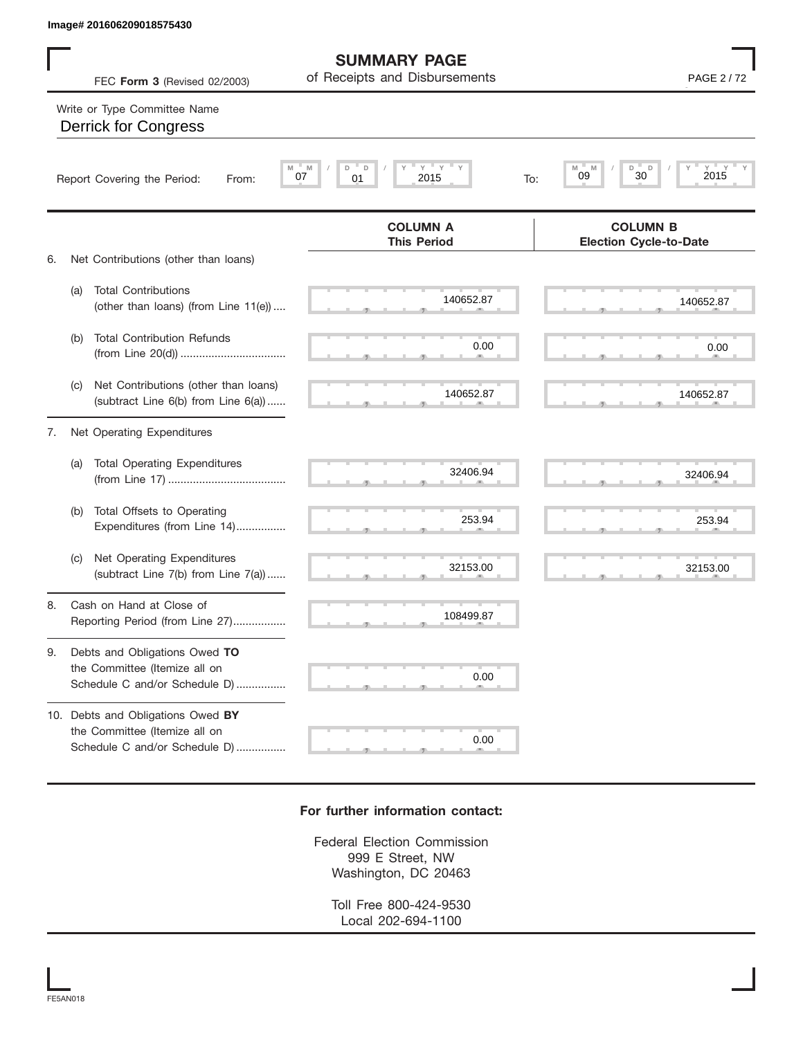Image# 201606209018575430

# SUMMARY PAGE
## of Receipts and Disbursements

FEC **Form 3** (Revised 02/2003)

Write or Type Committee Name

Derrick for Congress

Report Covering the Period: From: 07 / 01 / 2015 To: 09 / 30 / 2015

| | | COLUMN A This Period | COLUMN B Election Cycle-to-Date |
|---|---|---|---|
| 6. | Net Contributions (other than loans) | | |
| (a) | Total Contributions (other than loans) (from Line 11(e)) | 140652.87 | 140652.87 |
| (b) | Total Contribution Refunds (from Line 20(d)) | 0.00 | 0.00 |
| (c) | Net Contributions (other than loans) (subtract Line 6(b) from Line 6(a)) | 140652.87 | 140652.87 |
| 7. | Net Operating Expenditures | | |
| (a) | Total Operating Expenditures (from Line 17) | 32406.94 | 32406.94 |
| (b) | Total Offsets to Operating Expenditures (from Line 14) | 253.94 | 253.94 |
| (c) | Net Operating Expenditures (subtract Line 7(b) from Line 7(a)) | 32153.00 | 32153.00 |
| 8. | Cash on Hand at Close of Reporting Period (from Line 27) | 108499.87 | |
| 9. | Debts and Obligations Owed **TO** the Committee (Itemize all on Schedule C and/or Schedule D) | 0.00 | |
| 10. | Debts and Obligations Owed **BY** the Committee (Itemize all on Schedule C and/or Schedule D) | 0.00 | |

**For further information contact:**

Federal Election Commission
999 E Street, NW
Washington, DC 20463

Toll Free 800-424-9530
Local 202-694-1100

FE5AN018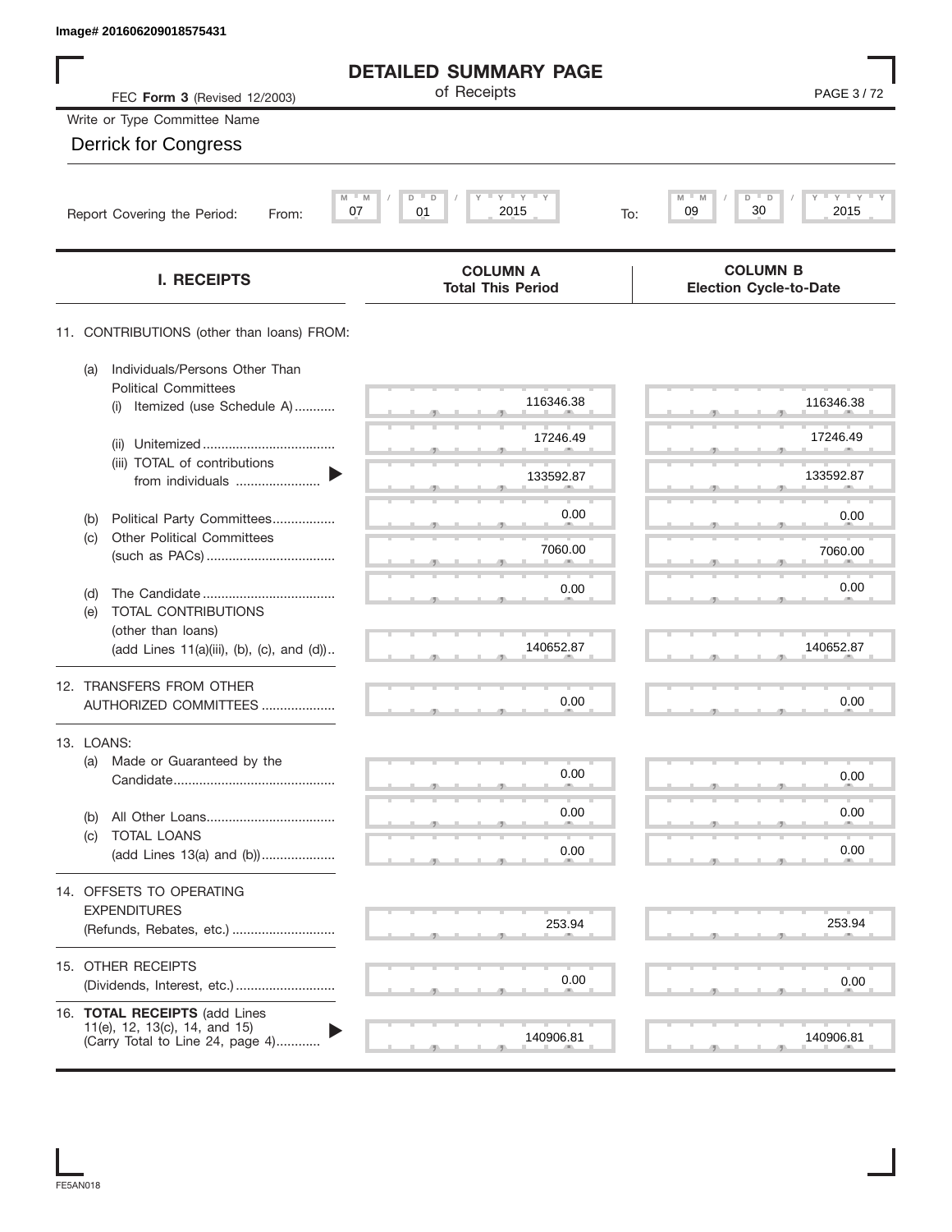Image# 201606209018575431

# DETAILED SUMMARY PAGE

of Receipts

FEC **Form 3** (Revised 12/2003)

Write or Type Committee Name

Derrick for Congress

Report Covering the Period: From: 07 / 01 / 2015 To: 09 / 30 / 2015

| I. RECEIPTS | COLUMN A Total This Period | COLUMN B Election Cycle-to-Date |
|---|---|---|
| 11. CONTRIBUTIONS (other than loans) FROM: | | |
| (a) Individuals/Persons Other Than Political Committees | | |
| (i) Itemized (use Schedule A) | 116346.38 | 116346.38 |
| (ii) Unitemized | 17246.49 | 17246.49 |
| (iii) TOTAL of contributions from individuals | 133592.87 | 133592.87 |
| (b) Political Party Committees | 0.00 | 0.00 |
| (c) Other Political Committees (such as PACs) | 7060.00 | 7060.00 |
| (d) The Candidate | 0.00 | 0.00 |
| (e) TOTAL CONTRIBUTIONS (other than loans) (add Lines 11(a)(iii), (b), (c), and (d)) | 140652.87 | 140652.87 |
| 12. TRANSFERS FROM OTHER AUTHORIZED COMMITTEES | 0.00 | 0.00 |
| 13. LOANS: | | |
| (a) Made or Guaranteed by the Candidate | 0.00 | 0.00 |
| (b) All Other Loans | 0.00 | 0.00 |
| (c) TOTAL LOANS (add Lines 13(a) and (b)) | 0.00 | 0.00 |
| 14. OFFSETS TO OPERATING EXPENDITURES (Refunds, Rebates, etc.) | 253.94 | 253.94 |
| 15. OTHER RECEIPTS (Dividends, Interest, etc.) | 0.00 | 0.00 |
| 16. **TOTAL RECEIPTS** (add Lines 11(e), 12, 13(c), 14, and 15) (Carry Total to Line 24, page 4) | 140906.81 | 140906.81 |

FE5AN018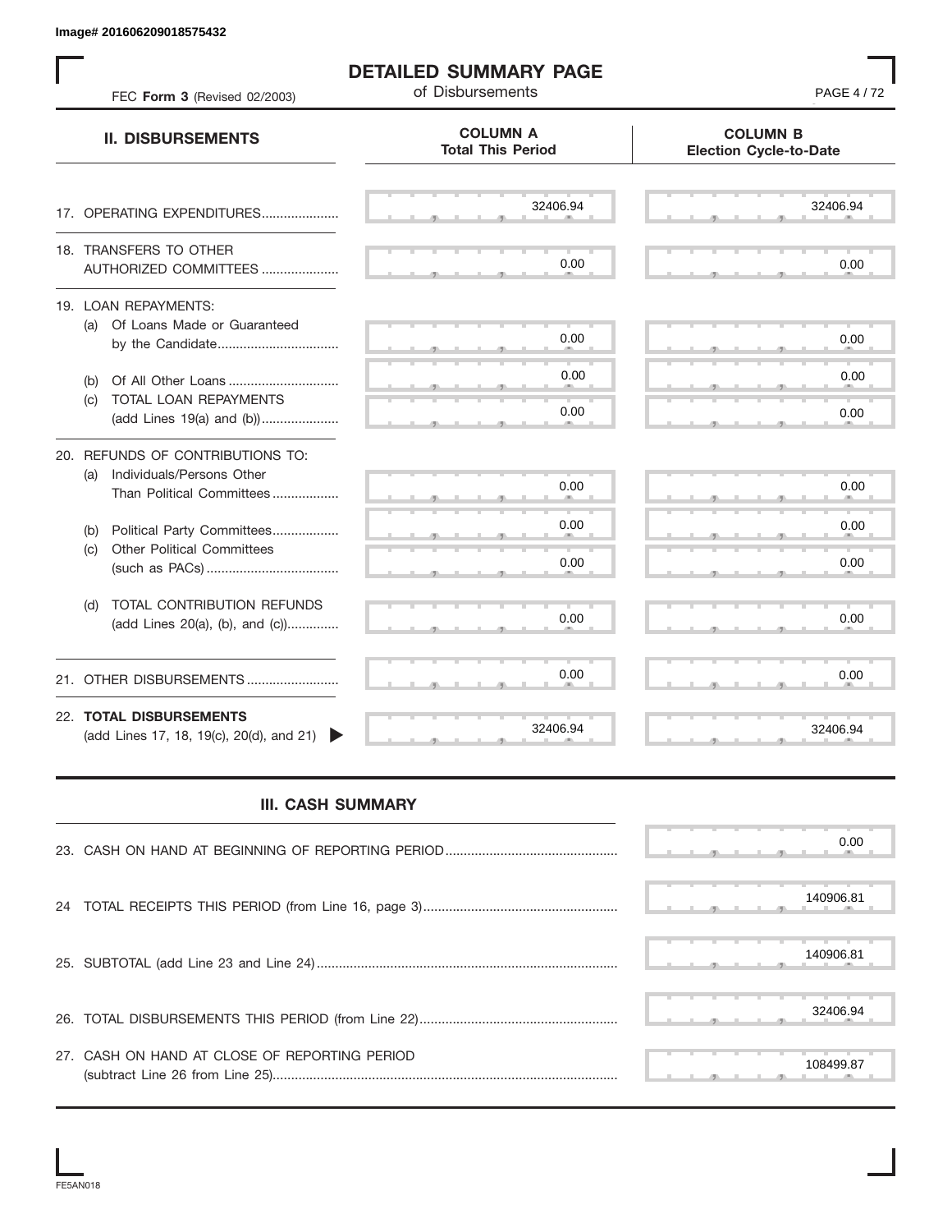Image# 201606209018575432

# DETAILED SUMMARY PAGE

of Disbursements

FEC **Form 3** (Revised 02/2003)

| II. DISBURSEMENTS | COLUMN A Total This Period | COLUMN B Election Cycle-to-Date |
|---|---|---|
| 17. OPERATING EXPENDITURES | 32406.94 | 32406.94 |
| 18. TRANSFERS TO OTHER AUTHORIZED COMMITTEES | 0.00 | 0.00 |
| 19. LOAN REPAYMENTS: | | |
| (a) Of Loans Made or Guaranteed by the Candidate | 0.00 | 0.00 |
| (b) Of All Other Loans | 0.00 | 0.00 |
| (c) TOTAL LOAN REPAYMENTS (add Lines 19(a) and (b)) | 0.00 | 0.00 |
| 20. REFUNDS OF CONTRIBUTIONS TO: | | |
| (a) Individuals/Persons Other Than Political Committees | 0.00 | 0.00 |
| (b) Political Party Committees | 0.00 | 0.00 |
| (c) Other Political Committees (such as PACs) | 0.00 | 0.00 |
| (d) TOTAL CONTRIBUTION REFUNDS (add Lines 20(a), (b), and (c)) | 0.00 | 0.00 |
| 21. OTHER DISBURSEMENTS | 0.00 | 0.00 |
| 22. **TOTAL DISBURSEMENTS** (add Lines 17, 18, 19(c), 20(d), and 21) | 32406.94 | 32406.94 |

## III. CASH SUMMARY

| | |
|---|---|
| 23. CASH ON HAND AT BEGINNING OF REPORTING PERIOD | 0.00 |
| 24 TOTAL RECEIPTS THIS PERIOD (from Line 16, page 3) | 140906.81 |
| 25. SUBTOTAL (add Line 23 and Line 24) | 140906.81 |
| 26. TOTAL DISBURSEMENTS THIS PERIOD (from Line 22) | 32406.94 |
| 27. CASH ON HAND AT CLOSE OF REPORTING PERIOD (subtract Line 26 from Line 25) | 108499.87 |

FE5AN018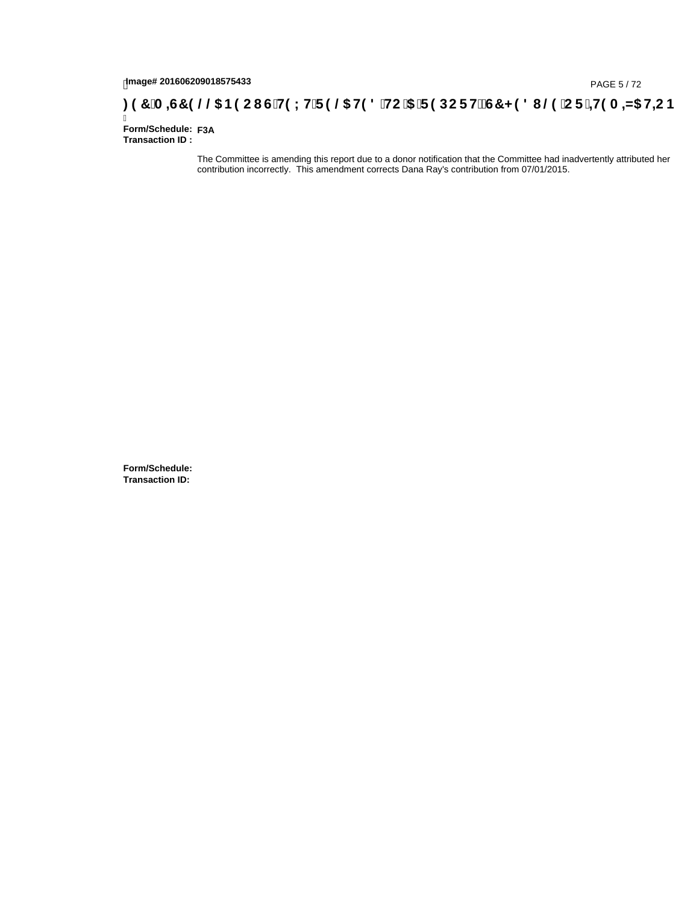**)(&0,6&(//$1(2867(;75(/$7('72$5(32576&+('8/(25,7(0,=$7,21**

**Form/Schedule:** F3A
**Transaction ID :**

The Committee is amending this report due to a donor notification that the Committee had inadvertently attributed her contribution incorrectly. This amendment corrects Dana Ray's contribution from 07/01/2015.

**Form/Schedule:**
**Transaction ID:**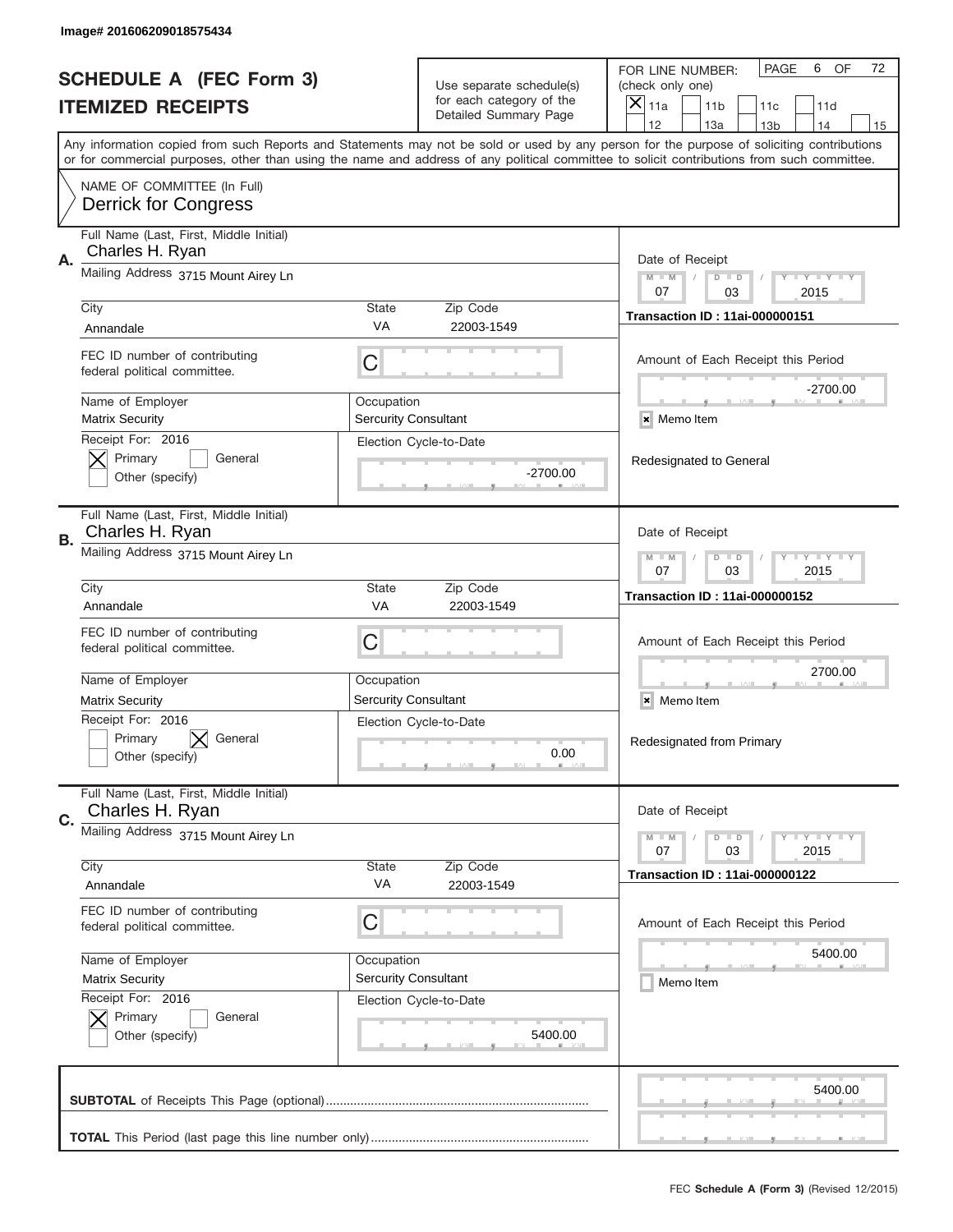Image# 201606209018575434

# SCHEDULE A (FEC Form 3)
## ITEMIZED RECEIPTS

Use separate schedule(s) for each category of the Detailed Summary Page

FOR LINE NUMBER: (check only one)
[X] 11a [ ] 11b [ ] 11c [ ] 11d [ ] 12 [ ] 13a [ ] 13b [ ] 14 [ ] 15

PAGE 6 OF 72

Any information copied from such Reports and Statements may not be sold or used by any person for the purpose of soliciting contributions or for commercial purposes, other than using the name and address of any political committee to solicit contributions from such committee.

NAME OF COMMITTEE (In Full)
Derrick for Congress

---

**A.**

Full Name (Last, First, Middle Initial): Charles H. Ryan
Mailing Address: 3715 Mount Airey Ln
City: Annandale | State: VA | Zip Code: 22003-1549
FEC ID number of contributing federal political committee: C
Name of Employer: Matrix Security
Occupation: Sercurity Consultant
Receipt For: 2016 — [X] Primary [ ] General [ ] Other (specify)
Election Cycle-to-Date: -2700.00

Date of Receipt: 07 / 03 / 2015
Transaction ID : 11ai-000000151
Amount of Each Receipt this Period: -2700.00
[x] Memo Item
Redesignated to General

---

**B.**

Full Name (Last, First, Middle Initial): Charles H. Ryan
Mailing Address: 3715 Mount Airey Ln
City: Annandale | State: VA | Zip Code: 22003-1549
FEC ID number of contributing federal political committee: C
Name of Employer: Matrix Security
Occupation: Sercurity Consultant
Receipt For: 2016 — [ ] Primary [X] General [ ] Other (specify)
Election Cycle-to-Date: 0.00

Date of Receipt: 07 / 03 / 2015
Transaction ID : 11ai-000000152
Amount of Each Receipt this Period: 2700.00
[x] Memo Item
Redesignated from Primary

---

**C.**

Full Name (Last, First, Middle Initial): Charles H. Ryan
Mailing Address: 3715 Mount Airey Ln
City: Annandale | State: VA | Zip Code: 22003-1549
FEC ID number of contributing federal political committee: C
Name of Employer: Matrix Security
Occupation: Sercurity Consultant
Receipt For: 2016 — [X] Primary [ ] General [ ] Other (specify)
Election Cycle-to-Date: 5400.00

Date of Receipt: 07 / 03 / 2015
Transaction ID : 11ai-000000122
Amount of Each Receipt this Period: 5400.00
[ ] Memo Item

---

**SUBTOTAL** of Receipts This Page (optional): 5400.00

**TOTAL** This Period (last page this line number only):

FEC **Schedule A (Form 3)** (Revised 12/2015)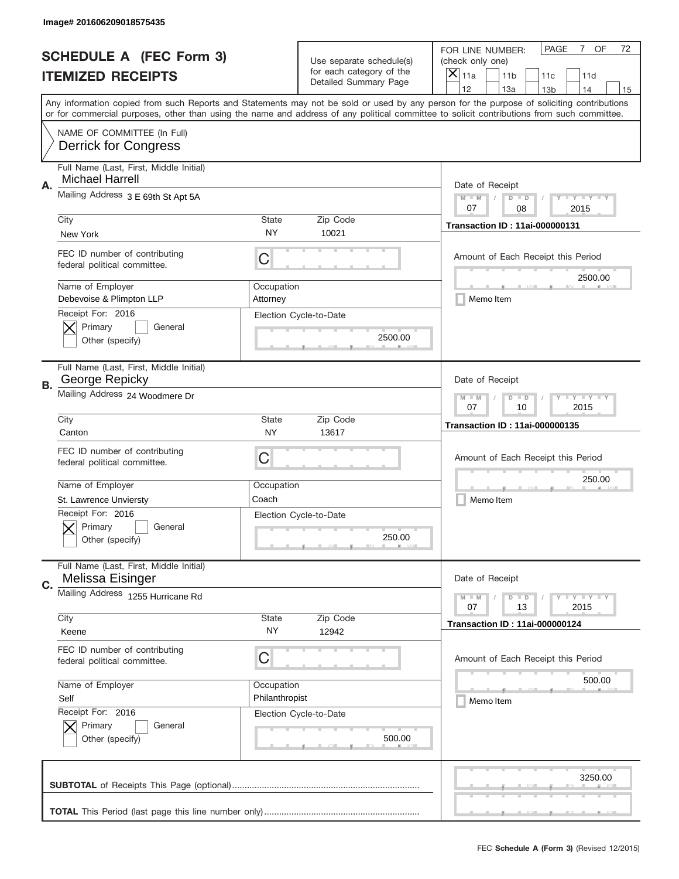Image# 201606209018575435

# SCHEDULE A (FEC Form 3)
## ITEMIZED RECEIPTS

Use separate schedule(s) for each category of the Detailed Summary Page

FOR LINE NUMBER: (check only one)
[X] 11a [ ] 11b [ ] 11c [ ] 11d [ ] 12 [ ] 13a [ ] 13b [ ] 14 [ ] 15

PAGE 7 OF 72

Any information copied from such Reports and Statements may not be sold or used by any person for the purpose of soliciting contributions or for commercial purposes, other than using the name and address of any political committee to solicit contributions from such committee.

NAME OF COMMITTEE (In Full)
Derrick for Congress

---

**A.**
Full Name (Last, First, Middle Initial): Michael Harrell
Mailing Address: 3 E 69th St Apt 5A
City: New York | State: NY | Zip Code: 10021
FEC ID number of contributing federal political committee: C
Name of Employer: Debevoise & Plimpton LLP
Occupation: Attorney
Receipt For: 2016 — [X] Primary [ ] General [ ] Other (specify)
Election Cycle-to-Date: 2500.00

Date of Receipt: 07 / 08 / 2015
Transaction ID : 11ai-000000131
Amount of Each Receipt this Period: 2500.00
[ ] Memo Item

---

**B.**
Full Name (Last, First, Middle Initial): George Repicky
Mailing Address: 24 Woodmere Dr
City: Canton | State: NY | Zip Code: 13617
FEC ID number of contributing federal political committee: C
Name of Employer: St. Lawrence Unviersty
Occupation: Coach
Receipt For: 2016 — [X] Primary [ ] General [ ] Other (specify)
Election Cycle-to-Date: 250.00

Date of Receipt: 07 / 10 / 2015
Transaction ID : 11ai-000000135
Amount of Each Receipt this Period: 250.00
[ ] Memo Item

---

**C.**
Full Name (Last, First, Middle Initial): Melissa Eisinger
Mailing Address: 1255 Hurricane Rd
City: Keene | State: NY | Zip Code: 12942
FEC ID number of contributing federal political committee: C
Name of Employer: Self
Occupation: Philanthropist
Receipt For: 2016 — [X] Primary [ ] General [ ] Other (specify)
Election Cycle-to-Date: 500.00

Date of Receipt: 07 / 13 / 2015
Transaction ID : 11ai-000000124
Amount of Each Receipt this Period: 500.00
[ ] Memo Item

---

**SUBTOTAL** of Receipts This Page (optional): 3250.00

**TOTAL** This Period (last page this line number only):

FEC **Schedule A (Form 3)** (Revised 12/2015)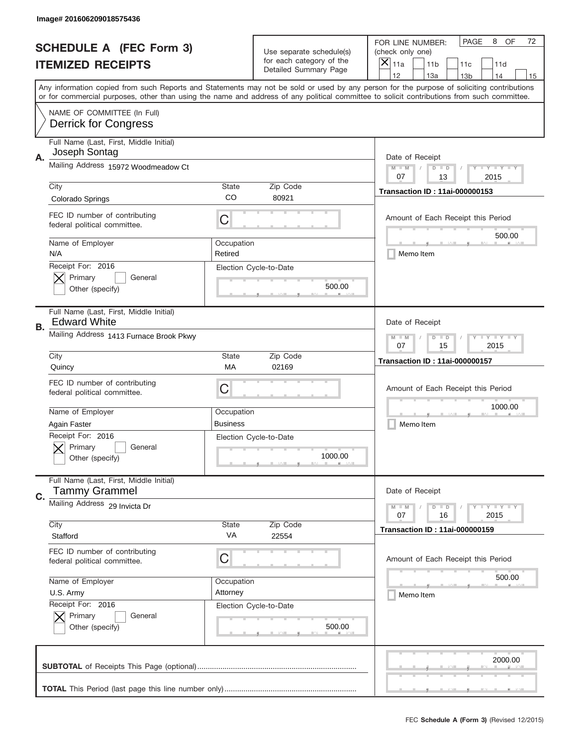Image# 201606209018575436

# SCHEDULE A (FEC Form 3)
## ITEMIZED RECEIPTS

Use separate schedule(s) for each category of the Detailed Summary Page

FOR LINE NUMBER: (check only one)
[X] 11a [ ] 11b [ ] 11c [ ] 11d [ ] 12 [ ] 13a [ ] 13b [ ] 14 [ ] 15

PAGE 8 OF 72

Any information copied from such Reports and Statements may not be sold or used by any person for the purpose of soliciting contributions or for commercial purposes, other than using the name and address of any political committee to solicit contributions from such committee.

NAME OF COMMITTEE (In Full)
Derrick for Congress

---

**A.** Full Name (Last, First, Middle Initial): Joseph Sontag
Mailing Address: 15972 Woodmeadow Ct
City: Colorado Springs | State: CO | Zip Code: 80921
FEC ID number of contributing federal political committee: C
Name of Employer: N/A | Occupation: Retired
Receipt For: 2016 — [X] Primary [ ] General [ ] Other (specify)
Election Cycle-to-Date: 500.00

Date of Receipt: 07 / 13 / 2015
Transaction ID : 11ai-000000153
Amount of Each Receipt this Period: 500.00
[ ] Memo Item

---

**B.** Full Name (Last, First, Middle Initial): Edward White
Mailing Address: 1413 Furnace Brook Pkwy
City: Quincy | State: MA | Zip Code: 02169
FEC ID number of contributing federal political committee: C
Name of Employer: Again Faster | Occupation: Business
Receipt For: 2016 — [X] Primary [ ] General [ ] Other (specify)
Election Cycle-to-Date: 1000.00

Date of Receipt: 07 / 15 / 2015
Transaction ID : 11ai-000000157
Amount of Each Receipt this Period: 1000.00
[ ] Memo Item

---

**C.** Full Name (Last, First, Middle Initial): Tammy Grammel
Mailing Address: 29 Invicta Dr
City: Stafford | State: VA | Zip Code: 22554
FEC ID number of contributing federal political committee: C
Name of Employer: U.S. Army | Occupation: Attorney
Receipt For: 2016 — [X] Primary [ ] General [ ] Other (specify)
Election Cycle-to-Date: 500.00

Date of Receipt: 07 / 16 / 2015
Transaction ID : 11ai-000000159
Amount of Each Receipt this Period: 500.00
[ ] Memo Item

---

**SUBTOTAL** of Receipts This Page (optional): 2000.00

**TOTAL** This Period (last page this line number only):

FEC **Schedule A (Form 3)** (Revised 12/2015)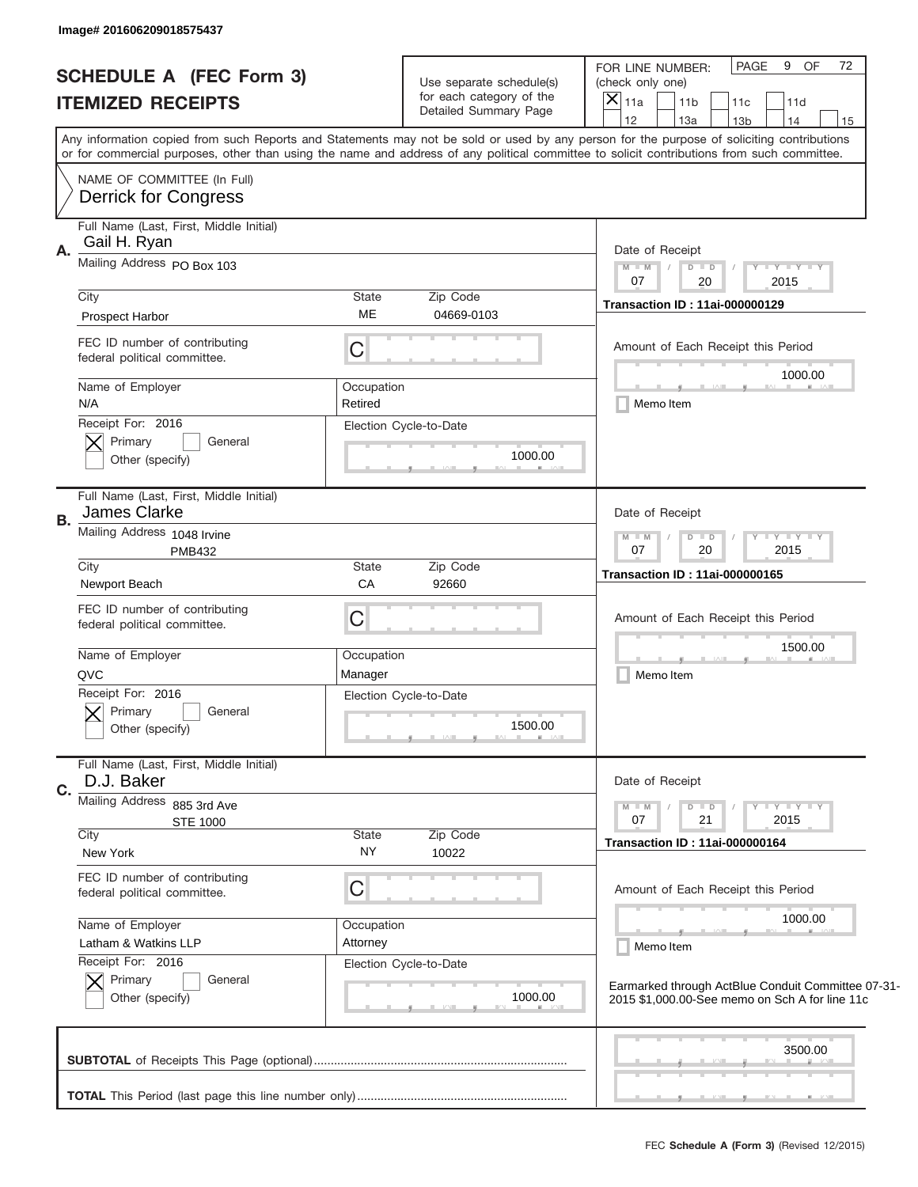Image# 201606209018575437

# SCHEDULE A (FEC Form 3)
## ITEMIZED RECEIPTS

Use separate schedule(s) for each category of the Detailed Summary Page

FOR LINE NUMBER: (check only one)
[X] 11a [ ] 11b [ ] 11c [ ] 11d [ ] 12 [ ] 13a [ ] 13b [ ] 14 [ ] 15

PAGE 9 OF 72

Any information copied from such Reports and Statements may not be sold or used by any person for the purpose of soliciting contributions or for commercial purposes, other than using the name and address of any political committee to solicit contributions from such committee.

NAME OF COMMITTEE (In Full)
Derrick for Congress

---

**A.** Full Name (Last, First, Middle Initial): Gail H. Ryan

Mailing Address: PO Box 103

City: Prospect Harbor | State: ME | Zip Code: 04669-0103

Date of Receipt: 07 / 20 / 2015

Transaction ID : 11ai-000000129

FEC ID number of contributing federal political committee: C

Amount of Each Receipt this Period: 1000.00

Name of Employer: N/A | Occupation: Retired

[ ] Memo Item

Receipt For: 2016 [X] Primary [ ] General [ ] Other (specify)

Election Cycle-to-Date: 1000.00

---

**B.** Full Name (Last, First, Middle Initial): James Clarke

Mailing Address: 1048 Irvine PMB432

City: Newport Beach | State: CA | Zip Code: 92660

Date of Receipt: 07 / 20 / 2015

Transaction ID : 11ai-000000165

FEC ID number of contributing federal political committee: C

Amount of Each Receipt this Period: 1500.00

Name of Employer: QVC | Occupation: Manager

[ ] Memo Item

Receipt For: 2016 [X] Primary [ ] General [ ] Other (specify)

Election Cycle-to-Date: 1500.00

---

**C.** Full Name (Last, First, Middle Initial): D.J. Baker

Mailing Address: 885 3rd Ave STE 1000

City: New York | State: NY | Zip Code: 10022

Date of Receipt: 07 / 21 / 2015

Transaction ID : 11ai-000000164

FEC ID number of contributing federal political committee: C

Amount of Each Receipt this Period: 1000.00

Name of Employer: Latham & Watkins LLP | Occupation: Attorney

[ ] Memo Item

Receipt For: 2016 [X] Primary [ ] General [ ] Other (specify)

Election Cycle-to-Date: 1000.00

Earmarked through ActBlue Conduit Committee 07-31-2015 $1,000.00-See memo on Sch A for line 11c

---

**SUBTOTAL** of Receipts This Page (optional): 3500.00

**TOTAL** This Period (last page this line number only):

FEC **Schedule A** (Form 3) (Revised 12/2015)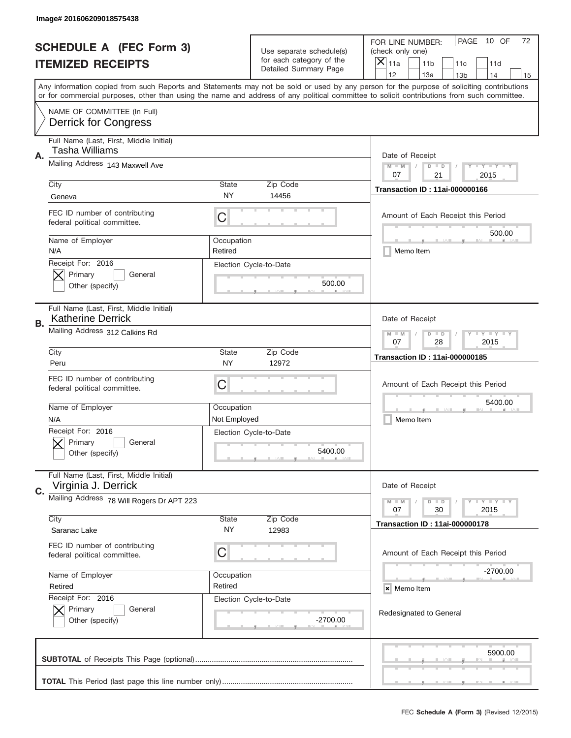Image# 201606209018575438

# SCHEDULE A (FEC Form 3)
# ITEMIZED RECEIPTS

Use separate schedule(s) for each category of the Detailed Summary Page

FOR LINE NUMBER: (check only one)

- [x] 11a
- [ ] 11b
- [ ] 11c
- [ ] 11d
- [ ] 12
- [ ] 13a
- [ ] 13b
- [ ] 14
- [ ] 15

PAGE 10 OF 72

Any information copied from such Reports and Statements may not be sold or used by any person for the purpose of soliciting contributions or for commercial purposes, other than using the name and address of any political committee to solicit contributions from such committee.

NAME OF COMMITTEE (In Full)
Derrick for Congress

---

**A.**

Full Name (Last, First, Middle Initial): Tasha Williams

Mailing Address: 143 Maxwell Ave

City: Geneva | State: NY | Zip Code: 14456

FEC ID number of contributing federal political committee: C

Name of Employer: N/A | Occupation: Retired

Receipt For: 2016 — [x] Primary [ ] General [ ] Other (specify)

Election Cycle-to-Date: 500.00

Date of Receipt: 07 / 21 / 2015

Transaction ID : 11ai-000000166

Amount of Each Receipt this Period: 500.00

[ ] Memo Item

---

**B.**

Full Name (Last, First, Middle Initial): Katherine Derrick

Mailing Address: 312 Calkins Rd

City: Peru | State: NY | Zip Code: 12972

FEC ID number of contributing federal political committee: C

Name of Employer: N/A | Occupation: Not Employed

Receipt For: 2016 — [x] Primary [ ] General [ ] Other (specify)

Election Cycle-to-Date: 5400.00

Date of Receipt: 07 / 28 / 2015

Transaction ID : 11ai-000000185

Amount of Each Receipt this Period: 5400.00

[ ] Memo Item

---

**C.**

Full Name (Last, First, Middle Initial): Virginia J. Derrick

Mailing Address: 78 Will Rogers Dr APT 223

City: Saranac Lake | State: NY | Zip Code: 12983

FEC ID number of contributing federal political committee: C

Name of Employer: Retired | Occupation: Retired

Receipt For: 2016 — [x] Primary [ ] General [ ] Other (specify)

Election Cycle-to-Date: -2700.00

Date of Receipt: 07 / 30 / 2015

Transaction ID : 11ai-000000178

Amount of Each Receipt this Period: -2700.00

[x] Memo Item

Redesignated to General

---

**SUBTOTAL** of Receipts This Page (optional): 5900.00

**TOTAL** This Period (last page this line number only):

FEC **Schedule A (Form 3)** (Revised 12/2015)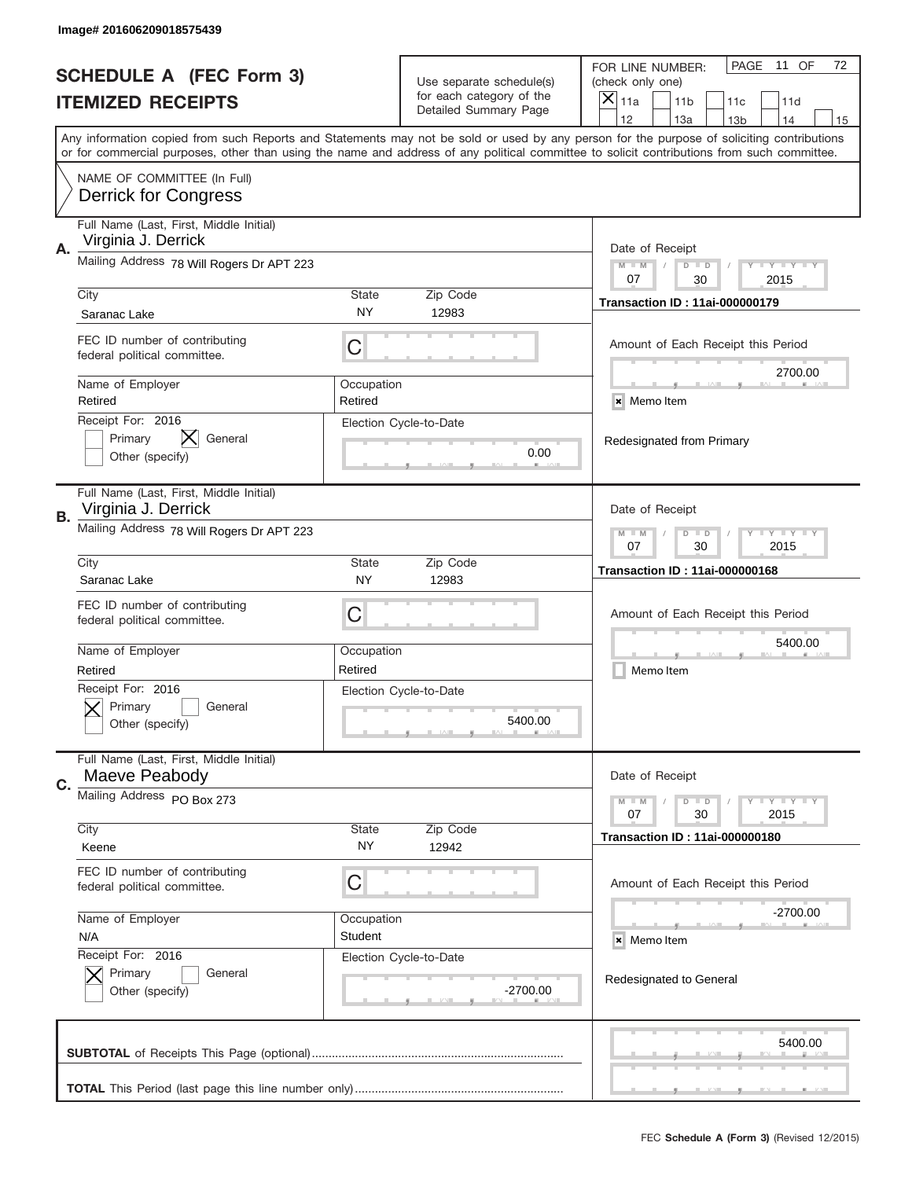Image# 201606209018575439

# SCHEDULE A (FEC Form 3)
## ITEMIZED RECEIPTS

Use separate schedule(s) for each category of the Detailed Summary Page

FOR LINE NUMBER: (check only one)
[X] 11a [ ] 11b [ ] 11c [ ] 11d [ ] 12 [ ] 13a [ ] 13b [ ] 14 [ ] 15

Any information copied from such Reports and Statements may not be sold or used by any person for the purpose of soliciting contributions or for commercial purposes, other than using the name and address of any political committee to solicit contributions from such committee.

NAME OF COMMITTEE (In Full)
Derrick for Congress

---

**A.**
Full Name (Last, First, Middle Initial): Virginia J. Derrick
Mailing Address: 78 Will Rogers Dr APT 223
City: Saranac Lake | State: NY | Zip Code: 12983
FEC ID number of contributing federal political committee: C
Name of Employer: Retired | Occupation: Retired
Receipt For: 2016 — [ ] Primary [X] General [ ] Other (specify)
Election Cycle-to-Date: 0.00
Date of Receipt: 07 / 30 / 2015
Transaction ID : 11ai-000000179
Amount of Each Receipt this Period: 2700.00
[x] Memo Item
Redesignated from Primary

---

**B.**
Full Name (Last, First, Middle Initial): Virginia J. Derrick
Mailing Address: 78 Will Rogers Dr APT 223
City: Saranac Lake | State: NY | Zip Code: 12983
FEC ID number of contributing federal political committee: C
Name of Employer: Retired | Occupation: Retired
Receipt For: 2016 — [X] Primary [ ] General [ ] Other (specify)
Election Cycle-to-Date: 5400.00
Date of Receipt: 07 / 30 / 2015
Transaction ID : 11ai-000000168
Amount of Each Receipt this Period: 5400.00
[ ] Memo Item

---

**C.**
Full Name (Last, First, Middle Initial): Maeve Peabody
Mailing Address: PO Box 273
City: Keene | State: NY | Zip Code: 12942
FEC ID number of contributing federal political committee: C
Name of Employer: N/A | Occupation: Student
Receipt For: 2016 — [X] Primary [ ] General [ ] Other (specify)
Election Cycle-to-Date: -2700.00
Date of Receipt: 07 / 30 / 2015
Transaction ID : 11ai-000000180
Amount of Each Receipt this Period: -2700.00
[x] Memo Item
Redesignated to General

---

**SUBTOTAL** of Receipts This Page (optional): 5400.00

**TOTAL** This Period (last page this line number only):

FEC **Schedule A (Form 3)** (Revised 12/2015)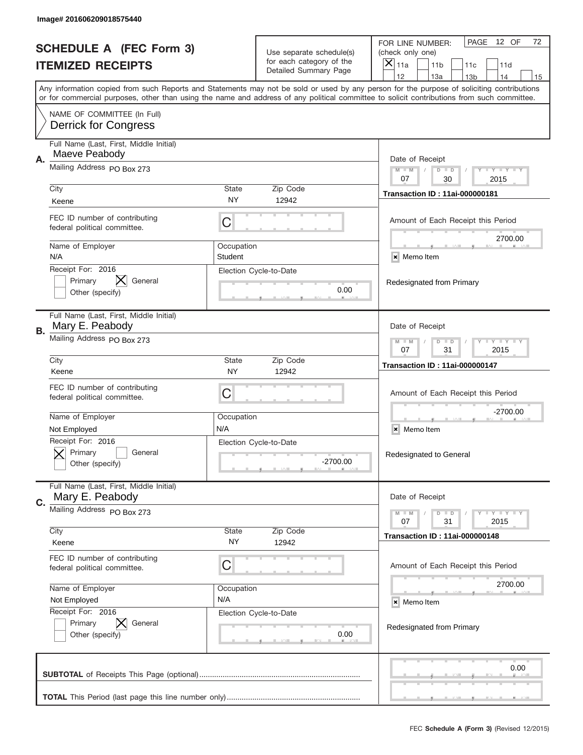Image# 201606209018575440

# SCHEDULE A (FEC Form 3)
## ITEMIZED RECEIPTS

Use separate schedule(s) for each category of the Detailed Summary Page

FOR LINE NUMBER: (check only one)
[X] 11a [ ] 11b [ ] 11c [ ] 11d [ ] 12 [ ] 13a [ ] 13b [ ] 14 [ ] 15

Any information copied from such Reports and Statements may not be sold or used by any person for the purpose of soliciting contributions or for commercial purposes, other than using the name and address of any political committee to solicit contributions from such committee.

NAME OF COMMITTEE (In Full)
Derrick for Congress

---

**A.**

Full Name (Last, First, Middle Initial): Maeve Peabody

Mailing Address: PO Box 273

City: Keene | State: NY | Zip Code: 12942

FEC ID number of contributing federal political committee: C

Name of Employer: N/A | Occupation: Student

Receipt For: 2016 [ ] Primary [X] General [ ] Other (specify)

Election Cycle-to-Date: 0.00

Date of Receipt: 07 / 30 / 2015

Transaction ID : 11ai-000000181

Amount of Each Receipt this Period: 2700.00

[x] Memo Item

Redesignated from Primary

---

**B.**

Full Name (Last, First, Middle Initial): Mary E. Peabody

Mailing Address: PO Box 273

City: Keene | State: NY | Zip Code: 12942

FEC ID number of contributing federal political committee: C

Name of Employer: Not Employed | Occupation: N/A

Receipt For: 2016 [X] Primary [ ] General [ ] Other (specify)

Election Cycle-to-Date: -2700.00

Date of Receipt: 07 / 31 / 2015

Transaction ID : 11ai-000000147

Amount of Each Receipt this Period: -2700.00

[x] Memo Item

Redesignated to General

---

**C.**

Full Name (Last, First, Middle Initial): Mary E. Peabody

Mailing Address: PO Box 273

City: Keene | State: NY | Zip Code: 12942

FEC ID number of contributing federal political committee: C

Name of Employer: Not Employed | Occupation: N/A

Receipt For: 2016 [ ] Primary [X] General [ ] Other (specify)

Election Cycle-to-Date: 0.00

Date of Receipt: 07 / 31 / 2015

Transaction ID : 11ai-000000148

Amount of Each Receipt this Period: 2700.00

[x] Memo Item

Redesignated from Primary

---

**SUBTOTAL** of Receipts This Page (optional): 0.00

**TOTAL** This Period (last page this line number only):

FEC **Schedule A (Form 3)** (Revised 12/2015)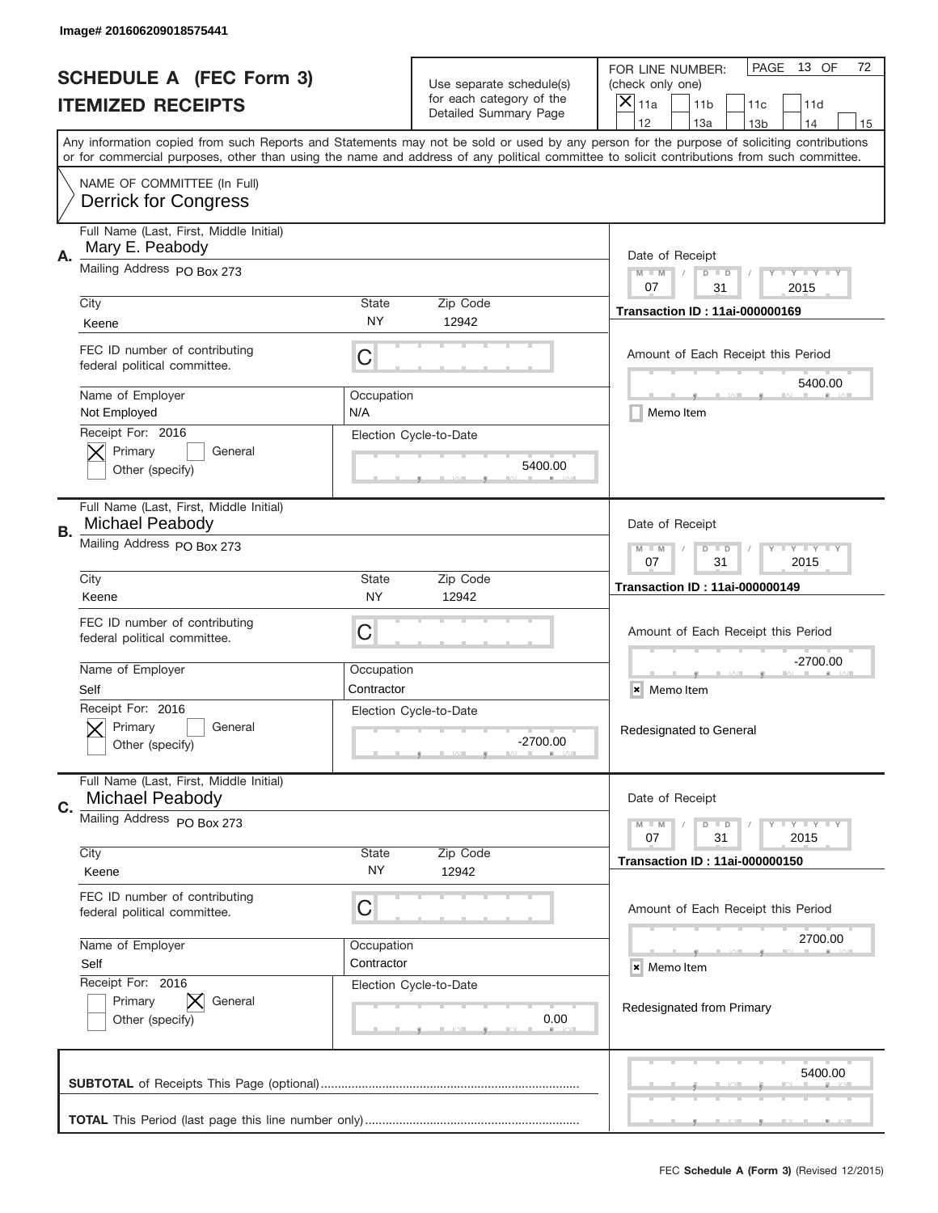Image# 201606209018575441

# SCHEDULE A (FEC Form 3)
## ITEMIZED RECEIPTS

Use separate schedule(s) for each category of the Detailed Summary Page

FOR LINE NUMBER: (check only one)

[X] 11a [ ] 11b [ ] 11c [ ] 11d [ ] 12 [ ] 13a [ ] 13b [ ] 14 [ ] 15

PAGE 13 OF 72

Any information copied from such Reports and Statements may not be sold or used by any person for the purpose of soliciting contributions or for commercial purposes, other than using the name and address of any political committee to solicit contributions from such committee.

NAME OF COMMITTEE (In Full)
Derrick for Congress

---

**A.** Full Name (Last, First, Middle Initial): Mary E. Peabody

Mailing Address: PO Box 273

City: Keene | State: NY | Zip Code: 12942

FEC ID number of contributing federal political committee: C

Name of Employer: Not Employed | Occupation: N/A

Receipt For: 2016 — [X] Primary [ ] General [ ] Other (specify)

Election Cycle-to-Date: 5400.00

Date of Receipt: 07 / 31 / 2015

Transaction ID : 11ai-000000169

Amount of Each Receipt this Period: 5400.00

[ ] Memo Item

---

**B.** Full Name (Last, First, Middle Initial): Michael Peabody

Mailing Address: PO Box 273

City: Keene | State: NY | Zip Code: 12942

FEC ID number of contributing federal political committee: C

Name of Employer: Self | Occupation: Contractor

Receipt For: 2016 — [X] Primary [ ] General [ ] Other (specify)

Election Cycle-to-Date: -2700.00

Date of Receipt: 07 / 31 / 2015

Transaction ID : 11ai-000000149

Amount of Each Receipt this Period: -2700.00

[X] Memo Item

Redesignated to General

---

**C.** Full Name (Last, First, Middle Initial): Michael Peabody

Mailing Address: PO Box 273

City: Keene | State: NY | Zip Code: 12942

FEC ID number of contributing federal political committee: C

Name of Employer: Self | Occupation: Contractor

Receipt For: 2016 — [ ] Primary [X] General [ ] Other (specify)

Election Cycle-to-Date: 0.00

Date of Receipt: 07 / 31 / 2015

Transaction ID : 11ai-000000150

Amount of Each Receipt this Period: 2700.00

[X] Memo Item

Redesignated from Primary

---

**SUBTOTAL** of Receipts This Page (optional): 5400.00

**TOTAL** This Period (last page this line number only):

FEC **Schedule A** (Form 3) (Revised 12/2015)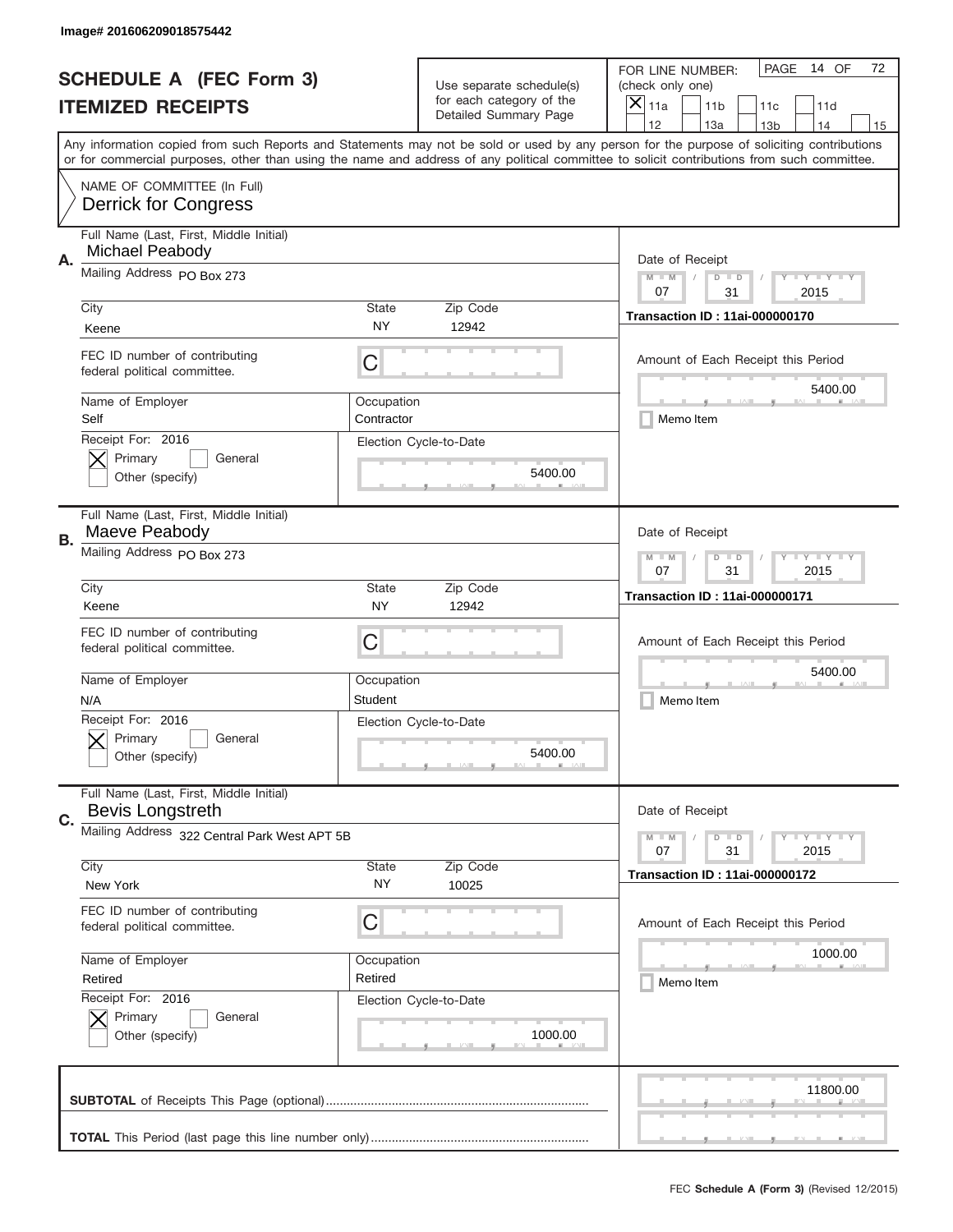Image# 201606209018575442

# SCHEDULE A (FEC Form 3)
## ITEMIZED RECEIPTS

Use separate schedule(s) for each category of the Detailed Summary Page

FOR LINE NUMBER: (check only one)

[X] 11a [ ] 11b [ ] 11c [ ] 11d [ ] 12 [ ] 13a [ ] 13b [ ] 14 [ ] 15

PAGE 14 OF 72

Any information copied from such Reports and Statements may not be sold or used by any person for the purpose of soliciting contributions or for commercial purposes, other than using the name and address of any political committee to solicit contributions from such committee.

NAME OF COMMITTEE (In Full)
Derrick for Congress

---

**A.** Full Name (Last, First, Middle Initial): Michael Peabody

Mailing Address: PO Box 273

City: Keene | State: NY | Zip Code: 12942

FEC ID number of contributing federal political committee: C

Name of Employer: Self | Occupation: Contractor

Receipt For: 2016 — [X] Primary [ ] General [ ] Other (specify)

Election Cycle-to-Date: 5400.00

Date of Receipt: 07 / 31 / 2015

Transaction ID : 11ai-000000170

Amount of Each Receipt this Period: 5400.00

[ ] Memo Item

---

**B.** Full Name (Last, First, Middle Initial): Maeve Peabody

Mailing Address: PO Box 273

City: Keene | State: NY | Zip Code: 12942

FEC ID number of contributing federal political committee: C

Name of Employer: N/A | Occupation: Student

Receipt For: 2016 — [X] Primary [ ] General [ ] Other (specify)

Election Cycle-to-Date: 5400.00

Date of Receipt: 07 / 31 / 2015

Transaction ID : 11ai-000000171

Amount of Each Receipt this Period: 5400.00

[ ] Memo Item

---

**C.** Full Name (Last, First, Middle Initial): Bevis Longstreth

Mailing Address: 322 Central Park West APT 5B

City: New York | State: NY | Zip Code: 10025

FEC ID number of contributing federal political committee: C

Name of Employer: Retired | Occupation: Retired

Receipt For: 2016 — [X] Primary [ ] General [ ] Other (specify)

Election Cycle-to-Date: 1000.00

Date of Receipt: 07 / 31 / 2015

Transaction ID : 11ai-000000172

Amount of Each Receipt this Period: 1000.00

[ ] Memo Item

---

**SUBTOTAL** of Receipts This Page (optional): 11800.00

**TOTAL** This Period (last page this line number only):

FEC **Schedule A (Form 3)** (Revised 12/2015)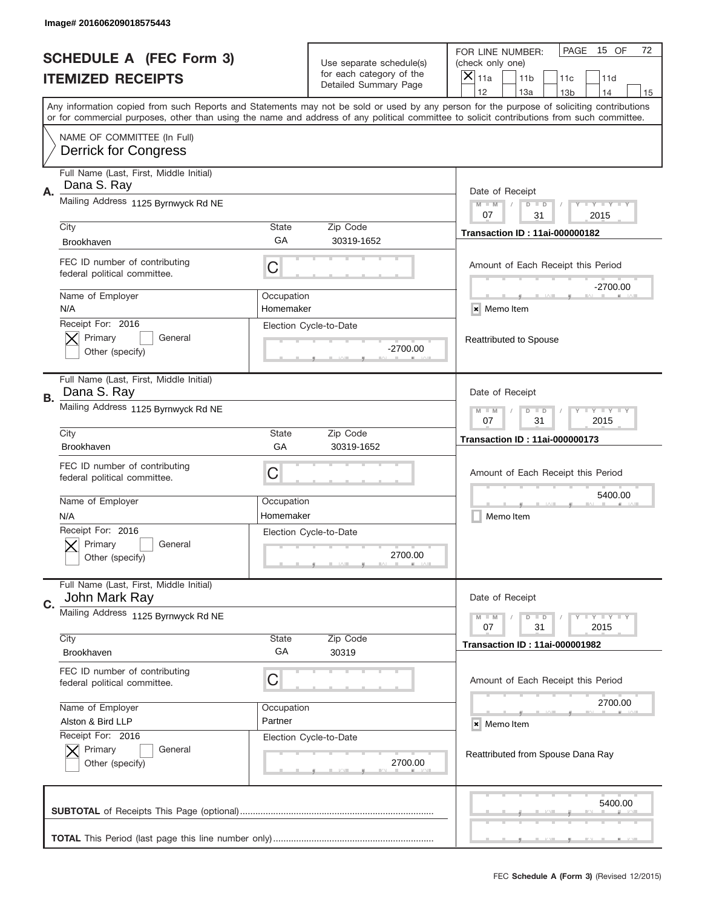Image# 201606209018575443

# SCHEDULE A (FEC Form 3)
## ITEMIZED RECEIPTS

Use separate schedule(s) for each category of the Detailed Summary Page

FOR LINE NUMBER: (check only one)
[X] 11a [ ] 11b [ ] 11c [ ] 11d [ ] 12 [ ] 13a [ ] 13b [ ] 14 [ ] 15

PAGE 15 OF 72

Any information copied from such Reports and Statements may not be sold or used by any person for the purpose of soliciting contributions or for commercial purposes, other than using the name and address of any political committee to solicit contributions from such committee.

NAME OF COMMITTEE (In Full)
Derrick for Congress

---

**A.** Full Name (Last, First, Middle Initial): Dana S. Ray

Mailing Address: 1125 Byrnwyck Rd NE

City: Brookhaven | State: GA | Zip Code: 30319-1652

FEC ID number of contributing federal political committee: C

Name of Employer: N/A | Occupation: Homemaker

Receipt For: 2016 — [X] Primary [ ] General [ ] Other (specify)

Election Cycle-to-Date: -2700.00

Date of Receipt: 07/31/2015

Transaction ID : 11ai-000000182

Amount of Each Receipt this Period: -2700.00

[X] Memo Item

Reattributed to Spouse

---

**B.** Full Name (Last, First, Middle Initial): Dana S. Ray

Mailing Address: 1125 Byrnwyck Rd NE

City: Brookhaven | State: GA | Zip Code: 30319-1652

FEC ID number of contributing federal political committee: C

Name of Employer: N/A | Occupation: Homemaker

Receipt For: 2016 — [X] Primary [ ] General [ ] Other (specify)

Election Cycle-to-Date: 2700.00

Date of Receipt: 07/31/2015

Transaction ID : 11ai-000000173

Amount of Each Receipt this Period: 5400.00

[ ] Memo Item

---

**C.** Full Name (Last, First, Middle Initial): John Mark Ray

Mailing Address: 1125 Byrnwyck Rd NE

City: Brookhaven | State: GA | Zip Code: 30319

FEC ID number of contributing federal political committee: C

Name of Employer: Alston & Bird LLP | Occupation: Partner

Receipt For: 2016 — [X] Primary [ ] General [ ] Other (specify)

Election Cycle-to-Date: 2700.00

Date of Receipt: 07/31/2015

Transaction ID : 11ai-000001982

Amount of Each Receipt this Period: 2700.00

[X] Memo Item

Reattributed from Spouse Dana Ray

---

**SUBTOTAL** of Receipts This Page (optional): 5400.00

**TOTAL** This Period (last page this line number only):

FEC Schedule A (Form 3) (Revised 12/2015)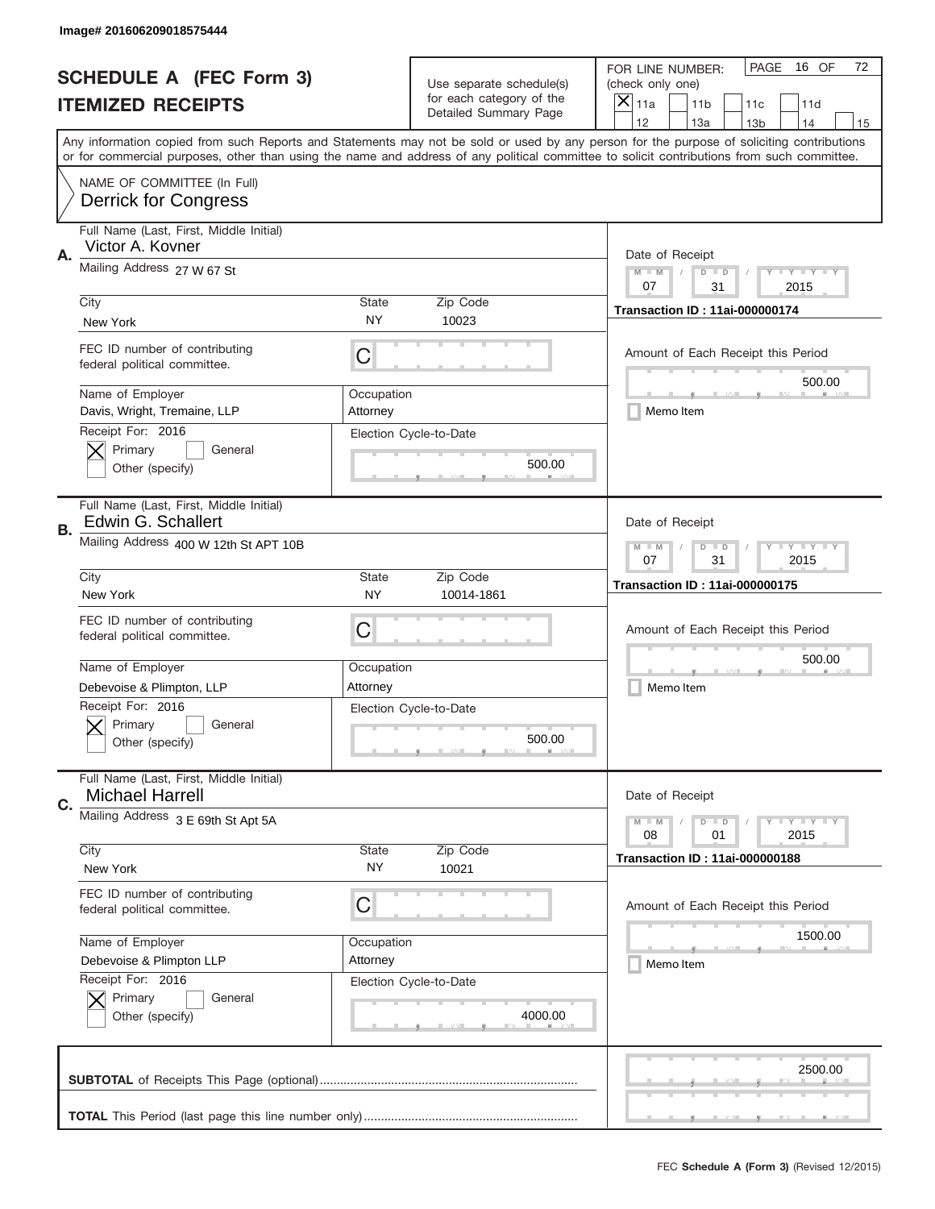Image# 201606209018575444

# SCHEDULE A (FEC Form 3)
# ITEMIZED RECEIPTS

Use separate schedule(s) for each category of the Detailed Summary Page

FOR LINE NUMBER: (check only one)

- [x] 11a
- [ ] 11b
- [ ] 11c
- [ ] 11d
- [ ] 12
- [ ] 13a
- [ ] 13b
- [ ] 14
- [ ] 15

Any information copied from such Reports and Statements may not be sold or used by any person for the purpose of soliciting contributions or for commercial purposes, other than using the name and address of any political committee to solicit contributions from such committee.

NAME OF COMMITTEE (In Full)
Derrick for Congress

## A.

Full Name (Last, First, Middle Initial): Victor A. Kovner

Mailing Address: 27 W 67 St

City: New York | State: NY | Zip Code: 10023

FEC ID number of contributing federal political committee: C

Name of Employer: Davis, Wright, Tremaine, LLP

Occupation: Attorney

Receipt For: 2016
- [x] Primary
- [ ] General
- [ ] Other (specify)

Election Cycle-to-Date: 500.00

Date of Receipt: 07 / 31 / 2015

Transaction ID : 11ai-000000174

Amount of Each Receipt this Period: 500.00

- [ ] Memo Item

## B.

Full Name (Last, First, Middle Initial): Edwin G. Schallert

Mailing Address: 400 W 12th St APT 10B

City: New York | State: NY | Zip Code: 10014-1861

FEC ID number of contributing federal political committee: C

Name of Employer: Debevoise & Plimpton, LLP

Occupation: Attorney

Receipt For: 2016
- [x] Primary
- [ ] General
- [ ] Other (specify)

Election Cycle-to-Date: 500.00

Date of Receipt: 07 / 31 / 2015

Transaction ID : 11ai-000000175

Amount of Each Receipt this Period: 500.00

- [ ] Memo Item

## C.

Full Name (Last, First, Middle Initial): Michael Harrell

Mailing Address: 3 E 69th St Apt 5A

City: New York | State: NY | Zip Code: 10021

FEC ID number of contributing federal political committee: C

Name of Employer: Debevoise & Plimpton LLP

Occupation: Attorney

Receipt For: 2016
- [x] Primary
- [ ] General
- [ ] Other (specify)

Election Cycle-to-Date: 4000.00

Date of Receipt: 08 / 01 / 2015

Transaction ID : 11ai-000000188

Amount of Each Receipt this Period: 1500.00

- [ ] Memo Item

**SUBTOTAL** of Receipts This Page (optional): 2500.00

**TOTAL** This Period (last page this line number only):

FEC **Schedule A** (Form 3) (Revised 12/2015)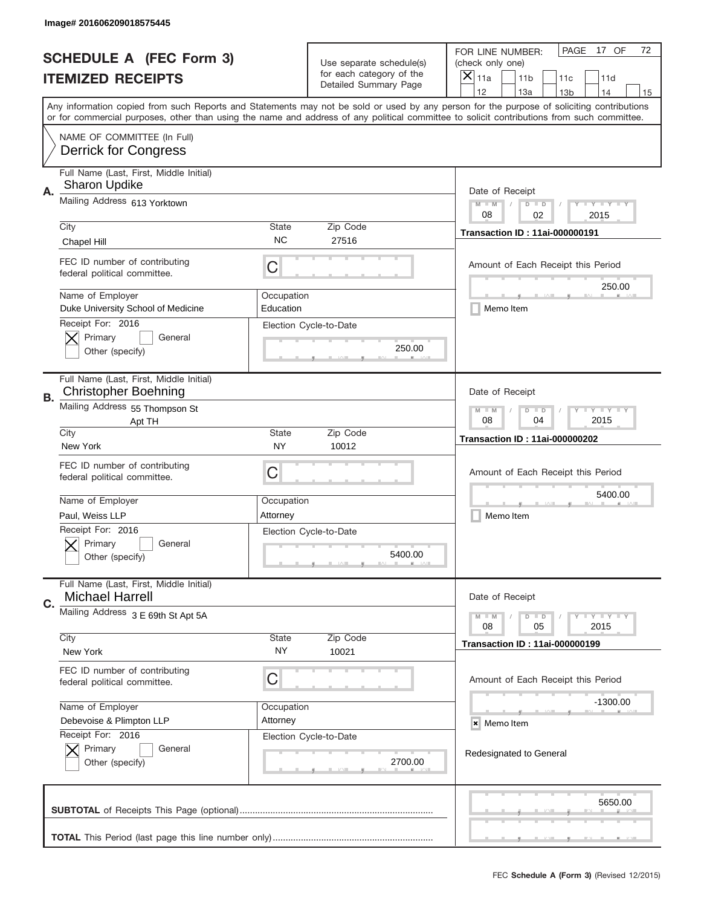Image# 201606209018575445

# SCHEDULE A (FEC Form 3)
## ITEMIZED RECEIPTS

Use separate schedule(s) for each category of the Detailed Summary Page

FOR LINE NUMBER: (check only one)
[X] 11a [ ] 11b [ ] 11c [ ] 11d [ ] 12 [ ] 13a [ ] 13b [ ] 14 [ ] 15

PAGE 17 OF 72

Any information copied from such Reports and Statements may not be sold or used by any person for the purpose of soliciting contributions or for commercial purposes, other than using the name and address of any political committee to solicit contributions from such committee.

NAME OF COMMITTEE (In Full)
Derrick for Congress

---

**A.** Full Name (Last, First, Middle Initial): Sharon Updike

Mailing Address: 613 Yorktown

City: Chapel Hill | State: NC | Zip Code: 27516

FEC ID number of contributing federal political committee: C

Name of Employer: Duke University School of Medicine

Occupation: Education

Receipt For: 2016 — [X] Primary [ ] General [ ] Other (specify)

Election Cycle-to-Date: 250.00

Date of Receipt: 08 / 02 / 2015

Transaction ID : 11ai-000000191

Amount of Each Receipt this Period: 250.00

[ ] Memo Item

---

**B.** Full Name (Last, First, Middle Initial): Christopher Boehning

Mailing Address: 55 Thompson St Apt TH

City: New York | State: NY | Zip Code: 10012

FEC ID number of contributing federal political committee: C

Name of Employer: Paul, Weiss LLP

Occupation: Attorney

Receipt For: 2016 — [X] Primary [ ] General [ ] Other (specify)

Election Cycle-to-Date: 5400.00

Date of Receipt: 08 / 04 / 2015

Transaction ID : 11ai-000000202

Amount of Each Receipt this Period: 5400.00

[ ] Memo Item

---

**C.** Full Name (Last, First, Middle Initial): Michael Harrell

Mailing Address: 3 E 69th St Apt 5A

City: New York | State: NY | Zip Code: 10021

FEC ID number of contributing federal political committee: C

Name of Employer: Debevoise & Plimpton LLP

Occupation: Attorney

Receipt For: 2016 — [X] Primary [ ] General [ ] Other (specify)

Election Cycle-to-Date: 2700.00

Date of Receipt: 08 / 05 / 2015

Transaction ID : 11ai-000000199

Amount of Each Receipt this Period: -1300.00

[X] Memo Item

Redesignated to General

---

**SUBTOTAL** of Receipts This Page (optional): 5650.00

**TOTAL** This Period (last page this line number only):

FEC **Schedule A** (Form 3) (Revised 12/2015)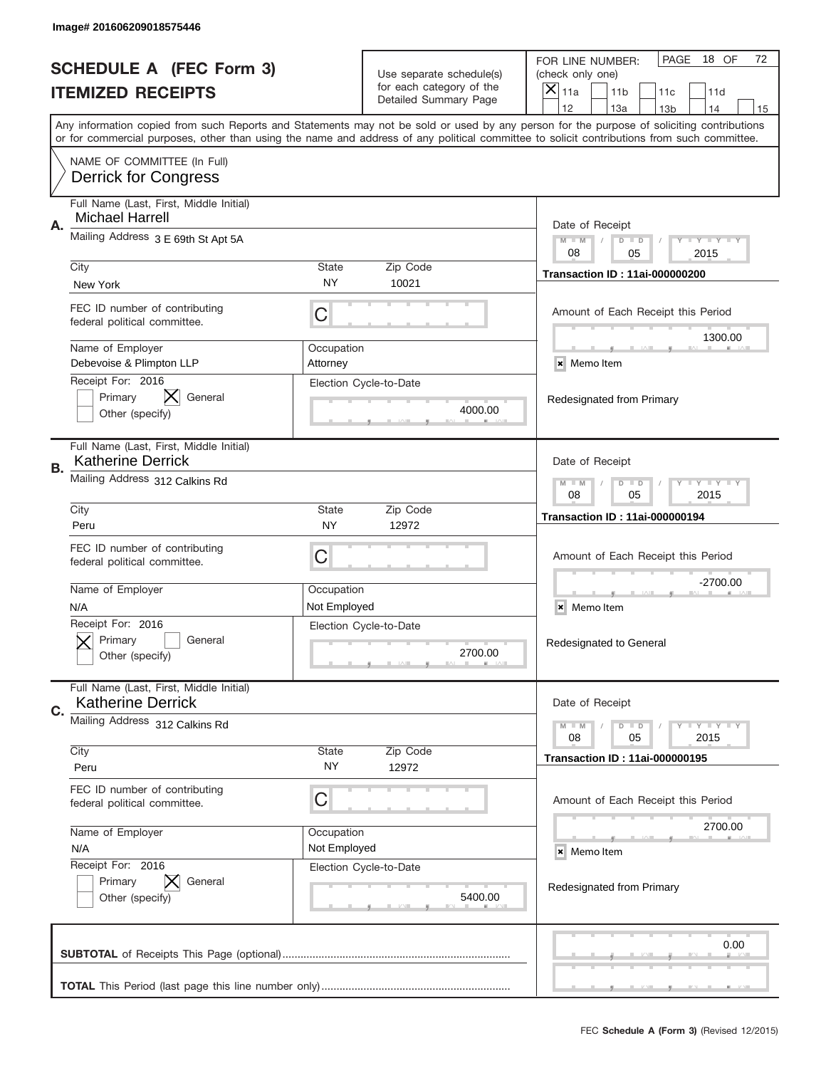Image# 201606209018575446

# SCHEDULE A (FEC Form 3)
## ITEMIZED RECEIPTS

Use separate schedule(s) for each category of the Detailed Summary Page

FOR LINE NUMBER: (check only one)
[X] 11a [ ] 11b [ ] 11c [ ] 11d [ ] 12 [ ] 13a [ ] 13b [ ] 14 [ ] 15

PAGE 18 OF 72

Any information copied from such Reports and Statements may not be sold or used by any person for the purpose of soliciting contributions or for commercial purposes, other than using the name and address of any political committee to solicit contributions from such committee.

NAME OF COMMITTEE (In Full)
Derrick for Congress

---

**A.**
Full Name (Last, First, Middle Initial): Michael Harrell
Mailing Address: 3 E 69th St Apt 5A
City: New York | State: NY | Zip Code: 10021
FEC ID number of contributing federal political committee: C
Name of Employer: Debevoise & Plimpton LLP
Occupation: Attorney
Receipt For: 2016 — [ ] Primary [X] General [ ] Other (specify)
Election Cycle-to-Date: 4000.00
Date of Receipt: 08 / 05 / 2015
Transaction ID : 11ai-000000200
Amount of Each Receipt this Period: 1300.00
[x] Memo Item
Redesignated from Primary

---

**B.**
Full Name (Last, First, Middle Initial): Katherine Derrick
Mailing Address: 312 Calkins Rd
City: Peru | State: NY | Zip Code: 12972
FEC ID number of contributing federal political committee: C
Name of Employer: N/A
Occupation: Not Employed
Receipt For: 2016 — [X] Primary [ ] General [ ] Other (specify)
Election Cycle-to-Date: 2700.00
Date of Receipt: 08 / 05 / 2015
Transaction ID : 11ai-000000194
Amount of Each Receipt this Period: -2700.00
[x] Memo Item
Redesignated to General

---

**C.**
Full Name (Last, First, Middle Initial): Katherine Derrick
Mailing Address: 312 Calkins Rd
City: Peru | State: NY | Zip Code: 12972
FEC ID number of contributing federal political committee: C
Name of Employer: N/A
Occupation: Not Employed
Receipt For: 2016 — [ ] Primary [X] General [ ] Other (specify)
Election Cycle-to-Date: 5400.00
Date of Receipt: 08 / 05 / 2015
Transaction ID : 11ai-000000195
Amount of Each Receipt this Period: 2700.00
[x] Memo Item
Redesignated from Primary

---

**SUBTOTAL** of Receipts This Page (optional): 0.00

**TOTAL** This Period (last page this line number only):

FEC **Schedule A** (Form 3) (Revised 12/2015)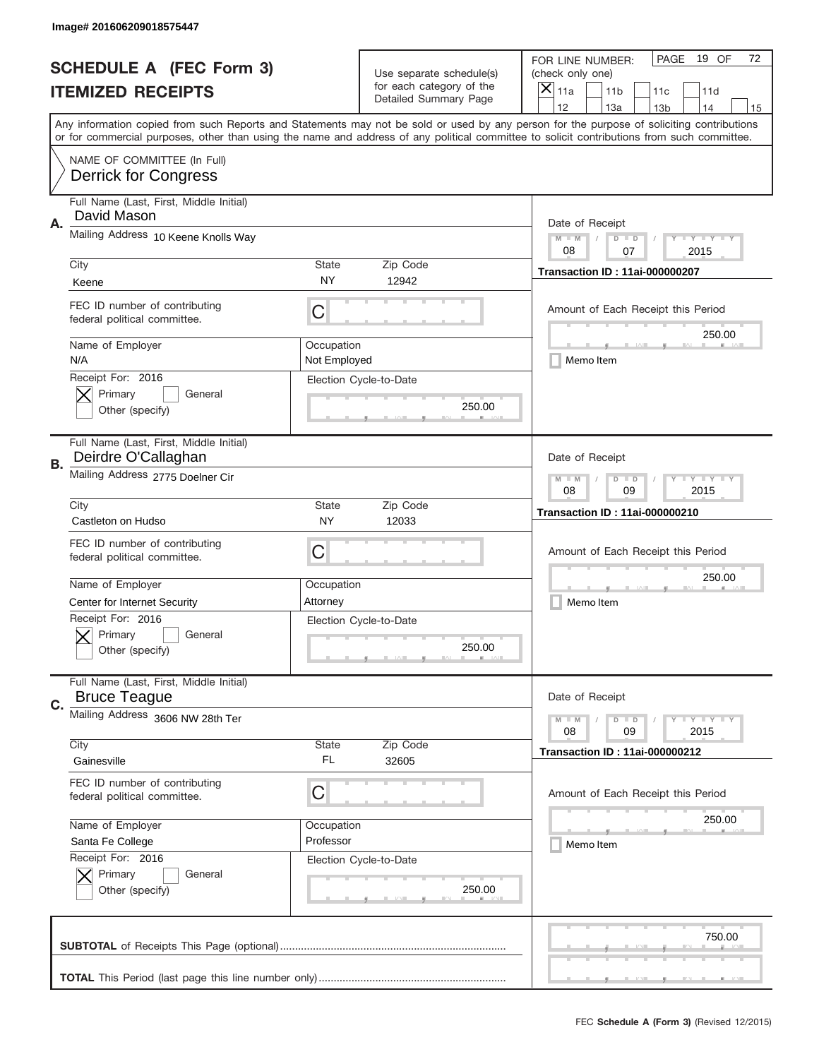Image# 201606209018575447

# SCHEDULE A (FEC Form 3)
## ITEMIZED RECEIPTS

Use separate schedule(s) for each category of the Detailed Summary Page

FOR LINE NUMBER: (check only one)
[X] 11a [ ] 11b [ ] 11c [ ] 11d [ ] 12 [ ] 13a [ ] 13b [ ] 14 [ ] 15

PAGE 19 OF 72

Any information copied from such Reports and Statements may not be sold or used by any person for the purpose of soliciting contributions or for commercial purposes, other than using the name and address of any political committee to solicit contributions from such committee.

NAME OF COMMITTEE (In Full)
Derrick for Congress

---

**A.** Full Name (Last, First, Middle Initial): David Mason
Mailing Address: 10 Keene Knolls Way
City: Keene | State: NY | Zip Code: 12942
FEC ID number of contributing federal political committee: C
Name of Employer: N/A
Occupation: Not Employed
Receipt For: 2016 [X] Primary [ ] General [ ] Other (specify)
Election Cycle-to-Date: 250.00
Date of Receipt: 08 / 07 / 2015
Transaction ID : 11ai-000000207
Amount of Each Receipt this Period: 250.00
[ ] Memo Item

---

**B.** Full Name (Last, First, Middle Initial): Deirdre O'Callaghan
Mailing Address: 2775 Doelner Cir
City: Castleton on Hudso | State: NY | Zip Code: 12033
FEC ID number of contributing federal political committee: C
Name of Employer: Center for Internet Security
Occupation: Attorney
Receipt For: 2016 [X] Primary [ ] General [ ] Other (specify)
Election Cycle-to-Date: 250.00
Date of Receipt: 08 / 09 / 2015
Transaction ID : 11ai-000000210
Amount of Each Receipt this Period: 250.00
[ ] Memo Item

---

**C.** Full Name (Last, First, Middle Initial): Bruce Teague
Mailing Address: 3606 NW 28th Ter
City: Gainesville | State: FL | Zip Code: 32605
FEC ID number of contributing federal political committee: C
Name of Employer: Santa Fe College
Occupation: Professor
Receipt For: 2016 [X] Primary [ ] General [ ] Other (specify)
Election Cycle-to-Date: 250.00
Date of Receipt: 08 / 09 / 2015
Transaction ID : 11ai-000000212
Amount of Each Receipt this Period: 250.00
[ ] Memo Item

---

**SUBTOTAL** of Receipts This Page (optional): 750.00

**TOTAL** This Period (last page this line number only):

FEC Schedule A (Form 3) (Revised 12/2015)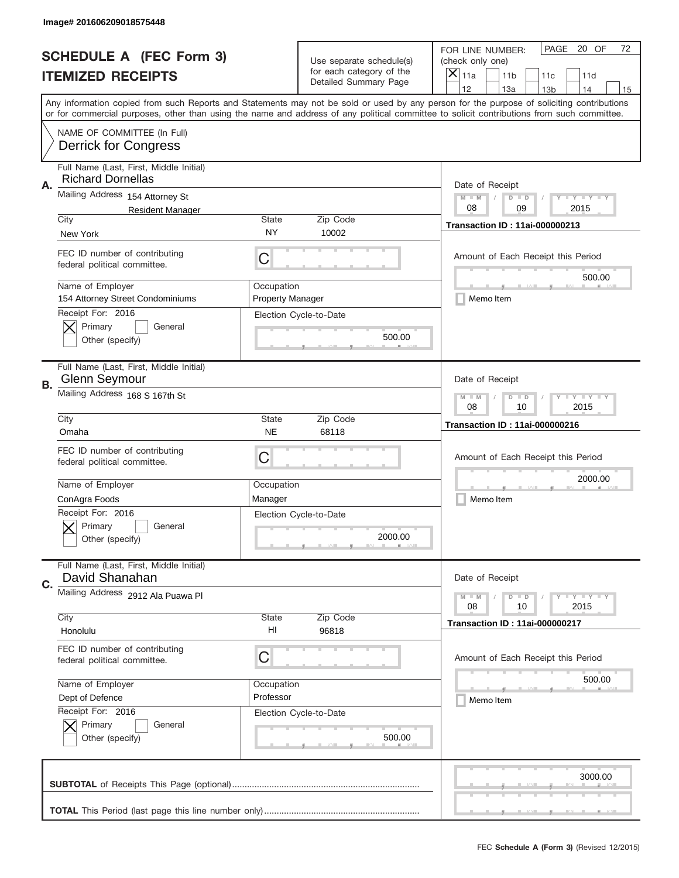Image# 201606209018575448

# SCHEDULE A (FEC Form 3)
## ITEMIZED RECEIPTS

Use separate schedule(s) for each category of the Detailed Summary Page

FOR LINE NUMBER: (check only one)
[X] 11a [ ] 11b [ ] 11c [ ] 11d [ ] 12 [ ] 13a [ ] 13b [ ] 14 [ ] 15

PAGE 20 OF 72

Any information copied from such Reports and Statements may not be sold or used by any person for the purpose of soliciting contributions or for commercial purposes, other than using the name and address of any political committee to solicit contributions from such committee.

NAME OF COMMITTEE (In Full)
Derrick for Congress

---

**A.** Full Name (Last, First, Middle Initial): Richard Dornellas

Mailing Address: 154 Attorney St, Resident Manager

City: New York | State: NY | Zip Code: 10002

FEC ID number of contributing federal political committee: C

Name of Employer: 154 Attorney Street Condominiums

Occupation: Property Manager

Receipt For: 2016 — [X] Primary [ ] General [ ] Other (specify)

Election Cycle-to-Date: 500.00

Date of Receipt: 08 / 09 / 2015

Transaction ID : 11ai-000000213

Amount of Each Receipt this Period: 500.00

[ ] Memo Item

---

**B.** Full Name (Last, First, Middle Initial): Glenn Seymour

Mailing Address: 168 S 167th St

City: Omaha | State: NE | Zip Code: 68118

FEC ID number of contributing federal political committee: C

Name of Employer: ConAgra Foods

Occupation: Manager

Receipt For: 2016 — [X] Primary [ ] General [ ] Other (specify)

Election Cycle-to-Date: 2000.00

Date of Receipt: 08 / 10 / 2015

Transaction ID : 11ai-000000216

Amount of Each Receipt this Period: 2000.00

[ ] Memo Item

---

**C.** Full Name (Last, First, Middle Initial): David Shanahan

Mailing Address: 2912 Ala Puawa Pl

City: Honolulu | State: HI | Zip Code: 96818

FEC ID number of contributing federal political committee: C

Name of Employer: Dept of Defence

Occupation: Professor

Receipt For: 2016 — [X] Primary [ ] General [ ] Other (specify)

Election Cycle-to-Date: 500.00

Date of Receipt: 08 / 10 / 2015

Transaction ID : 11ai-000000217

Amount of Each Receipt this Period: 500.00

[ ] Memo Item

---

**SUBTOTAL** of Receipts This Page (optional): 3000.00

**TOTAL** This Period (last page this line number only):

FEC Schedule A (Form 3) (Revised 12/2015)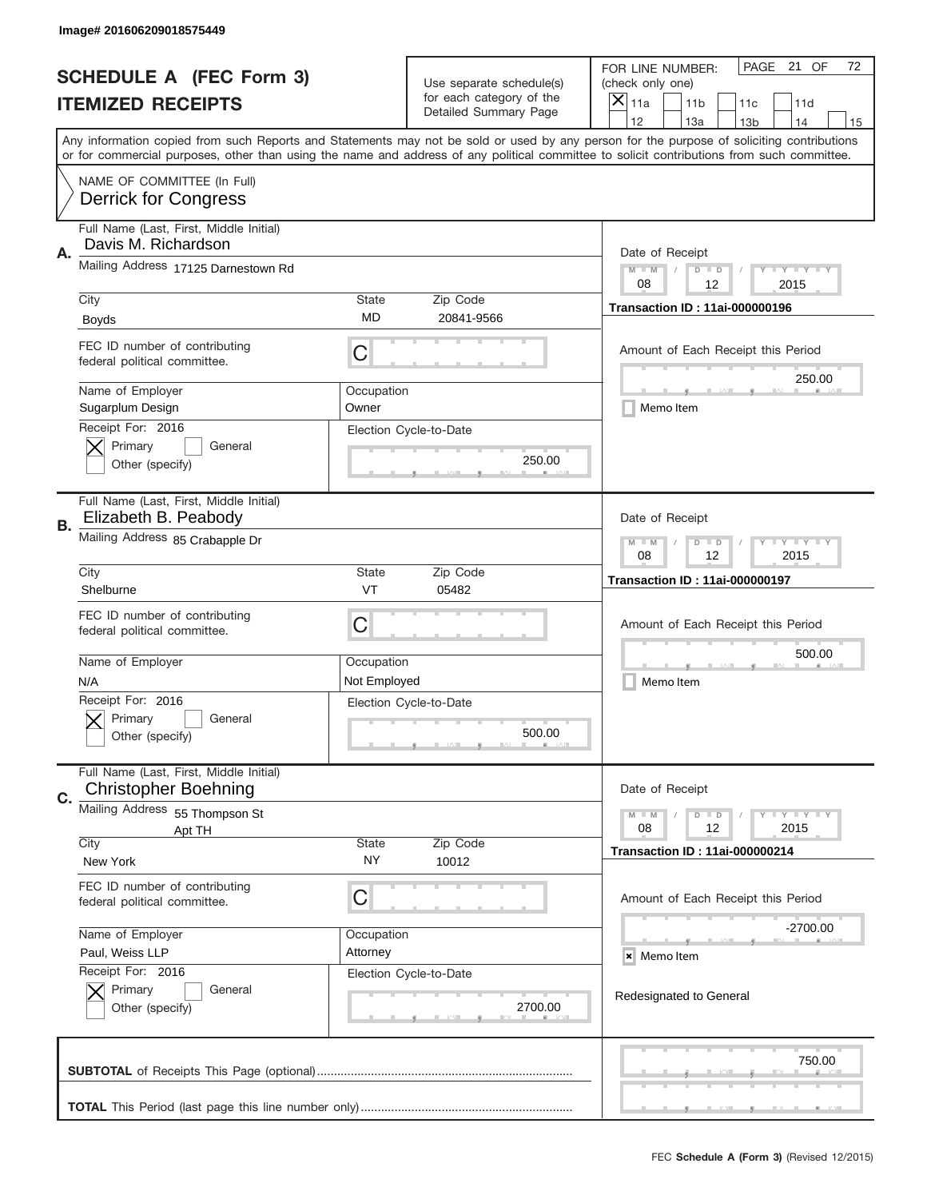Image# 201606209018575449

# SCHEDULE A (FEC Form 3)
## ITEMIZED RECEIPTS

Use separate schedule(s) for each category of the Detailed Summary Page

FOR LINE NUMBER: (check only one)
[X] 11a [ ] 11b [ ] 11c [ ] 11d [ ] 12 [ ] 13a [ ] 13b [ ] 14 [ ] 15

PAGE 21 OF 72

Any information copied from such Reports and Statements may not be sold or used by any person for the purpose of soliciting contributions or for commercial purposes, other than using the name and address of any political committee to solicit contributions from such committee.

NAME OF COMMITTEE (In Full)
Derrick for Congress

---

**A.** Full Name (Last, First, Middle Initial): Davis M. Richardson

Mailing Address: 17125 Darnestown Rd

City: Boyds | State: MD | Zip Code: 20841-9566

FEC ID number of contributing federal political committee: C

Name of Employer: Sugarplum Design | Occupation: Owner

Receipt For: 2016 — [X] Primary [ ] General [ ] Other (specify)

Election Cycle-to-Date: 250.00

Date of Receipt: 08 / 12 / 2015

Transaction ID : 11ai-000000196

Amount of Each Receipt this Period: 250.00

[ ] Memo Item

---

**B.** Full Name (Last, First, Middle Initial): Elizabeth B. Peabody

Mailing Address: 85 Crabapple Dr

City: Shelburne | State: VT | Zip Code: 05482

FEC ID number of contributing federal political committee: C

Name of Employer: N/A | Occupation: Not Employed

Receipt For: 2016 — [X] Primary [ ] General [ ] Other (specify)

Election Cycle-to-Date: 500.00

Date of Receipt: 08 / 12 / 2015

Transaction ID : 11ai-000000197

Amount of Each Receipt this Period: 500.00

[ ] Memo Item

---

**C.** Full Name (Last, First, Middle Initial): Christopher Boehning

Mailing Address: 55 Thompson St, Apt TH

City: New York | State: NY | Zip Code: 10012

FEC ID number of contributing federal political committee: C

Name of Employer: Paul, Weiss LLP | Occupation: Attorney

Receipt For: 2016 — [X] Primary [ ] General [ ] Other (specify)

Election Cycle-to-Date: 2700.00

Date of Receipt: 08 / 12 / 2015

Transaction ID : 11ai-000000214

Amount of Each Receipt this Period: -2700.00

[X] Memo Item

Redesignated to General

---

**SUBTOTAL** of Receipts This Page (optional): 750.00

**TOTAL** This Period (last page this line number only):

FEC **Schedule A (Form 3)** (Revised 12/2015)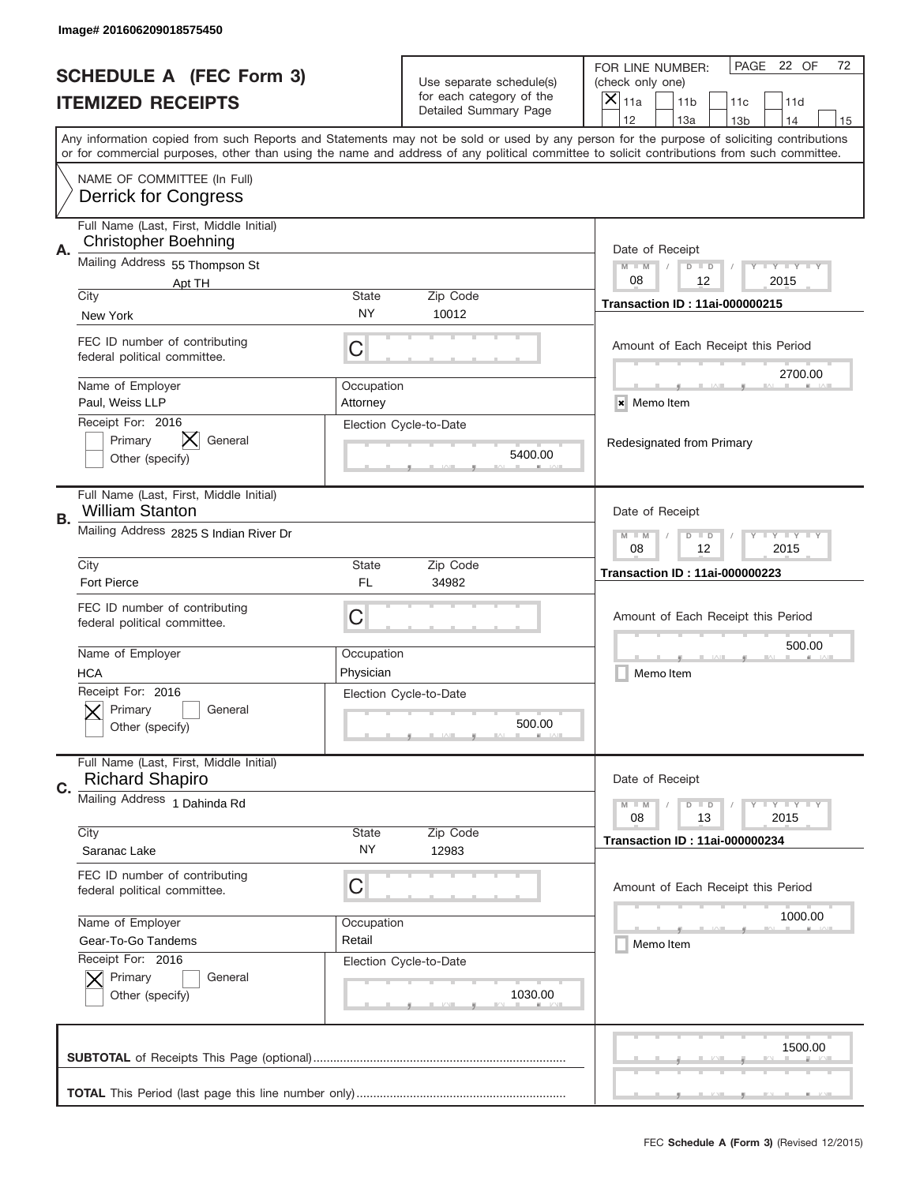Image# 201606209018575450

# SCHEDULE A (FEC Form 3)
## ITEMIZED RECEIPTS

Use separate schedule(s) for each category of the Detailed Summary Page

FOR LINE NUMBER: (check only one)
[X] 11a [ ] 11b [ ] 11c [ ] 11d [ ] 12 [ ] 13a [ ] 13b [ ] 14 [ ] 15

PAGE 22 OF 72

Any information copied from such Reports and Statements may not be sold or used by any person for the purpose of soliciting contributions or for commercial purposes, other than using the name and address of any political committee to solicit contributions from such committee.

NAME OF COMMITTEE (In Full)
Derrick for Congress

---

**A.**
Full Name (Last, First, Middle Initial): Christopher Boehning
Mailing Address: 55 Thompson St, Apt TH
City: New York | State: NY | Zip Code: 10012
FEC ID number of contributing federal political committee: C
Name of Employer: Paul, Weiss LLP | Occupation: Attorney
Receipt For: 2016 — [ ] Primary [X] General [ ] Other (specify)
Election Cycle-to-Date: 5400.00
Date of Receipt: 08 / 12 / 2015
Transaction ID : 11ai-000000215
Amount of Each Receipt this Period: 2700.00
[x] Memo Item
Redesignated from Primary

---

**B.**
Full Name (Last, First, Middle Initial): William Stanton
Mailing Address: 2825 S Indian River Dr
City: Fort Pierce | State: FL | Zip Code: 34982
FEC ID number of contributing federal political committee: C
Name of Employer: HCA | Occupation: Physician
Receipt For: 2016 — [X] Primary [ ] General [ ] Other (specify)
Election Cycle-to-Date: 500.00
Date of Receipt: 08 / 12 / 2015
Transaction ID : 11ai-000000223
Amount of Each Receipt this Period: 500.00
[ ] Memo Item

---

**C.**
Full Name (Last, First, Middle Initial): Richard Shapiro
Mailing Address: 1 Dahinda Rd
City: Saranac Lake | State: NY | Zip Code: 12983
FEC ID number of contributing federal political committee: C
Name of Employer: Gear-To-Go Tandems | Occupation: Retail
Receipt For: 2016 — [X] Primary [ ] General [ ] Other (specify)
Election Cycle-to-Date: 1030.00
Date of Receipt: 08 / 13 / 2015
Transaction ID : 11ai-000000234
Amount of Each Receipt this Period: 1000.00
[ ] Memo Item

---

**SUBTOTAL** of Receipts This Page (optional): 1500.00

**TOTAL** This Period (last page this line number only):

FEC **Schedule A** (Form 3) (Revised 12/2015)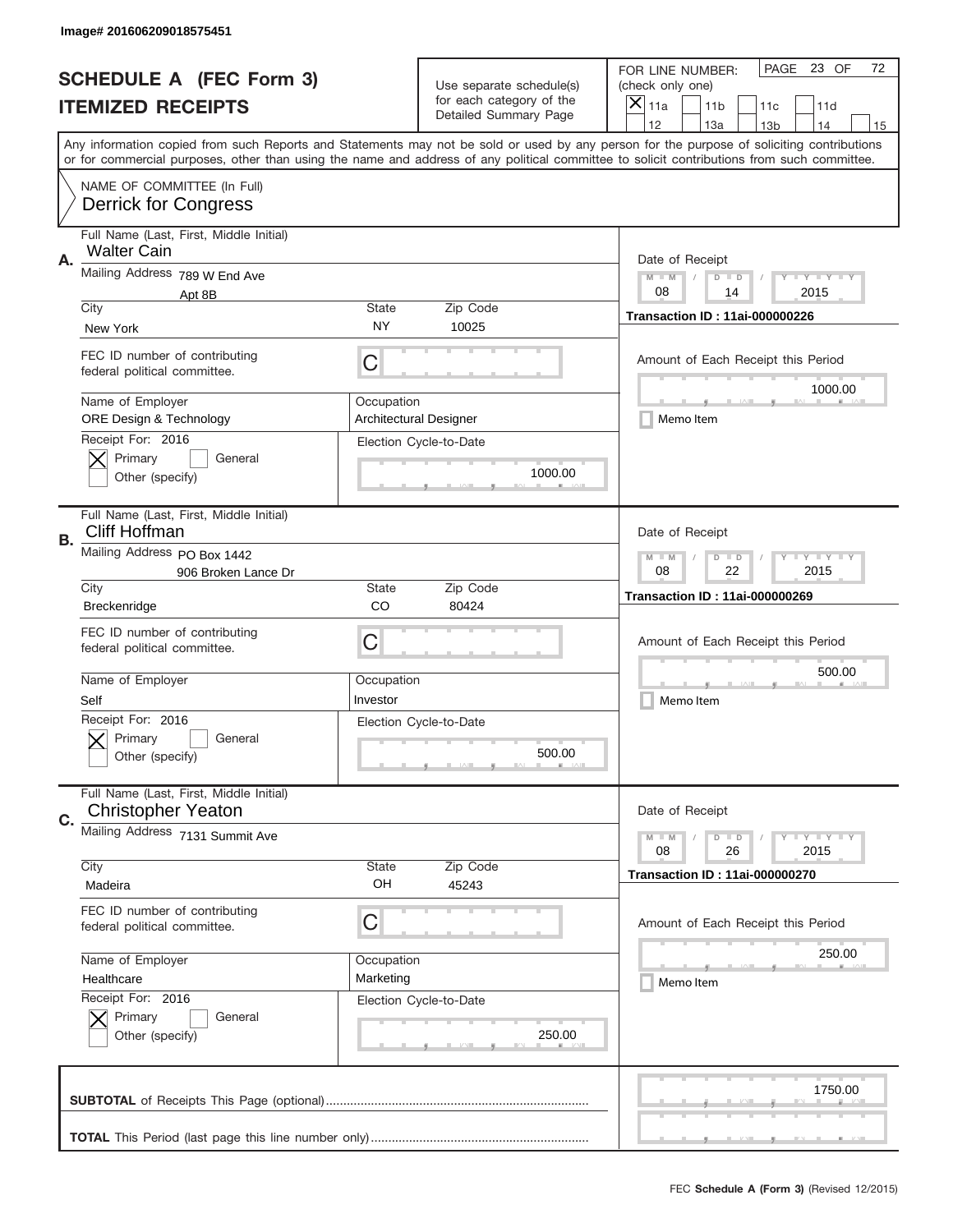Image# 201606209018575451

# SCHEDULE A (FEC Form 3)
## ITEMIZED RECEIPTS

Use separate schedule(s) for each category of the Detailed Summary Page

FOR LINE NUMBER: (check only one)
[X] 11a [ ] 11b [ ] 11c [ ] 11d [ ] 12 [ ] 13a [ ] 13b [ ] 14 [ ] 15

PAGE 23 OF 72

Any information copied from such Reports and Statements may not be sold or used by any person for the purpose of soliciting contributions or for commercial purposes, other than using the name and address of any political committee to solicit contributions from such committee.

NAME OF COMMITTEE (In Full)
Derrick for Congress

---

**A.**

Full Name (Last, First, Middle Initial): Walter Cain

Mailing Address: 789 W End Ave, Apt 8B

City: New York | State: NY | Zip Code: 10025

FEC ID number of contributing federal political committee: C

Name of Employer: ORE Design & Technology

Occupation: Architectural Designer

Receipt For: 2016 — [X] Primary [ ] General [ ] Other (specify)

Election Cycle-to-Date: 1000.00

Date of Receipt: 08 / 14 / 2015

Transaction ID : 11ai-000000226

Amount of Each Receipt this Period: 1000.00

[ ] Memo Item

---

**B.**

Full Name (Last, First, Middle Initial): Cliff Hoffman

Mailing Address: PO Box 1442, 906 Broken Lance Dr

City: Breckenridge | State: CO | Zip Code: 80424

FEC ID number of contributing federal political committee: C

Name of Employer: Self

Occupation: Investor

Receipt For: 2016 — [X] Primary [ ] General [ ] Other (specify)

Election Cycle-to-Date: 500.00

Date of Receipt: 08 / 22 / 2015

Transaction ID : 11ai-000000269

Amount of Each Receipt this Period: 500.00

[ ] Memo Item

---

**C.**

Full Name (Last, First, Middle Initial): Christopher Yeaton

Mailing Address: 7131 Summit Ave

City: Madeira | State: OH | Zip Code: 45243

FEC ID number of contributing federal political committee: C

Name of Employer: Healthcare

Occupation: Marketing

Receipt For: 2016 — [X] Primary [ ] General [ ] Other (specify)

Election Cycle-to-Date: 250.00

Date of Receipt: 08 / 26 / 2015

Transaction ID : 11ai-000000270

Amount of Each Receipt this Period: 250.00

[ ] Memo Item

---

**SUBTOTAL** of Receipts This Page (optional): 1750.00

**TOTAL** This Period (last page this line number only):

FEC **Schedule A** (Form 3) (Revised 12/2015)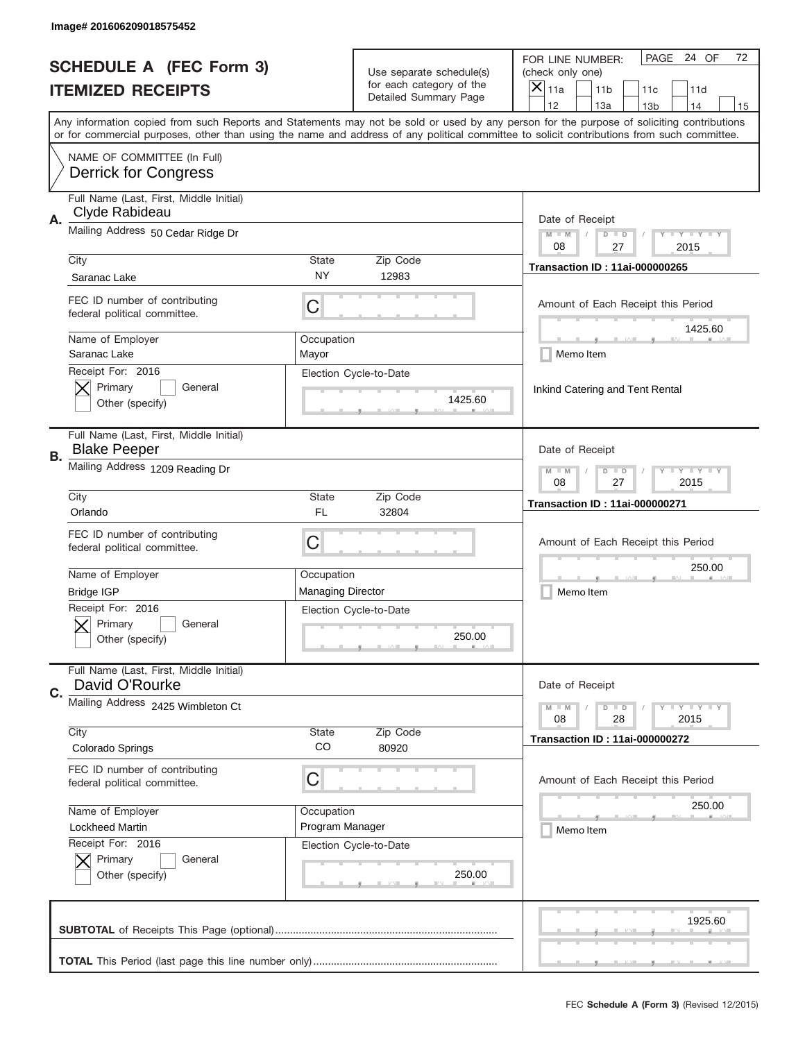Image# 201606209018575452

# SCHEDULE A (FEC Form 3)
## ITEMIZED RECEIPTS

Use separate schedule(s) for each category of the Detailed Summary Page

FOR LINE NUMBER: (check only one)

[X] 11a [ ] 11b [ ] 11c [ ] 11d [ ] 12 [ ] 13a [ ] 13b [ ] 14 [ ] 15

PAGE 24 OF 72

Any information copied from such Reports and Statements may not be sold or used by any person for the purpose of soliciting contributions or for commercial purposes, other than using the name and address of any political committee to solicit contributions from such committee.

NAME OF COMMITTEE (In Full)
Derrick for Congress

---

**A.** Full Name (Last, First, Middle Initial): Clyde Rabideau

Mailing Address: 50 Cedar Ridge Dr

City: Saranac Lake | State: NY | Zip Code: 12983

FEC ID number of contributing federal political committee: C

Name of Employer: Saranac Lake | Occupation: Mayor

Receipt For: 2016 [X] Primary [ ] General [ ] Other (specify)

Election Cycle-to-Date: 1425.60

Date of Receipt: 08 / 27 / 2015

Transaction ID : 11ai-000000265

Amount of Each Receipt this Period: 1425.60

[ ] Memo Item

Inkind Catering and Tent Rental

---

**B.** Full Name (Last, First, Middle Initial): Blake Peeper

Mailing Address: 1209 Reading Dr

City: Orlando | State: FL | Zip Code: 32804

FEC ID number of contributing federal political committee: C

Name of Employer: Bridge IGP | Occupation: Managing Director

Receipt For: 2016 [X] Primary [ ] General [ ] Other (specify)

Election Cycle-to-Date: 250.00

Date of Receipt: 08 / 27 / 2015

Transaction ID : 11ai-000000271

Amount of Each Receipt this Period: 250.00

[ ] Memo Item

---

**C.** Full Name (Last, First, Middle Initial): David O'Rourke

Mailing Address: 2425 Wimbleton Ct

City: Colorado Springs | State: CO | Zip Code: 80920

FEC ID number of contributing federal political committee: C

Name of Employer: Lockheed Martin | Occupation: Program Manager

Receipt For: 2016 [X] Primary [ ] General [ ] Other (specify)

Election Cycle-to-Date: 250.00

Date of Receipt: 08 / 28 / 2015

Transaction ID : 11ai-000000272

Amount of Each Receipt this Period: 250.00

[ ] Memo Item

---

**SUBTOTAL** of Receipts This Page (optional): 1925.60

**TOTAL** This Period (last page this line number only):

FEC **Schedule A (Form 3)** (Revised 12/2015)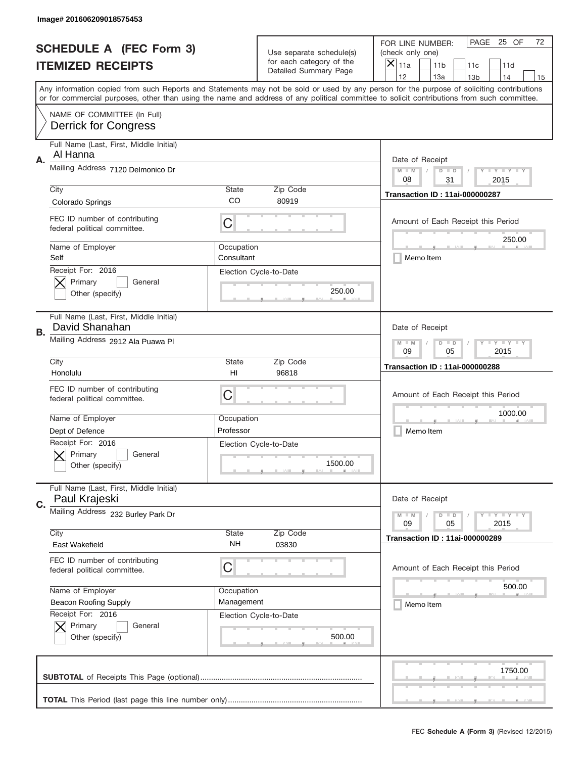Image# 201606209018575453

# SCHEDULE A (FEC Form 3)
## ITEMIZED RECEIPTS

Use separate schedule(s) for each category of the Detailed Summary Page

FOR LINE NUMBER: (check only one)
[X] 11a [ ] 11b [ ] 11c [ ] 11d [ ] 12 [ ] 13a [ ] 13b [ ] 14 [ ] 15

PAGE 25 OF 72

Any information copied from such Reports and Statements may not be sold or used by any person for the purpose of soliciting contributions or for commercial purposes, other than using the name and address of any political committee to solicit contributions from such committee.

NAME OF COMMITTEE (In Full)
Derrick for Congress

---

**A.** Full Name (Last, First, Middle Initial): Al Hanna

Mailing Address: 7120 Delmonico Dr

City: Colorado Springs | State: CO | Zip Code: 80919

FEC ID number of contributing federal political committee: C

Name of Employer: Self | Occupation: Consultant

Receipt For: 2016 — [X] Primary [ ] General [ ] Other (specify)

Election Cycle-to-Date: 250.00

Date of Receipt: 08 / 31 / 2015

Transaction ID : 11ai-000000287

Amount of Each Receipt this Period: 250.00

[ ] Memo Item

---

**B.** Full Name (Last, First, Middle Initial): David Shanahan

Mailing Address: 2912 Ala Puawa Pl

City: Honolulu | State: HI | Zip Code: 96818

FEC ID number of contributing federal political committee: C

Name of Employer: Dept of Defence | Occupation: Professor

Receipt For: 2016 — [X] Primary [ ] General [ ] Other (specify)

Election Cycle-to-Date: 1500.00

Date of Receipt: 09 / 05 / 2015

Transaction ID : 11ai-000000288

Amount of Each Receipt this Period: 1000.00

[ ] Memo Item

---

**C.** Full Name (Last, First, Middle Initial): Paul Krajeski

Mailing Address: 232 Burley Park Dr

City: East Wakefield | State: NH | Zip Code: 03830

FEC ID number of contributing federal political committee: C

Name of Employer: Beacon Roofing Supply | Occupation: Management

Receipt For: 2016 — [X] Primary [ ] General [ ] Other (specify)

Election Cycle-to-Date: 500.00

Date of Receipt: 09 / 05 / 2015

Transaction ID : 11ai-000000289

Amount of Each Receipt this Period: 500.00

[ ] Memo Item

---

**SUBTOTAL** of Receipts This Page (optional): 1750.00

**TOTAL** This Period (last page this line number only):

FEC **Schedule A (Form 3)** (Revised 12/2015)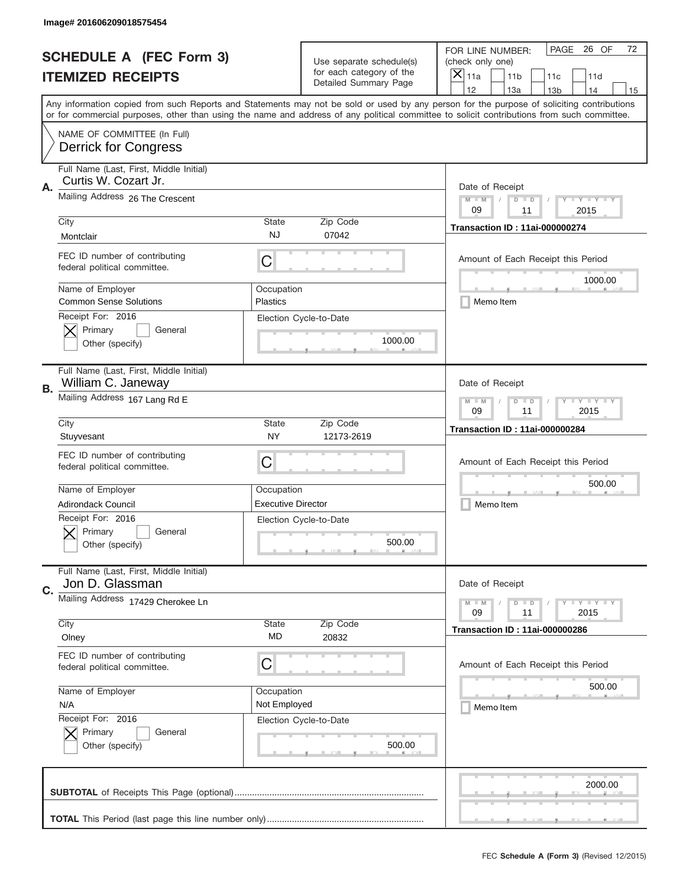Image# 201606209018575454

# SCHEDULE A (FEC Form 3)
## ITEMIZED RECEIPTS

Use separate schedule(s) for each category of the Detailed Summary Page

FOR LINE NUMBER: (check only one)

[X] 11a [ ] 11b [ ] 11c [ ] 11d [ ] 12 [ ] 13a [ ] 13b [ ] 14 [ ] 15

PAGE 26 OF 72

Any information copied from such Reports and Statements may not be sold or used by any person for the purpose of soliciting contributions or for commercial purposes, other than using the name and address of any political committee to solicit contributions from such committee.

NAME OF COMMITTEE (In Full)
Derrick for Congress

---

**A.** Full Name (Last, First, Middle Initial): Curtis W. Cozart Jr.

Mailing Address: 26 The Crescent

City: Montclair | State: NJ | Zip Code: 07042

FEC ID number of contributing federal political committee: C

Name of Employer: Common Sense Solutions | Occupation: Plastics

Receipt For: 2016 — [X] Primary [ ] General [ ] Other (specify)

Election Cycle-to-Date: 1000.00

Date of Receipt: 09 / 11 / 2015

Transaction ID : 11ai-000000274

Amount of Each Receipt this Period: 1000.00

[ ] Memo Item

---

**B.** Full Name (Last, First, Middle Initial): William C. Janeway

Mailing Address: 167 Lang Rd E

City: Stuyvesant | State: NY | Zip Code: 12173-2619

FEC ID number of contributing federal political committee: C

Name of Employer: Adirondack Council | Occupation: Executive Director

Receipt For: 2016 — [X] Primary [ ] General [ ] Other (specify)

Election Cycle-to-Date: 500.00

Date of Receipt: 09 / 11 / 2015

Transaction ID : 11ai-000000284

Amount of Each Receipt this Period: 500.00

[ ] Memo Item

---

**C.** Full Name (Last, First, Middle Initial): Jon D. Glassman

Mailing Address: 17429 Cherokee Ln

City: Olney | State: MD | Zip Code: 20832

FEC ID number of contributing federal political committee: C

Name of Employer: N/A | Occupation: Not Employed

Receipt For: 2016 — [X] Primary [ ] General [ ] Other (specify)

Election Cycle-to-Date: 500.00

Date of Receipt: 09 / 11 / 2015

Transaction ID : 11ai-000000286

Amount of Each Receipt this Period: 500.00

[ ] Memo Item

---

**SUBTOTAL** of Receipts This Page (optional): 2000.00

**TOTAL** This Period (last page this line number only):

FEC **Schedule A** (Form 3) (Revised 12/2015)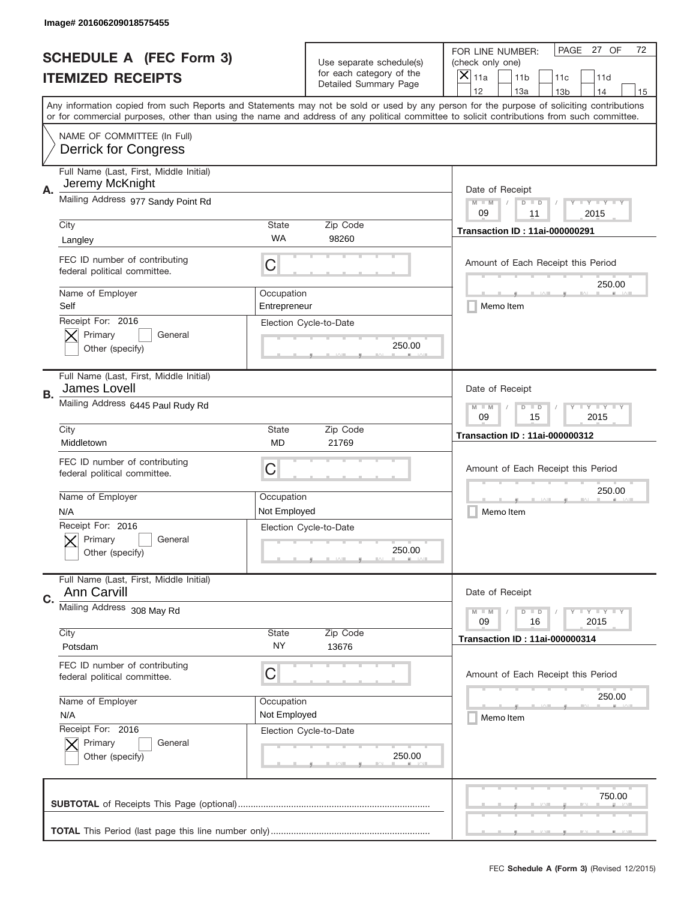Image# 201606209018575455

# SCHEDULE A (FEC Form 3)
# ITEMIZED RECEIPTS

Use separate schedule(s) for each category of the Detailed Summary Page

FOR LINE NUMBER: (check only one)

- [x] 11a
- [ ] 11b
- [ ] 11c
- [ ] 11d
- [ ] 12
- [ ] 13a
- [ ] 13b
- [ ] 14
- [ ] 15

PAGE 27 OF 72

Any information copied from such Reports and Statements may not be sold or used by any person for the purpose of soliciting contributions or for commercial purposes, other than using the name and address of any political committee to solicit contributions from such committee.

NAME OF COMMITTEE (In Full)
Derrick for Congress

## A.

Full Name (Last, First, Middle Initial): Jeremy McKnight
Mailing Address: 977 Sandy Point Rd
City: Langley
State: WA
Zip Code: 98260
FEC ID number of contributing federal political committee: C
Name of Employer: Self
Occupation: Entrepreneur
Receipt For: 2016
- [x] Primary
- [ ] General
- [ ] Other (specify)

Election Cycle-to-Date: 250.00

Date of Receipt: 09 / 11 / 2015
Transaction ID : 11ai-000000291
Amount of Each Receipt this Period: 250.00
- [ ] Memo Item

## B.

Full Name (Last, First, Middle Initial): James Lovell
Mailing Address: 6445 Paul Rudy Rd
City: Middletown
State: MD
Zip Code: 21769
FEC ID number of contributing federal political committee: C
Name of Employer: N/A
Occupation: Not Employed
Receipt For: 2016
- [x] Primary
- [ ] General
- [ ] Other (specify)

Election Cycle-to-Date: 250.00

Date of Receipt: 09 / 15 / 2015
Transaction ID : 11ai-000000312
Amount of Each Receipt this Period: 250.00
- [ ] Memo Item

## C.

Full Name (Last, First, Middle Initial): Ann Carvill
Mailing Address: 308 May Rd
City: Potsdam
State: NY
Zip Code: 13676
FEC ID number of contributing federal political committee: C
Name of Employer: N/A
Occupation: Not Employed
Receipt For: 2016
- [x] Primary
- [ ] General
- [ ] Other (specify)

Election Cycle-to-Date: 250.00

Date of Receipt: 09 / 16 / 2015
Transaction ID : 11ai-000000314
Amount of Each Receipt this Period: 250.00
- [ ] Memo Item

**SUBTOTAL** of Receipts This Page (optional) ........................................ 750.00

**TOTAL** This Period (last page this line number only) ........................................

FEC **Schedule A** (Form 3) (Revised 12/2015)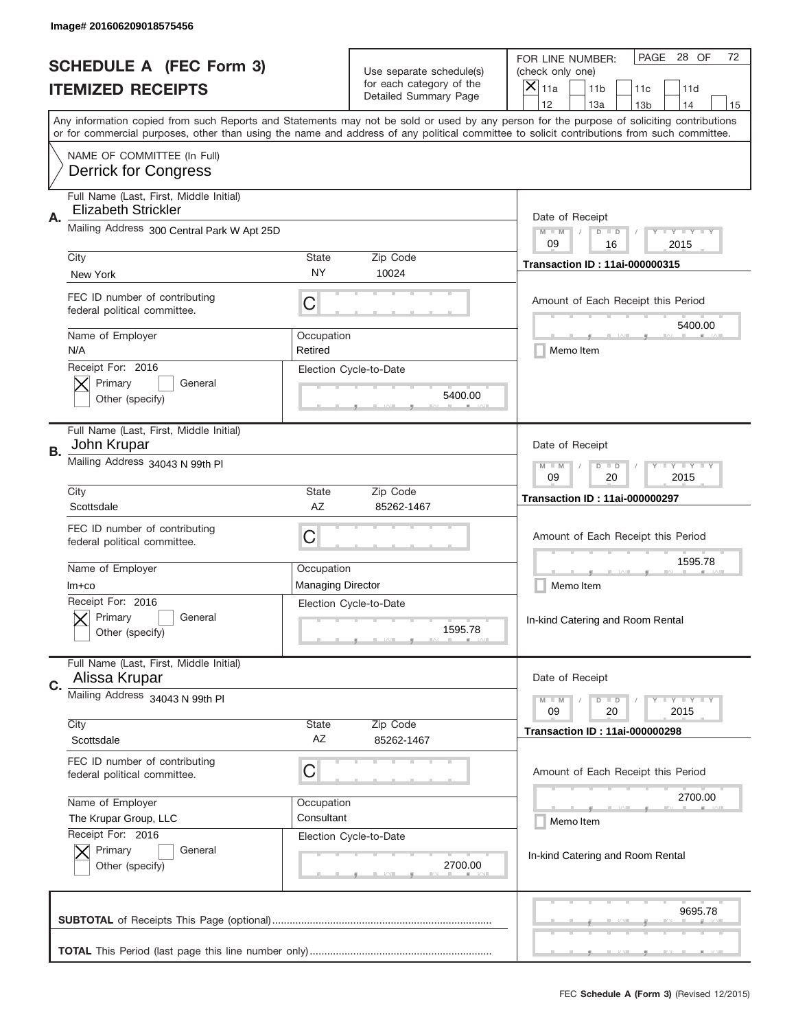Image# 201606209018575456

# SCHEDULE A (FEC Form 3)
## ITEMIZED RECEIPTS

Use separate schedule(s) for each category of the Detailed Summary Page

FOR LINE NUMBER: (check only one)
[X] 11a [ ] 11b [ ] 11c [ ] 11d [ ] 12 [ ] 13a [ ] 13b [ ] 14 [ ] 15

Any information copied from such Reports and Statements may not be sold or used by any person for the purpose of soliciting contributions or for commercial purposes, other than using the name and address of any political committee to solicit contributions from such committee.

NAME OF COMMITTEE (In Full)
Derrick for Congress

---

**A.**
Full Name (Last, First, Middle Initial): Elizabeth Strickler
Mailing Address: 300 Central Park W Apt 25D
City: New York | State: NY | Zip Code: 10024
FEC ID number of contributing federal political committee: C
Name of Employer: N/A
Occupation: Retired
Receipt For: 2016 — [X] Primary [ ] General [ ] Other (specify)
Election Cycle-to-Date: 5400.00

Date of Receipt: 09 / 16 / 2015
Transaction ID : 11ai-000000315
Amount of Each Receipt this Period: 5400.00
[ ] Memo Item

---

**B.**
Full Name (Last, First, Middle Initial): John Krupar
Mailing Address: 34043 N 99th Pl
City: Scottsdale | State: AZ | Zip Code: 85262-1467
FEC ID number of contributing federal political committee: C
Name of Employer: lm+co
Occupation: Managing Director
Receipt For: 2016 — [X] Primary [ ] General [ ] Other (specify)
Election Cycle-to-Date: 1595.78

Date of Receipt: 09 / 20 / 2015
Transaction ID : 11ai-000000297
Amount of Each Receipt this Period: 1595.78
[ ] Memo Item
In-kind Catering and Room Rental

---

**C.**
Full Name (Last, First, Middle Initial): Alissa Krupar
Mailing Address: 34043 N 99th Pl
City: Scottsdale | State: AZ | Zip Code: 85262-1467
FEC ID number of contributing federal political committee: C
Name of Employer: The Krupar Group, LLC
Occupation: Consultant
Receipt For: 2016 — [X] Primary [ ] General [ ] Other (specify)
Election Cycle-to-Date: 2700.00

Date of Receipt: 09 / 20 / 2015
Transaction ID : 11ai-000000298
Amount of Each Receipt this Period: 2700.00
[ ] Memo Item
In-kind Catering and Room Rental

---

**SUBTOTAL** of Receipts This Page (optional): 9695.78

**TOTAL** This Period (last page this line number only):

FEC **Schedule A (Form 3)** (Revised 12/2015)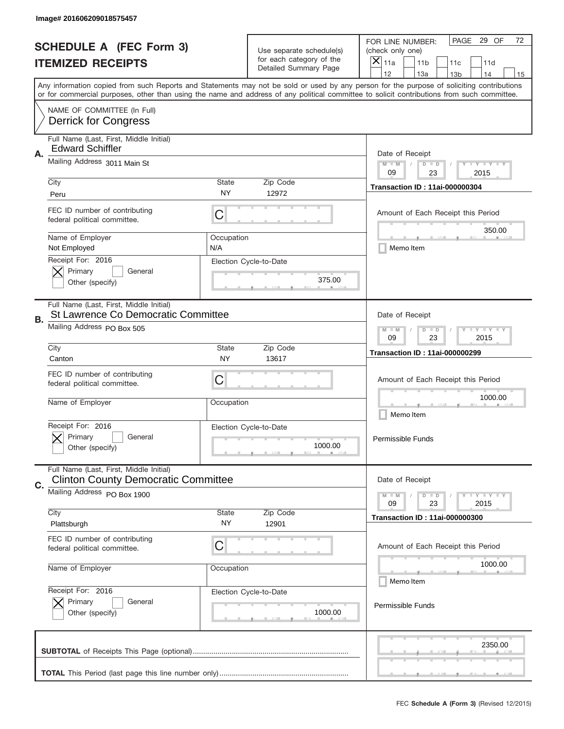Image# 201606209018575457

# SCHEDULE A (FEC Form 3)
## ITEMIZED RECEIPTS

Use separate schedule(s) for each category of the Detailed Summary Page

FOR LINE NUMBER: (check only one)
[X] 11a [ ] 11b [ ] 11c [ ] 11d [ ] 12 [ ] 13a [ ] 13b [ ] 14 [ ] 15

PAGE 29 OF 72

Any information copied from such Reports and Statements may not be sold or used by any person for the purpose of soliciting contributions or for commercial purposes, other than using the name and address of any political committee to solicit contributions from such committee.

NAME OF COMMITTEE (In Full)
Derrick for Congress

---

**A.**
Full Name (Last, First, Middle Initial): Edward Schiffler
Mailing Address: 3011 Main St
City: Peru | State: NY | Zip Code: 12972
FEC ID number of contributing federal political committee: C
Name of Employer: Not Employed
Occupation: N/A
Receipt For: 2016 — [X] Primary [ ] General [ ] Other (specify)
Election Cycle-to-Date: 375.00
Date of Receipt: 09 / 23 / 2015
Transaction ID : 11ai-000000304
Amount of Each Receipt this Period: 350.00
[ ] Memo Item

---

**B.**
Full Name (Last, First, Middle Initial): St Lawrence Co Democratic Committee
Mailing Address: PO Box 505
City: Canton | State: NY | Zip Code: 13617
FEC ID number of contributing federal political committee: C
Name of Employer:
Occupation:
Receipt For: 2016 — [X] Primary [ ] General [ ] Other (specify)
Election Cycle-to-Date: 1000.00
Date of Receipt: 09 / 23 / 2015
Transaction ID : 11ai-000000299
Amount of Each Receipt this Period: 1000.00
[ ] Memo Item
Permissible Funds

---

**C.**
Full Name (Last, First, Middle Initial): Clinton County Democratic Committee
Mailing Address: PO Box 1900
City: Plattsburgh | State: NY | Zip Code: 12901
FEC ID number of contributing federal political committee: C
Name of Employer:
Occupation:
Receipt For: 2016 — [X] Primary [ ] General [ ] Other (specify)
Election Cycle-to-Date: 1000.00
Date of Receipt: 09 / 23 / 2015
Transaction ID : 11ai-000000300
Amount of Each Receipt this Period: 1000.00
[ ] Memo Item
Permissible Funds

---

**SUBTOTAL** of Receipts This Page (optional): 2350.00

**TOTAL** This Period (last page this line number only):

FEC **Schedule A (Form 3)** (Revised 12/2015)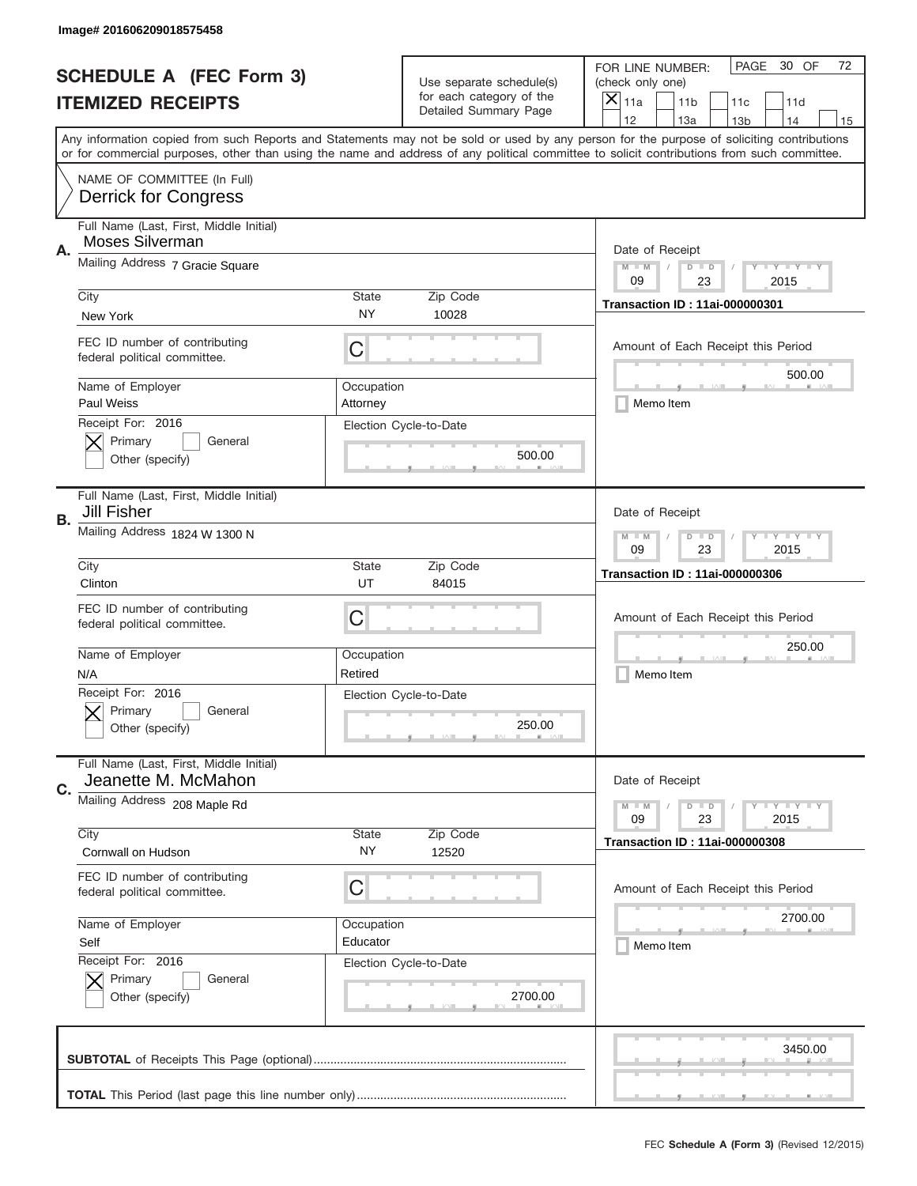Image# 201606209018575458

# SCHEDULE A (FEC Form 3)
## ITEMIZED RECEIPTS

Use separate schedule(s) for each category of the Detailed Summary Page

FOR LINE NUMBER: (check only one)

- [X] 11a
- [ ] 11b
- [ ] 11c
- [ ] 11d
- [ ] 12
- [ ] 13a
- [ ] 13b
- [ ] 14
- [ ] 15

PAGE 30 OF 72

Any information copied from such Reports and Statements may not be sold or used by any person for the purpose of soliciting contributions or for commercial purposes, other than using the name and address of any political committee to solicit contributions from such committee.

NAME OF COMMITTEE (In Full)
**Derrick for Congress**

---

**A.** Full Name (Last, First, Middle Initial): Moses Silverman

Mailing Address: 7 Gracie Square

City: New York | State: NY | Zip Code: 10028

FEC ID number of contributing federal political committee: C

Name of Employer: Paul Weiss | Occupation: Attorney

Receipt For: 2016 — [X] Primary [ ] General [ ] Other (specify)

Election Cycle-to-Date: 500.00

Date of Receipt: 09 / 23 / 2015

Transaction ID : 11ai-000000301

Amount of Each Receipt this Period: 500.00

[ ] Memo Item

---

**B.** Full Name (Last, First, Middle Initial): Jill Fisher

Mailing Address: 1824 W 1300 N

City: Clinton | State: UT | Zip Code: 84015

FEC ID number of contributing federal political committee: C

Name of Employer: N/A | Occupation: Retired

Receipt For: 2016 — [X] Primary [ ] General [ ] Other (specify)

Election Cycle-to-Date: 250.00

Date of Receipt: 09 / 23 / 2015

Transaction ID : 11ai-000000306

Amount of Each Receipt this Period: 250.00

[ ] Memo Item

---

**C.** Full Name (Last, First, Middle Initial): Jeanette M. McMahon

Mailing Address: 208 Maple Rd

City: Cornwall on Hudson | State: NY | Zip Code: 12520

FEC ID number of contributing federal political committee: C

Name of Employer: Self | Occupation: Educator

Receipt For: 2016 — [X] Primary [ ] General [ ] Other (specify)

Election Cycle-to-Date: 2700.00

Date of Receipt: 09 / 23 / 2015

Transaction ID : 11ai-000000308

Amount of Each Receipt this Period: 2700.00

[ ] Memo Item

---

**SUBTOTAL** of Receipts This Page (optional): 3450.00

**TOTAL** This Period (last page this line number only):

FEC **Schedule A (Form 3)** (Revised 12/2015)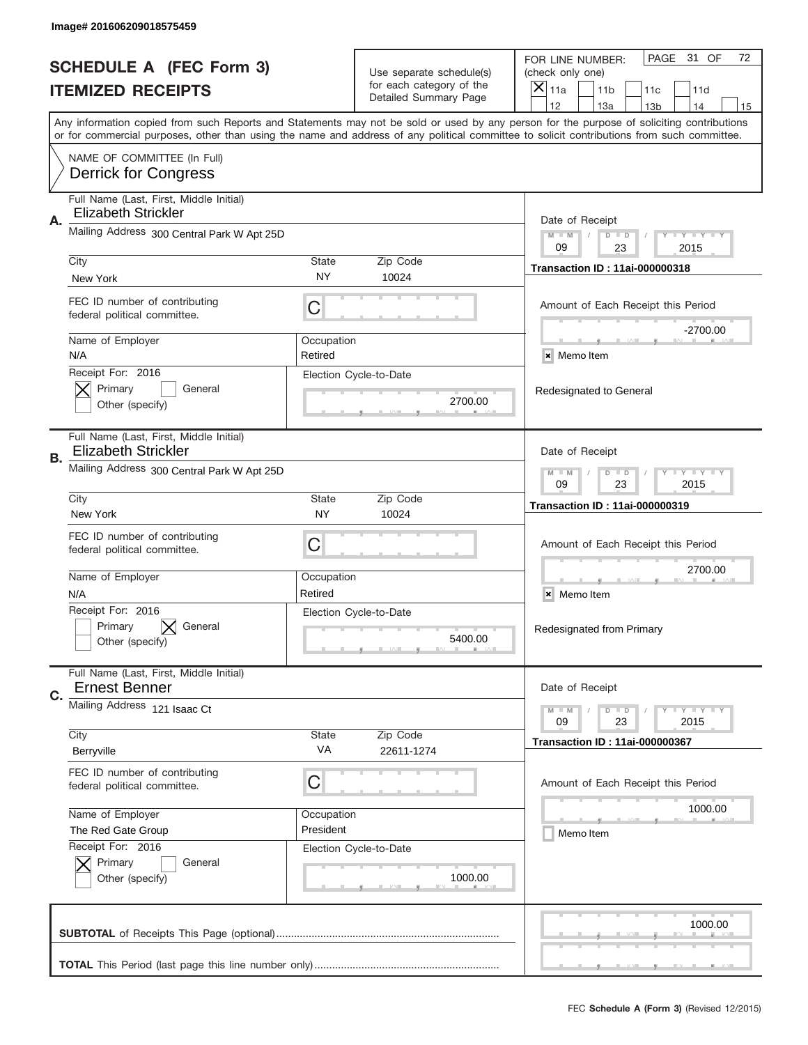Image# 201606209018575459

# SCHEDULE A (FEC Form 3)
## ITEMIZED RECEIPTS

Use separate schedule(s) for each category of the Detailed Summary Page

FOR LINE NUMBER: (check only one)

- [X] 11a
- [ ] 11b
- [ ] 11c
- [ ] 11d
- [ ] 12
- [ ] 13a
- [ ] 13b
- [ ] 14
- [ ] 15

Any information copied from such Reports and Statements may not be sold or used by any person for the purpose of soliciting contributions or for commercial purposes, other than using the name and address of any political committee to solicit contributions from such committee.

NAME OF COMMITTEE (In Full)
Derrick for Congress

---

**A.**

Full Name (Last, First, Middle Initial): Elizabeth Strickler

Mailing Address: 300 Central Park W Apt 25D

City: New York | State: NY | Zip Code: 10024

FEC ID number of contributing federal political committee: C

Name of Employer: N/A | Occupation: Retired

Receipt For: 2016
- [X] Primary
- [ ] General
- [ ] Other (specify)

Election Cycle-to-Date: 2700.00

Date of Receipt: 09 / 23 / 2015

Transaction ID : 11ai-000000318

Amount of Each Receipt this Period: -2700.00

- [x] Memo Item

Redesignated to General

---

**B.**

Full Name (Last, First, Middle Initial): Elizabeth Strickler

Mailing Address: 300 Central Park W Apt 25D

City: New York | State: NY | Zip Code: 10024

FEC ID number of contributing federal political committee: C

Name of Employer: N/A | Occupation: Retired

Receipt For: 2016
- [ ] Primary
- [X] General
- [ ] Other (specify)

Election Cycle-to-Date: 5400.00

Date of Receipt: 09 / 23 / 2015

Transaction ID : 11ai-000000319

Amount of Each Receipt this Period: 2700.00

- [x] Memo Item

Redesignated from Primary

---

**C.**

Full Name (Last, First, Middle Initial): Ernest Benner

Mailing Address: 121 Isaac Ct

City: Berryville | State: VA | Zip Code: 22611-1274

FEC ID number of contributing federal political committee: C

Name of Employer: The Red Gate Group | Occupation: President

Receipt For: 2016
- [X] Primary
- [ ] General
- [ ] Other (specify)

Election Cycle-to-Date: 1000.00

Date of Receipt: 09 / 23 / 2015

Transaction ID : 11ai-000000367

Amount of Each Receipt this Period: 1000.00

- [ ] Memo Item

---

**SUBTOTAL** of Receipts This Page (optional): 1000.00

**TOTAL** This Period (last page this line number only):

FEC Schedule A (Form 3) (Revised 12/2015)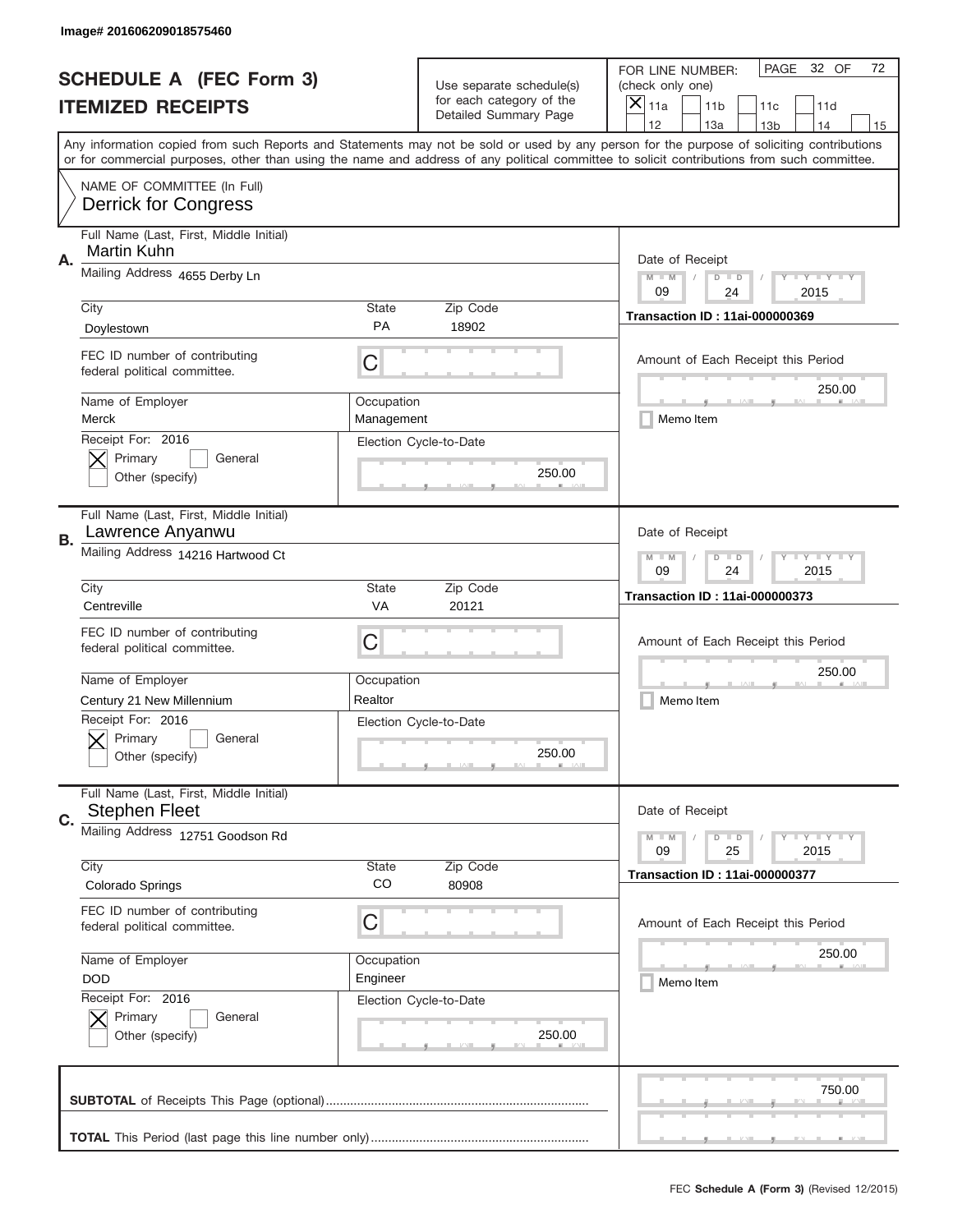Image# 201606209018575460

# SCHEDULE A (FEC Form 3)
## ITEMIZED RECEIPTS

Use separate schedule(s) for each category of the Detailed Summary Page

FOR LINE NUMBER: (check only one)
[X] 11a [ ] 11b [ ] 11c [ ] 11d [ ] 12 [ ] 13a [ ] 13b [ ] 14 [ ] 15

PAGE 32 OF 72

Any information copied from such Reports and Statements may not be sold or used by any person for the purpose of soliciting contributions or for commercial purposes, other than using the name and address of any political committee to solicit contributions from such committee.

NAME OF COMMITTEE (In Full)
Derrick for Congress

---

**A.** Full Name (Last, First, Middle Initial): Martin Kuhn

Mailing Address: 4655 Derby Ln

City: Doylestown | State: PA | Zip Code: 18902

FEC ID number of contributing federal political committee: C

Name of Employer: Merck | Occupation: Management

Receipt For: 2016 — [X] Primary [ ] General [ ] Other (specify)

Election Cycle-to-Date: 250.00

Date of Receipt: 09 / 24 / 2015

Transaction ID : 11ai-000000369

Amount of Each Receipt this Period: 250.00

[ ] Memo Item

---

**B.** Full Name (Last, First, Middle Initial): Lawrence Anyanwu

Mailing Address: 14216 Hartwood Ct

City: Centreville | State: VA | Zip Code: 20121

FEC ID number of contributing federal political committee: C

Name of Employer: Century 21 New Millennium | Occupation: Realtor

Receipt For: 2016 — [X] Primary [ ] General [ ] Other (specify)

Election Cycle-to-Date: 250.00

Date of Receipt: 09 / 24 / 2015

Transaction ID : 11ai-000000373

Amount of Each Receipt this Period: 250.00

[ ] Memo Item

---

**C.** Full Name (Last, First, Middle Initial): Stephen Fleet

Mailing Address: 12751 Goodson Rd

City: Colorado Springs | State: CO | Zip Code: 80908

FEC ID number of contributing federal political committee: C

Name of Employer: DOD | Occupation: Engineer

Receipt For: 2016 — [X] Primary [ ] General [ ] Other (specify)

Election Cycle-to-Date: 250.00

Date of Receipt: 09 / 25 / 2015

Transaction ID : 11ai-000000377

Amount of Each Receipt this Period: 250.00

[ ] Memo Item

---

**SUBTOTAL** of Receipts This Page (optional): 750.00

**TOTAL** This Period (last page this line number only):

FEC **Schedule A (Form 3)** (Revised 12/2015)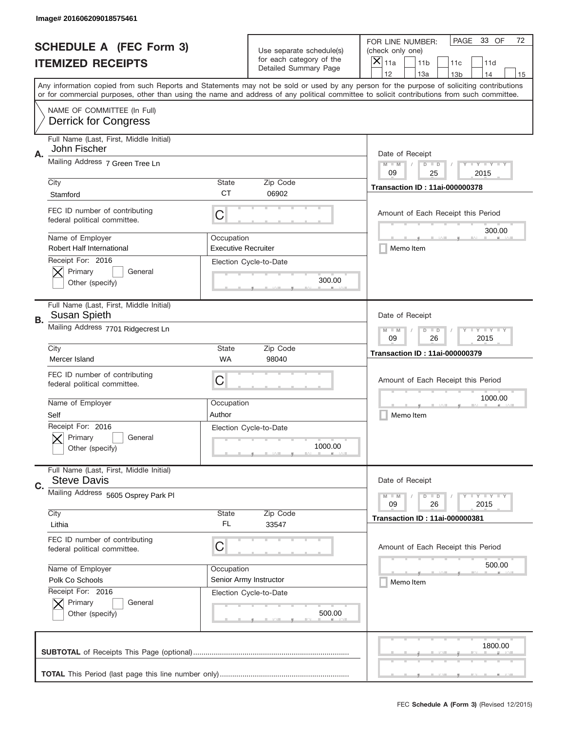Image# 201606209018575461

# SCHEDULE A (FEC Form 3)
# ITEMIZED RECEIPTS

Use separate schedule(s) for each category of the Detailed Summary Page

FOR LINE NUMBER: (check only one)
[X] 11a [ ] 11b [ ] 11c [ ] 11d [ ] 12 [ ] 13a [ ] 13b [ ] 14 [ ] 15

PAGE 33 OF 72

Any information copied from such Reports and Statements may not be sold or used by any person for the purpose of soliciting contributions or for commercial purposes, other than using the name and address of any political committee to solicit contributions from such committee.

NAME OF COMMITTEE (In Full)
Derrick for Congress

---

**A.** Full Name (Last, First, Middle Initial): John Fischer

Mailing Address: 7 Green Tree Ln

City: Stamford | State: CT | Zip Code: 06902

FEC ID number of contributing federal political committee: C

Name of Employer: Robert Half International | Occupation: Executive Recruiter

Receipt For: 2016 — [X] Primary [ ] General [ ] Other (specify)

Election Cycle-to-Date: 300.00

Date of Receipt: 09 / 25 / 2015

Transaction ID : 11ai-000000378

Amount of Each Receipt this Period: 300.00

[ ] Memo Item

---

**B.** Full Name (Last, First, Middle Initial): Susan Spieth

Mailing Address: 7701 Ridgecrest Ln

City: Mercer Island | State: WA | Zip Code: 98040

FEC ID number of contributing federal political committee: C

Name of Employer: Self | Occupation: Author

Receipt For: 2016 — [X] Primary [ ] General [ ] Other (specify)

Election Cycle-to-Date: 1000.00

Date of Receipt: 09 / 26 / 2015

Transaction ID : 11ai-000000379

Amount of Each Receipt this Period: 1000.00

[ ] Memo Item

---

**C.** Full Name (Last, First, Middle Initial): Steve Davis

Mailing Address: 5605 Osprey Park Pl

City: Lithia | State: FL | Zip Code: 33547

FEC ID number of contributing federal political committee: C

Name of Employer: Polk Co Schools | Occupation: Senior Army Instructor

Receipt For: 2016 — [X] Primary [ ] General [ ] Other (specify)

Election Cycle-to-Date: 500.00

Date of Receipt: 09 / 26 / 2015

Transaction ID : 11ai-000000381

Amount of Each Receipt this Period: 500.00

[ ] Memo Item

---

**SUBTOTAL** of Receipts This Page (optional): 1800.00

**TOTAL** This Period (last page this line number only):

FEC **Schedule A (Form 3)** (Revised 12/2015)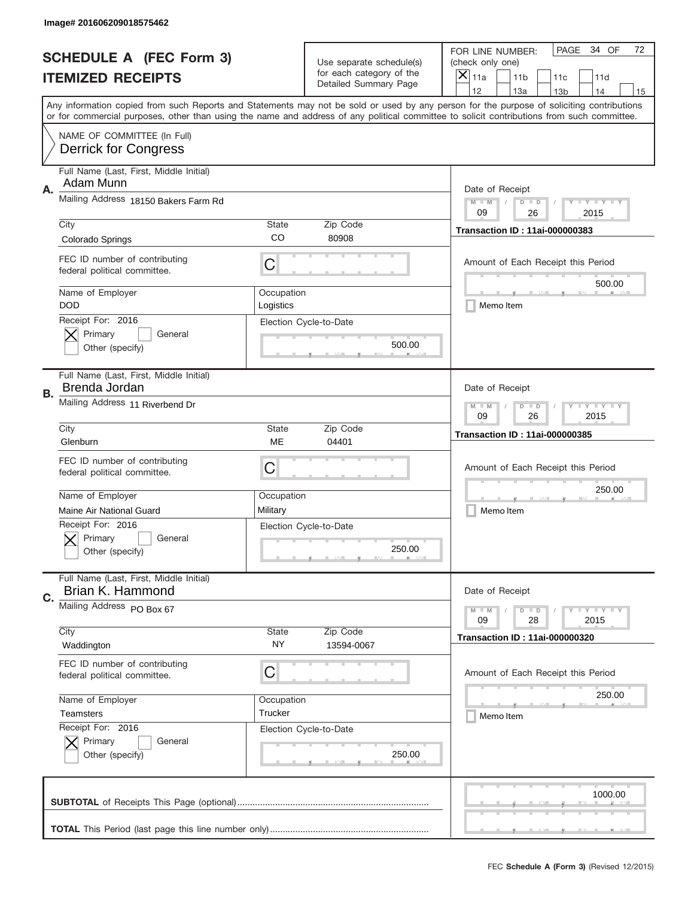Image# 201606209018575462

# SCHEDULE A (FEC Form 3)
## ITEMIZED RECEIPTS

Use separate schedule(s) for each category of the Detailed Summary Page

FOR LINE NUMBER: (check only one)
[X] 11a [ ] 11b [ ] 11c [ ] 11d [ ] 12 [ ] 13a [ ] 13b [ ] 14 [ ] 15

PAGE 34 OF 72

Any information copied from such Reports and Statements may not be sold or used by any person for the purpose of soliciting contributions or for commercial purposes, other than using the name and address of any political committee to solicit contributions from such committee.

NAME OF COMMITTEE (In Full)
**Derrick for Congress**

---

**A.** Full Name (Last, First, Middle Initial): Adam Munn

Mailing Address: 18150 Bakers Farm Rd

City: Colorado Springs | State: CO | Zip Code: 80908

FEC ID number of contributing federal political committee: C

Name of Employer: DOD | Occupation: Logistics

Receipt For: 2016 — [X] Primary [ ] General [ ] Other (specify)

Election Cycle-to-Date: 500.00

Date of Receipt: 09 / 26 / 2015

Transaction ID : 11ai-000000383

Amount of Each Receipt this Period: 500.00

[ ] Memo Item

---

**B.** Full Name (Last, First, Middle Initial): Brenda Jordan

Mailing Address: 11 Riverbend Dr

City: Glenburn | State: ME | Zip Code: 04401

FEC ID number of contributing federal political committee: C

Name of Employer: Maine Air National Guard | Occupation: Military

Receipt For: 2016 — [X] Primary [ ] General [ ] Other (specify)

Election Cycle-to-Date: 250.00

Date of Receipt: 09 / 26 / 2015

Transaction ID : 11ai-000000385

Amount of Each Receipt this Period: 250.00

[ ] Memo Item

---

**C.** Full Name (Last, First, Middle Initial): Brian K. Hammond

Mailing Address: PO Box 67

City: Waddington | State: NY | Zip Code: 13594-0067

FEC ID number of contributing federal political committee: C

Name of Employer: Teamsters | Occupation: Trucker

Receipt For: 2016 — [X] Primary [ ] General [ ] Other (specify)

Election Cycle-to-Date: 250.00

Date of Receipt: 09 / 28 / 2015

Transaction ID : 11ai-000000320

Amount of Each Receipt this Period: 250.00

[ ] Memo Item

---

**SUBTOTAL** of Receipts This Page (optional): 1000.00

**TOTAL** This Period (last page this line number only):

FEC **Schedule A (Form 3)** (Revised 12/2015)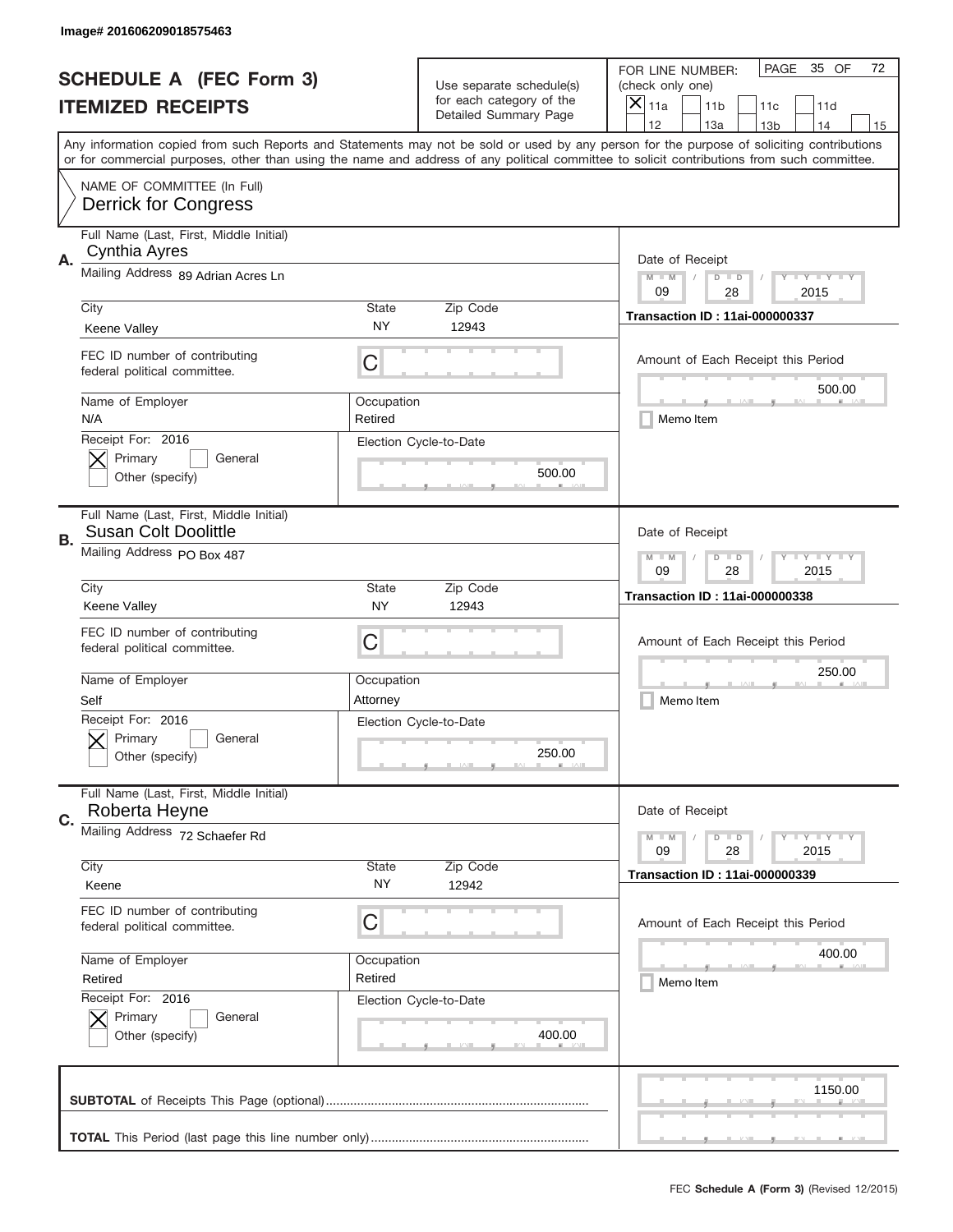Image# 201606209018575463

# SCHEDULE A (FEC Form 3)
## ITEMIZED RECEIPTS

Use separate schedule(s) for each category of the Detailed Summary Page

FOR LINE NUMBER: (check only one)
[X] 11a [ ] 11b [ ] 11c [ ] 11d [ ] 12 [ ] 13a [ ] 13b [ ] 14 [ ] 15

PAGE 35 OF 72

Any information copied from such Reports and Statements may not be sold or used by any person for the purpose of soliciting contributions or for commercial purposes, other than using the name and address of any political committee to solicit contributions from such committee.

NAME OF COMMITTEE (In Full)
Derrick for Congress

---

**A.** Full Name (Last, First, Middle Initial): Cynthia Ayres

Mailing Address: 89 Adrian Acres Ln

City: Keene Valley | State: NY | Zip Code: 12943

FEC ID number of contributing federal political committee: C

Name of Employer: N/A | Occupation: Retired

Receipt For: 2016 — [X] Primary [ ] General [ ] Other (specify)

Election Cycle-to-Date: 500.00

Date of Receipt: 09 / 28 / 2015

Transaction ID : 11ai-000000337

Amount of Each Receipt this Period: 500.00

[ ] Memo Item

---

**B.** Full Name (Last, First, Middle Initial): Susan Colt Doolittle

Mailing Address: PO Box 487

City: Keene Valley | State: NY | Zip Code: 12943

FEC ID number of contributing federal political committee: C

Name of Employer: Self | Occupation: Attorney

Receipt For: 2016 — [X] Primary [ ] General [ ] Other (specify)

Election Cycle-to-Date: 250.00

Date of Receipt: 09 / 28 / 2015

Transaction ID : 11ai-000000338

Amount of Each Receipt this Period: 250.00

[ ] Memo Item

---

**C.** Full Name (Last, First, Middle Initial): Roberta Heyne

Mailing Address: 72 Schaefer Rd

City: Keene | State: NY | Zip Code: 12942

FEC ID number of contributing federal political committee: C

Name of Employer: Retired | Occupation: Retired

Receipt For: 2016 — [X] Primary [ ] General [ ] Other (specify)

Election Cycle-to-Date: 400.00

Date of Receipt: 09 / 28 / 2015

Transaction ID : 11ai-000000339

Amount of Each Receipt this Period: 400.00

[ ] Memo Item

---

**SUBTOTAL** of Receipts This Page (optional): 1150.00

**TOTAL** This Period (last page this line number only):

FEC **Schedule A (Form 3)** (Revised 12/2015)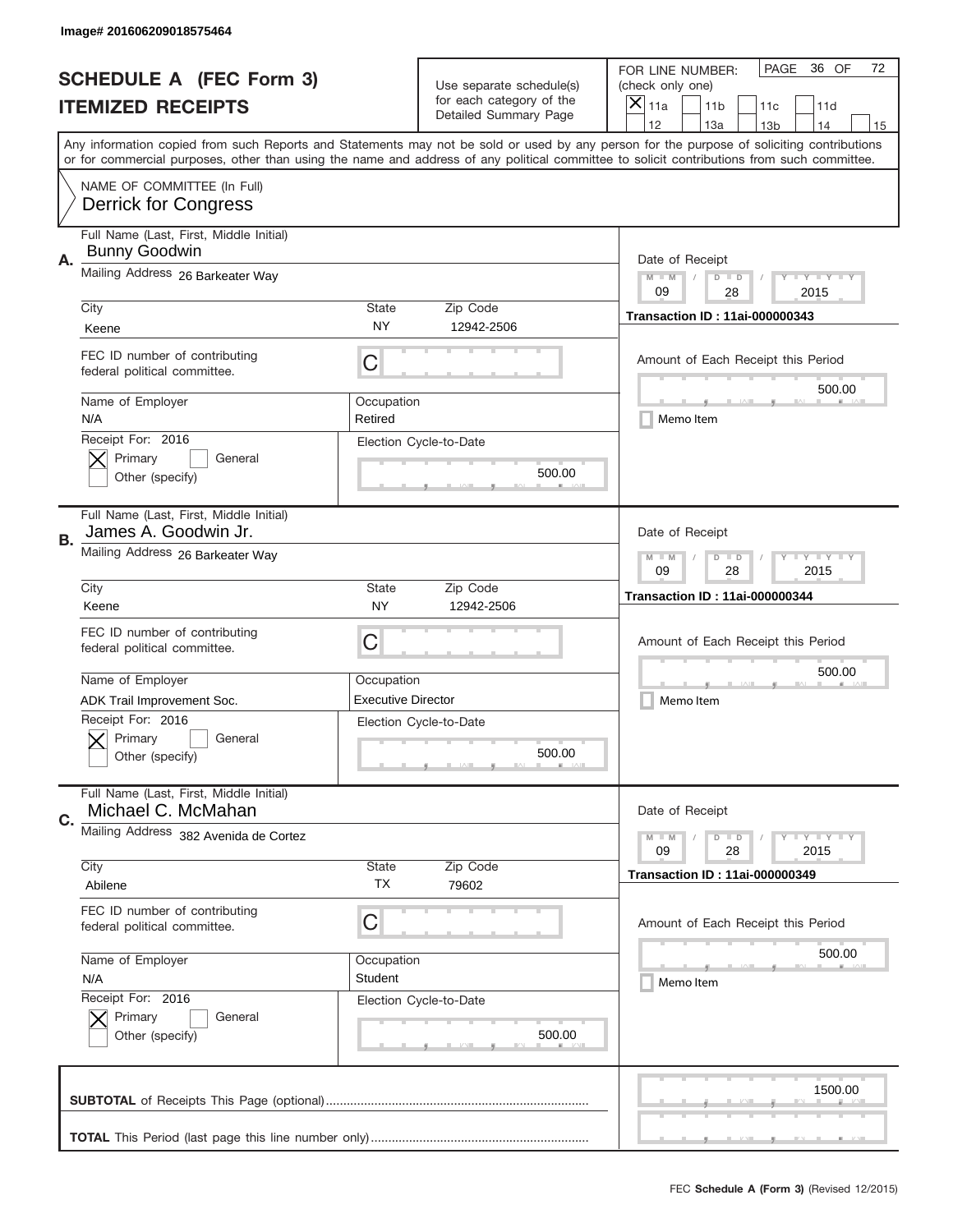Image# 201606209018575464

# SCHEDULE A (FEC Form 3)
## ITEMIZED RECEIPTS

Use separate schedule(s) for each category of the Detailed Summary Page

FOR LINE NUMBER: (check only one)
[X] 11a [ ] 11b [ ] 11c [ ] 11d [ ] 12 [ ] 13a [ ] 13b [ ] 14 [ ] 15

PAGE 36 OF 72

Any information copied from such Reports and Statements may not be sold or used by any person for the purpose of soliciting contributions or for commercial purposes, other than using the name and address of any political committee to solicit contributions from such committee.

NAME OF COMMITTEE (In Full)
Derrick for Congress

---

**A.** Full Name (Last, First, Middle Initial): Bunny Goodwin

Mailing Address: 26 Barkeater Way

City: Keene | State: NY | Zip Code: 12942-2506

FEC ID number of contributing federal political committee: C

Name of Employer: N/A | Occupation: Retired

Receipt For: 2016 [X] Primary [ ] General [ ] Other (specify)

Election Cycle-to-Date: 500.00

Date of Receipt: 09 / 28 / 2015

Transaction ID : 11ai-000000343

Amount of Each Receipt this Period: 500.00

[ ] Memo Item

---

**B.** Full Name (Last, First, Middle Initial): James A. Goodwin Jr.

Mailing Address: 26 Barkeater Way

City: Keene | State: NY | Zip Code: 12942-2506

FEC ID number of contributing federal political committee: C

Name of Employer: ADK Trail Improvement Soc. | Occupation: Executive Director

Receipt For: 2016 [X] Primary [ ] General [ ] Other (specify)

Election Cycle-to-Date: 500.00

Date of Receipt: 09 / 28 / 2015

Transaction ID : 11ai-000000344

Amount of Each Receipt this Period: 500.00

[ ] Memo Item

---

**C.** Full Name (Last, First, Middle Initial): Michael C. McMahan

Mailing Address: 382 Avenida de Cortez

City: Abilene | State: TX | Zip Code: 79602

FEC ID number of contributing federal political committee: C

Name of Employer: N/A | Occupation: Student

Receipt For: 2016 [X] Primary [ ] General [ ] Other (specify)

Election Cycle-to-Date: 500.00

Date of Receipt: 09 / 28 / 2015

Transaction ID : 11ai-000000349

Amount of Each Receipt this Period: 500.00

[ ] Memo Item

---

**SUBTOTAL** of Receipts This Page (optional): 1500.00

**TOTAL** This Period (last page this line number only):

FEC **Schedule A (Form 3)** (Revised 12/2015)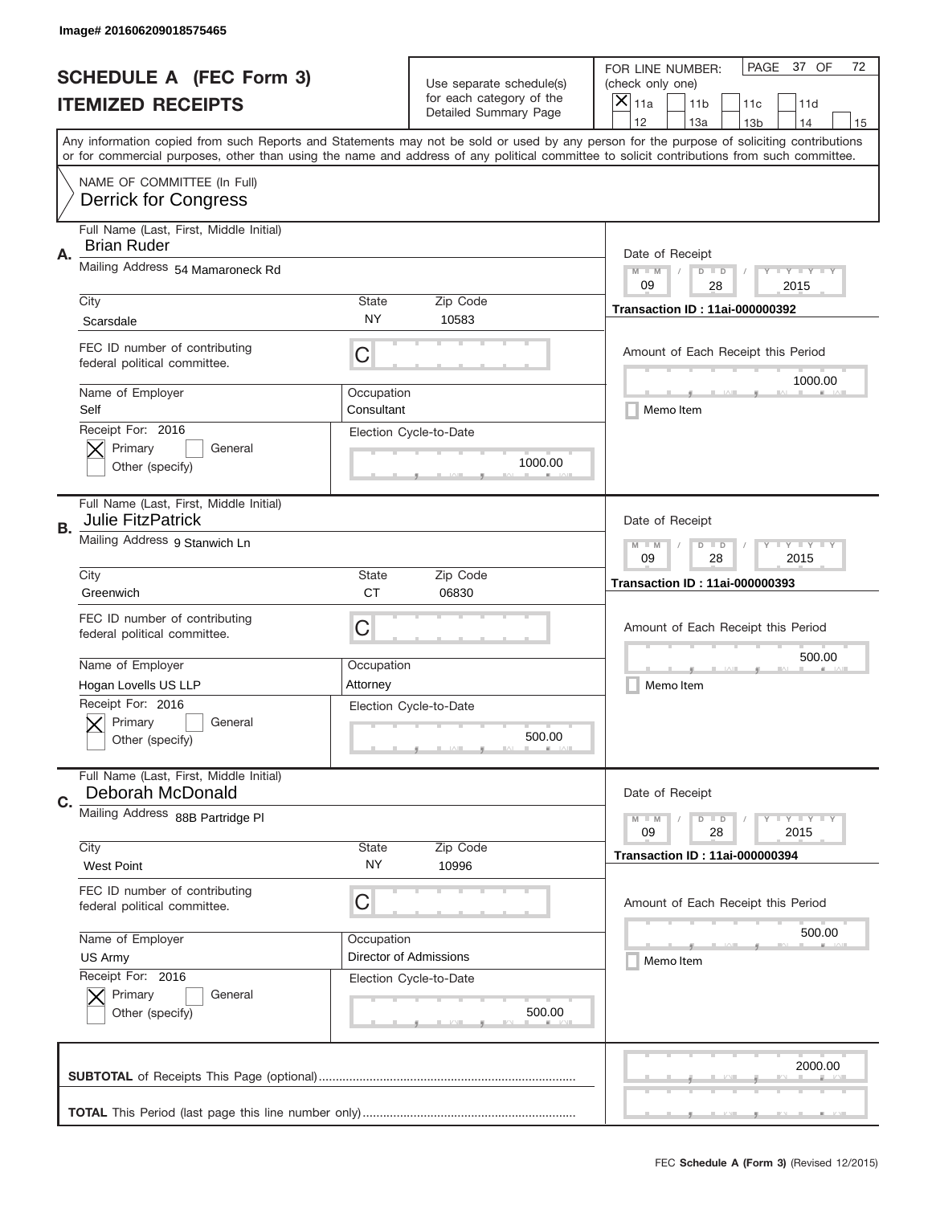Image# 201606209018575465

# SCHEDULE A (FEC Form 3)
# ITEMIZED RECEIPTS

Use separate schedule(s) for each category of the Detailed Summary Page

FOR LINE NUMBER: (check only one)
[X] 11a [ ] 11b [ ] 11c [ ] 11d [ ] 12 [ ] 13a [ ] 13b [ ] 14 [ ] 15

PAGE 37 OF 72

Any information copied from such Reports and Statements may not be sold or used by any person for the purpose of soliciting contributions or for commercial purposes, other than using the name and address of any political committee to solicit contributions from such committee.

NAME OF COMMITTEE (In Full)
Derrick for Congress

---

**A.**
Full Name (Last, First, Middle Initial): Brian Ruder
Mailing Address: 54 Mamaroneck Rd
City: Scarsdale | State: NY | Zip Code: 10583
FEC ID number of contributing federal political committee: C
Name of Employer: Self
Occupation: Consultant
Receipt For: 2016 [X] Primary [ ] General [ ] Other (specify)
Election Cycle-to-Date: 1000.00

Date of Receipt: 09 / 28 / 2015
Transaction ID : 11ai-000000392
Amount of Each Receipt this Period: 1000.00
[ ] Memo Item

---

**B.**
Full Name (Last, First, Middle Initial): Julie FitzPatrick
Mailing Address: 9 Stanwich Ln
City: Greenwich | State: CT | Zip Code: 06830
FEC ID number of contributing federal political committee: C
Name of Employer: Hogan Lovells US LLP
Occupation: Attorney
Receipt For: 2016 [X] Primary [ ] General [ ] Other (specify)
Election Cycle-to-Date: 500.00

Date of Receipt: 09 / 28 / 2015
Transaction ID : 11ai-000000393
Amount of Each Receipt this Period: 500.00
[ ] Memo Item

---

**C.**
Full Name (Last, First, Middle Initial): Deborah McDonald
Mailing Address: 88B Partridge Pl
City: West Point | State: NY | Zip Code: 10996
FEC ID number of contributing federal political committee: C
Name of Employer: US Army
Occupation: Director of Admissions
Receipt For: 2016 [X] Primary [ ] General [ ] Other (specify)
Election Cycle-to-Date: 500.00

Date of Receipt: 09 / 28 / 2015
Transaction ID : 11ai-000000394
Amount of Each Receipt this Period: 500.00
[ ] Memo Item

---

**SUBTOTAL** of Receipts This Page (optional): 2000.00

**TOTAL** This Period (last page this line number only):

FEC **Schedule A** (Form 3) (Revised 12/2015)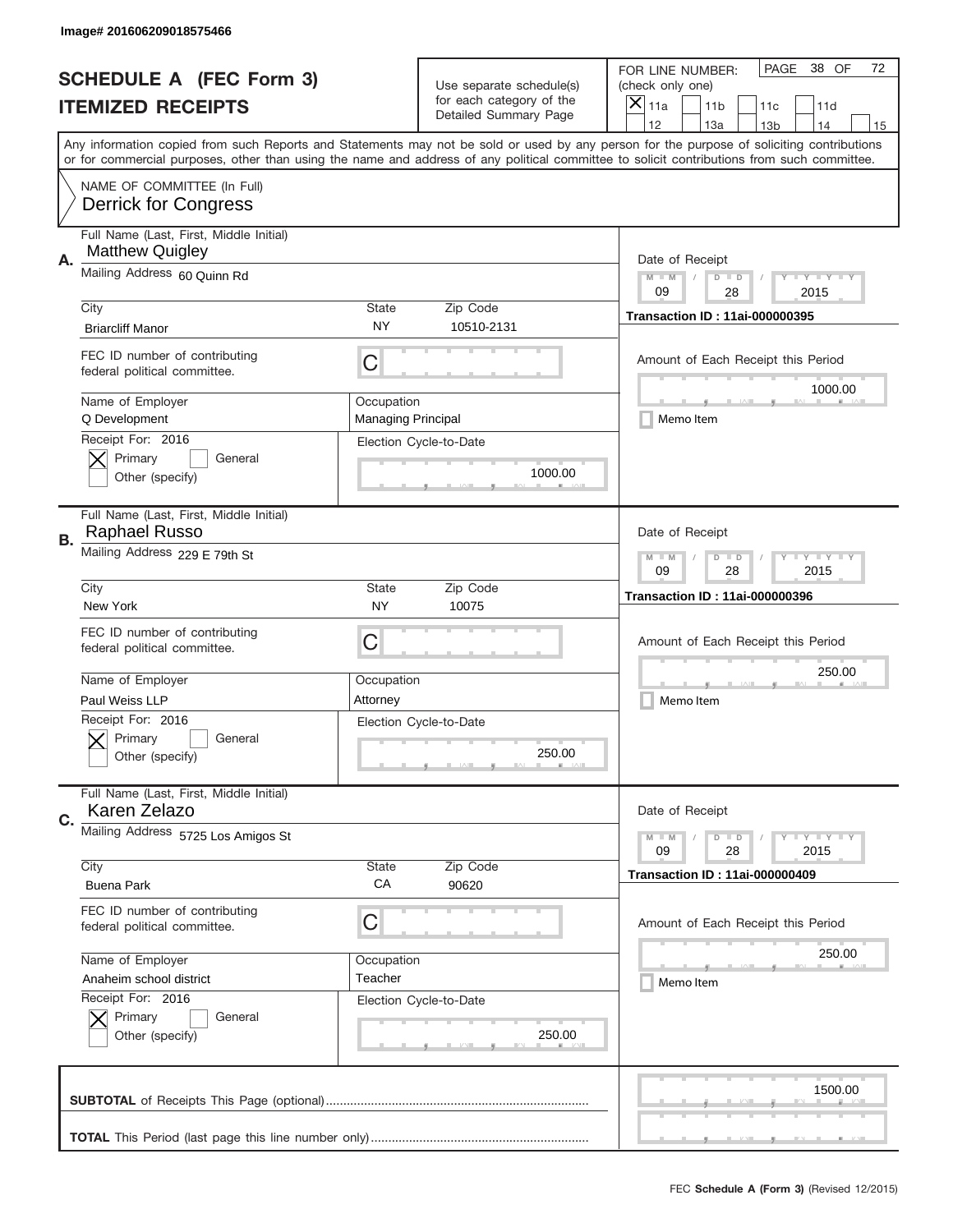Image# 201606209018575466

# SCHEDULE A (FEC Form 3)
## ITEMIZED RECEIPTS

Use separate schedule(s) for each category of the Detailed Summary Page

FOR LINE NUMBER: (check only one)

- [x] 11a
- [ ] 11b
- [ ] 11c
- [ ] 11d
- [ ] 12
- [ ] 13a
- [ ] 13b
- [ ] 14
- [ ] 15

PAGE 38 OF 72

Any information copied from such Reports and Statements may not be sold or used by any person for the purpose of soliciting contributions or for commercial purposes, other than using the name and address of any political committee to solicit contributions from such committee.

NAME OF COMMITTEE (In Full)
Derrick for Congress

---

**A.**

Full Name (Last, First, Middle Initial): Matthew Quigley

Mailing Address: 60 Quinn Rd

City: Briarcliff Manor | State: NY | Zip Code: 10510-2131

FEC ID number of contributing federal political committee: C

Name of Employer: Q Development

Occupation: Managing Principal

Receipt For: 2016
- [x] Primary
- [ ] General
- [ ] Other (specify)

Election Cycle-to-Date: 1000.00

Date of Receipt: 09 / 28 / 2015

Transaction ID : 11ai-000000395

Amount of Each Receipt this Period: 1000.00

- [ ] Memo Item

---

**B.**

Full Name (Last, First, Middle Initial): Raphael Russo

Mailing Address: 229 E 79th St

City: New York | State: NY | Zip Code: 10075

FEC ID number of contributing federal political committee: C

Name of Employer: Paul Weiss LLP

Occupation: Attorney

Receipt For: 2016
- [x] Primary
- [ ] General
- [ ] Other (specify)

Election Cycle-to-Date: 250.00

Date of Receipt: 09 / 28 / 2015

Transaction ID : 11ai-000000396

Amount of Each Receipt this Period: 250.00

- [ ] Memo Item

---

**C.**

Full Name (Last, First, Middle Initial): Karen Zelazo

Mailing Address: 5725 Los Amigos St

City: Buena Park | State: CA | Zip Code: 90620

FEC ID number of contributing federal political committee: C

Name of Employer: Anaheim school district

Occupation: Teacher

Receipt For: 2016
- [x] Primary
- [ ] General
- [ ] Other (specify)

Election Cycle-to-Date: 250.00

Date of Receipt: 09 / 28 / 2015

Transaction ID : 11ai-000000409

Amount of Each Receipt this Period: 250.00

- [ ] Memo Item

---

**SUBTOTAL** of Receipts This Page (optional): 1500.00

**TOTAL** This Period (last page this line number only):

FEC **Schedule A (Form 3)** (Revised 12/2015)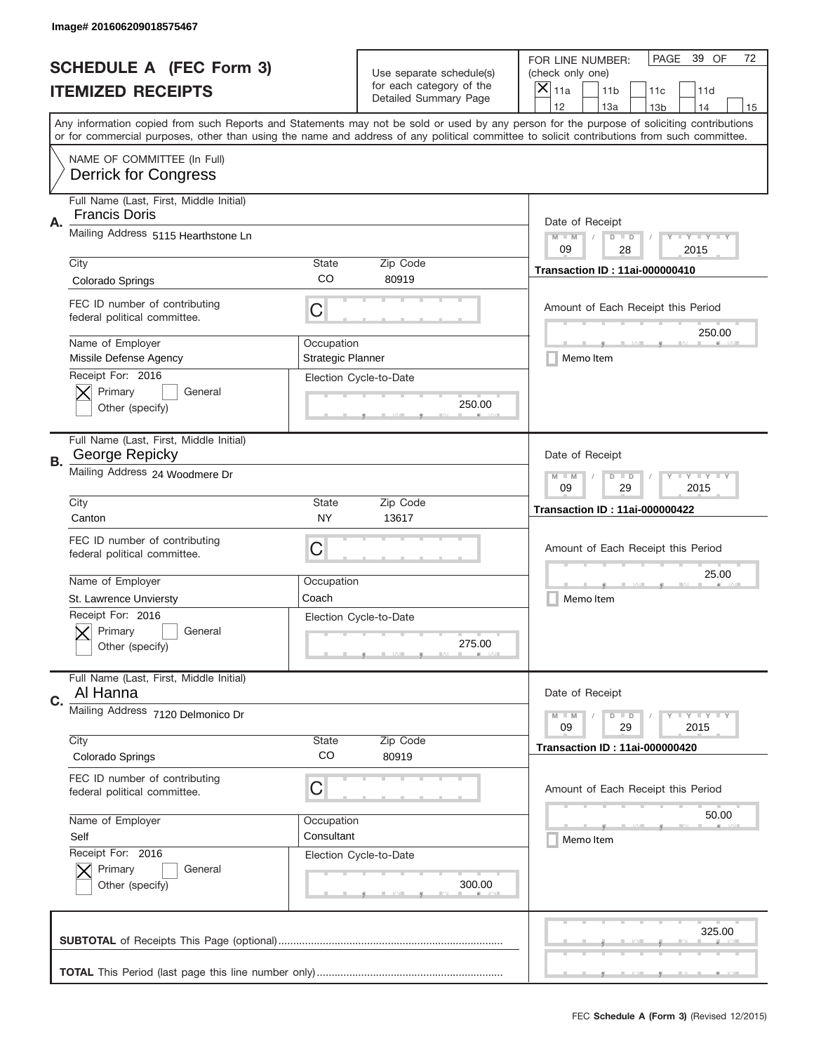Image# 201606209018575467

# SCHEDULE A (FEC Form 3)
## ITEMIZED RECEIPTS

Use separate schedule(s) for each category of the Detailed Summary Page

FOR LINE NUMBER: (check only one)

[X] 11a  [ ] 11b  [ ] 11c  [ ] 11d  [ ] 12  [ ] 13a  [ ] 13b  [ ] 14  [ ] 15

PAGE 39 OF 72

Any information copied from such Reports and Statements may not be sold or used by any person for the purpose of soliciting contributions or for commercial purposes, other than using the name and address of any political committee to solicit contributions from such committee.

NAME OF COMMITTEE (In Full)
Derrick for Congress

---

**A.** Full Name (Last, First, Middle Initial): Francis Doris

Mailing Address: 5115 Hearthstone Ln

City: Colorado Springs | State: CO | Zip Code: 80919

FEC ID number of contributing federal political committee: C

Name of Employer: Missile Defense Agency

Occupation: Strategic Planner

Receipt For: 2016 — [X] Primary [ ] General [ ] Other (specify)

Election Cycle-to-Date: 250.00

Date of Receipt: 09 / 28 / 2015

Transaction ID : 11ai-000000410

Amount of Each Receipt this Period: 250.00

[ ] Memo Item

---

**B.** Full Name (Last, First, Middle Initial): George Repicky

Mailing Address: 24 Woodmere Dr

City: Canton | State: NY | Zip Code: 13617

FEC ID number of contributing federal political committee: C

Name of Employer: St. Lawrence Unviersty

Occupation: Coach

Receipt For: 2016 — [X] Primary [ ] General [ ] Other (specify)

Election Cycle-to-Date: 275.00

Date of Receipt: 09 / 29 / 2015

Transaction ID : 11ai-000000422

Amount of Each Receipt this Period: 25.00

[ ] Memo Item

---

**C.** Full Name (Last, First, Middle Initial): Al Hanna

Mailing Address: 7120 Delmonico Dr

City: Colorado Springs | State: CO | Zip Code: 80919

FEC ID number of contributing federal political committee: C

Name of Employer: Self

Occupation: Consultant

Receipt For: 2016 — [X] Primary [ ] General [ ] Other (specify)

Election Cycle-to-Date: 300.00

Date of Receipt: 09 / 29 / 2015

Transaction ID : 11ai-000000420

Amount of Each Receipt this Period: 50.00

[ ] Memo Item

---

**SUBTOTAL** of Receipts This Page (optional): 325.00

**TOTAL** This Period (last page this line number only):

FEC Schedule A (Form 3) (Revised 12/2015)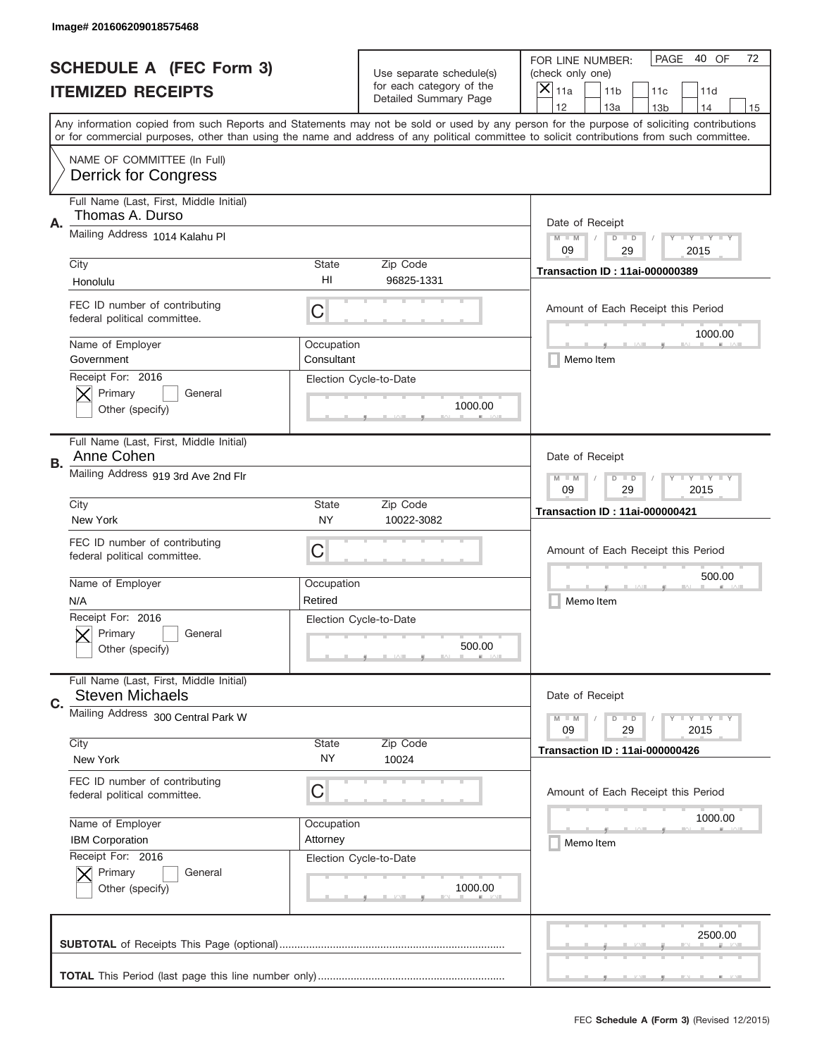Image# 201606209018575468

# SCHEDULE A (FEC Form 3)
## ITEMIZED RECEIPTS

Use separate schedule(s) for each category of the Detailed Summary Page

FOR LINE NUMBER: (check only one)
[X] 11a [ ] 11b [ ] 11c [ ] 11d [ ] 12 [ ] 13a [ ] 13b [ ] 14 [ ] 15

Any information copied from such Reports and Statements may not be sold or used by any person for the purpose of soliciting contributions or for commercial purposes, other than using the name and address of any political committee to solicit contributions from such committee.

NAME OF COMMITTEE (In Full)
Derrick for Congress

---

**A.**
Full Name (Last, First, Middle Initial): Thomas A. Durso
Mailing Address: 1014 Kalahu Pl
City: Honolulu | State: HI | Zip Code: 96825-1331
FEC ID number of contributing federal political committee: C
Name of Employer: Government
Occupation: Consultant
Receipt For: 2016 — [X] Primary [ ] General [ ] Other (specify)
Election Cycle-to-Date: 1000.00
Date of Receipt: 09/29/2015
Transaction ID : 11ai-000000389
Amount of Each Receipt this Period: 1000.00
[ ] Memo Item

---

**B.**
Full Name (Last, First, Middle Initial): Anne Cohen
Mailing Address: 919 3rd Ave 2nd Flr
City: New York | State: NY | Zip Code: 10022-3082
FEC ID number of contributing federal political committee: C
Name of Employer: N/A
Occupation: Retired
Receipt For: 2016 — [X] Primary [ ] General [ ] Other (specify)
Election Cycle-to-Date: 500.00
Date of Receipt: 09/29/2015
Transaction ID : 11ai-000000421
Amount of Each Receipt this Period: 500.00
[ ] Memo Item

---

**C.**
Full Name (Last, First, Middle Initial): Steven Michaels
Mailing Address: 300 Central Park W
City: New York | State: NY | Zip Code: 10024
FEC ID number of contributing federal political committee: C
Name of Employer: IBM Corporation
Occupation: Attorney
Receipt For: 2016 — [X] Primary [ ] General [ ] Other (specify)
Election Cycle-to-Date: 1000.00
Date of Receipt: 09/29/2015
Transaction ID : 11ai-000000426
Amount of Each Receipt this Period: 1000.00
[ ] Memo Item

---

**SUBTOTAL** of Receipts This Page (optional): 2500.00

**TOTAL** This Period (last page this line number only):

FEC **Schedule A (Form 3)** (Revised 12/2015)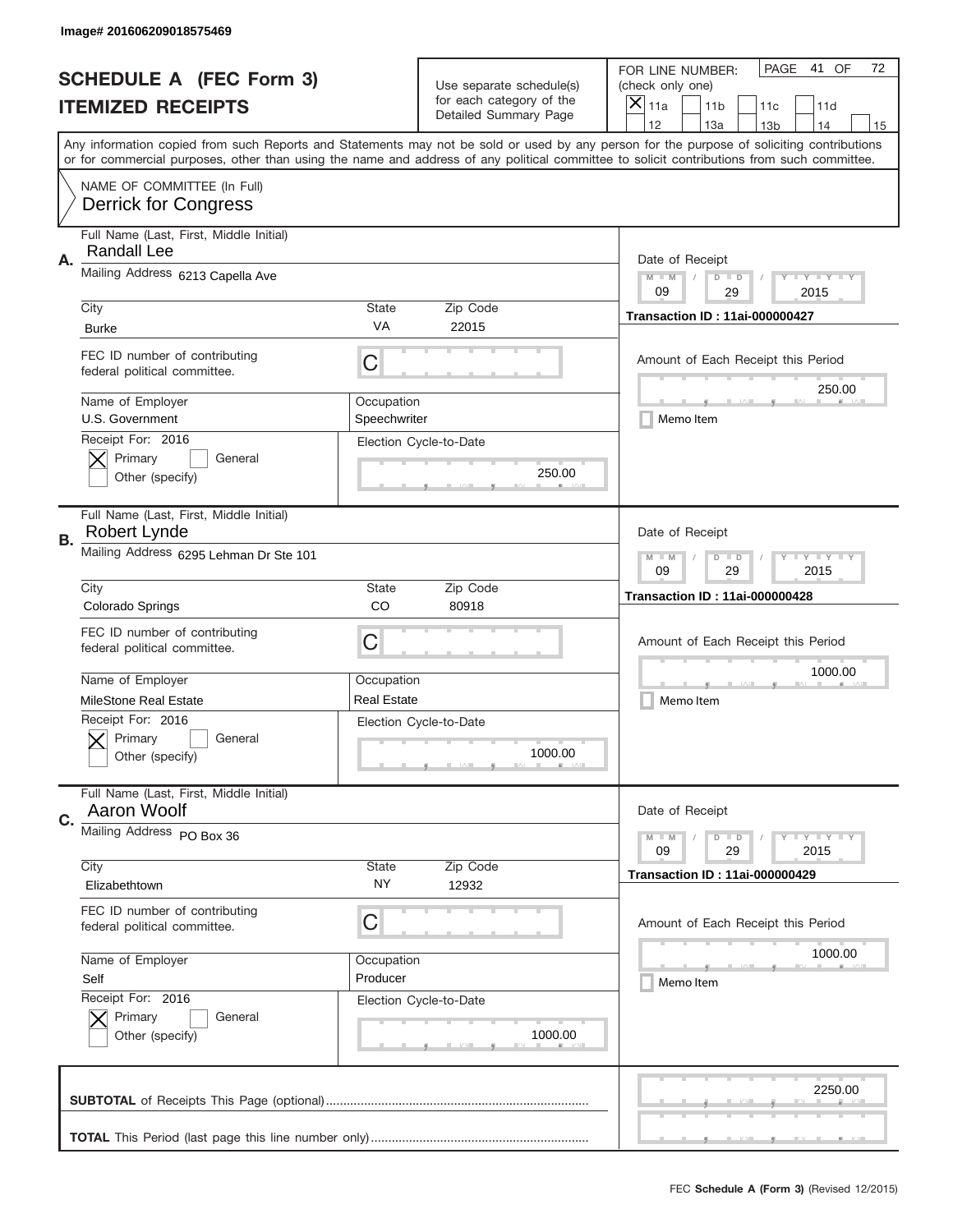Image# 201606209018575469

# SCHEDULE A (FEC Form 3)
## ITEMIZED RECEIPTS

Use separate schedule(s) for each category of the Detailed Summary Page

FOR LINE NUMBER: (check only one)

- [x] 11a
- [ ] 11b
- [ ] 11c
- [ ] 11d
- [ ] 12
- [ ] 13a
- [ ] 13b
- [ ] 14
- [ ] 15

PAGE 41 OF 72

Any information copied from such Reports and Statements may not be sold or used by any person for the purpose of soliciting contributions or for commercial purposes, other than using the name and address of any political committee to solicit contributions from such committee.

NAME OF COMMITTEE (In Full)
Derrick for Congress

---

**A.** Full Name (Last, First, Middle Initial): Randall Lee

Mailing Address: 6213 Capella Ave

City: Burke | State: VA | Zip Code: 22015

FEC ID number of contributing federal political committee: C

Name of Employer: U.S. Government | Occupation: Speechwriter

Receipt For: 2016 — [x] Primary [ ] General [ ] Other (specify)

Election Cycle-to-Date: 250.00

Date of Receipt: 09 / 29 / 2015

Transaction ID : 11ai-000000427

Amount of Each Receipt this Period: 250.00

[ ] Memo Item

---

**B.** Full Name (Last, First, Middle Initial): Robert Lynde

Mailing Address: 6295 Lehman Dr Ste 101

City: Colorado Springs | State: CO | Zip Code: 80918

FEC ID number of contributing federal political committee: C

Name of Employer: MileStone Real Estate | Occupation: Real Estate

Receipt For: 2016 — [x] Primary [ ] General [ ] Other (specify)

Election Cycle-to-Date: 1000.00

Date of Receipt: 09 / 29 / 2015

Transaction ID : 11ai-000000428

Amount of Each Receipt this Period: 1000.00

[ ] Memo Item

---

**C.** Full Name (Last, First, Middle Initial): Aaron Woolf

Mailing Address: PO Box 36

City: Elizabethtown | State: NY | Zip Code: 12932

FEC ID number of contributing federal political committee: C

Name of Employer: Self | Occupation: Producer

Receipt For: 2016 — [x] Primary [ ] General [ ] Other (specify)

Election Cycle-to-Date: 1000.00

Date of Receipt: 09 / 29 / 2015

Transaction ID : 11ai-000000429

Amount of Each Receipt this Period: 1000.00

[ ] Memo Item

---

**SUBTOTAL** of Receipts This Page (optional): 2250.00

**TOTAL** This Period (last page this line number only):

FEC **Schedule A (Form 3)** (Revised 12/2015)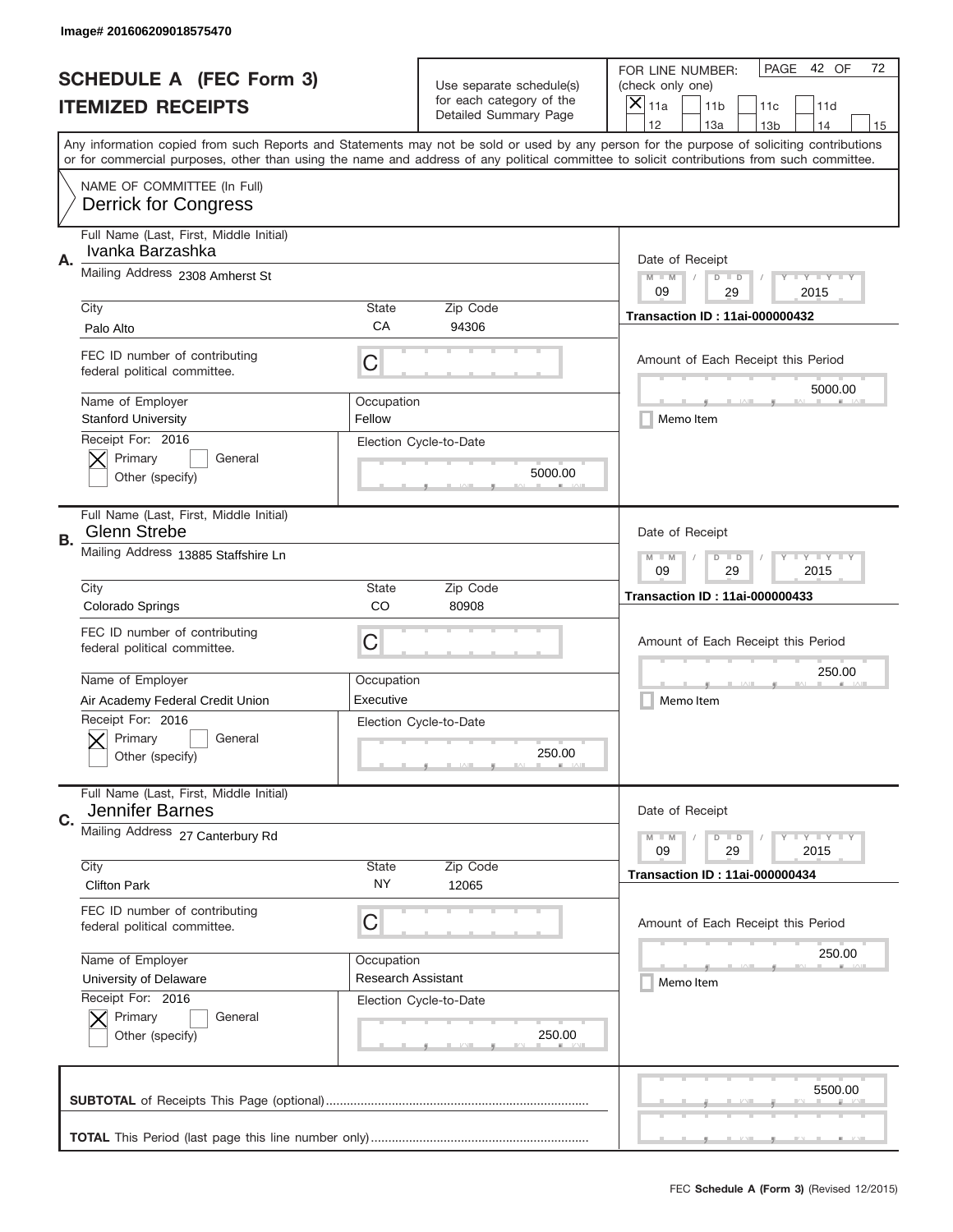Image# 201606209018575470

# SCHEDULE A (FEC Form 3)
## ITEMIZED RECEIPTS

Use separate schedule(s) for each category of the Detailed Summary Page

FOR LINE NUMBER: (check only one)

[X] 11a [ ] 11b [ ] 11c [ ] 11d [ ] 12 [ ] 13a [ ] 13b [ ] 14 [ ] 15

PAGE 42 OF 72

Any information copied from such Reports and Statements may not be sold or used by any person for the purpose of soliciting contributions or for commercial purposes, other than using the name and address of any political committee to solicit contributions from such committee.

NAME OF COMMITTEE (In Full)
Derrick for Congress

---

**A.**

Full Name (Last, First, Middle Initial): Ivanka Barzashka

Mailing Address: 2308 Amherst St

City: Palo Alto | State: CA | Zip Code: 94306

FEC ID number of contributing federal political committee: C

Name of Employer: Stanford University | Occupation: Fellow

Receipt For: 2016 — [X] Primary [ ] General [ ] Other (specify)

Election Cycle-to-Date: 5000.00

Date of Receipt: 09 / 29 / 2015

Transaction ID : 11ai-000000432

Amount of Each Receipt this Period: 5000.00

[ ] Memo Item

---

**B.**

Full Name (Last, First, Middle Initial): Glenn Strebe

Mailing Address: 13885 Staffshire Ln

City: Colorado Springs | State: CO | Zip Code: 80908

FEC ID number of contributing federal political committee: C

Name of Employer: Air Academy Federal Credit Union | Occupation: Executive

Receipt For: 2016 — [X] Primary [ ] General [ ] Other (specify)

Election Cycle-to-Date: 250.00

Date of Receipt: 09 / 29 / 2015

Transaction ID : 11ai-000000433

Amount of Each Receipt this Period: 250.00

[ ] Memo Item

---

**C.**

Full Name (Last, First, Middle Initial): Jennifer Barnes

Mailing Address: 27 Canterbury Rd

City: Clifton Park | State: NY | Zip Code: 12065

FEC ID number of contributing federal political committee: C

Name of Employer: University of Delaware | Occupation: Research Assistant

Receipt For: 2016 — [X] Primary [ ] General [ ] Other (specify)

Election Cycle-to-Date: 250.00

Date of Receipt: 09 / 29 / 2015

Transaction ID : 11ai-000000434

Amount of Each Receipt this Period: 250.00

[ ] Memo Item

---

**SUBTOTAL** of Receipts This Page (optional): 5500.00

**TOTAL** This Period (last page this line number only):

FEC **Schedule A (Form 3)** (Revised 12/2015)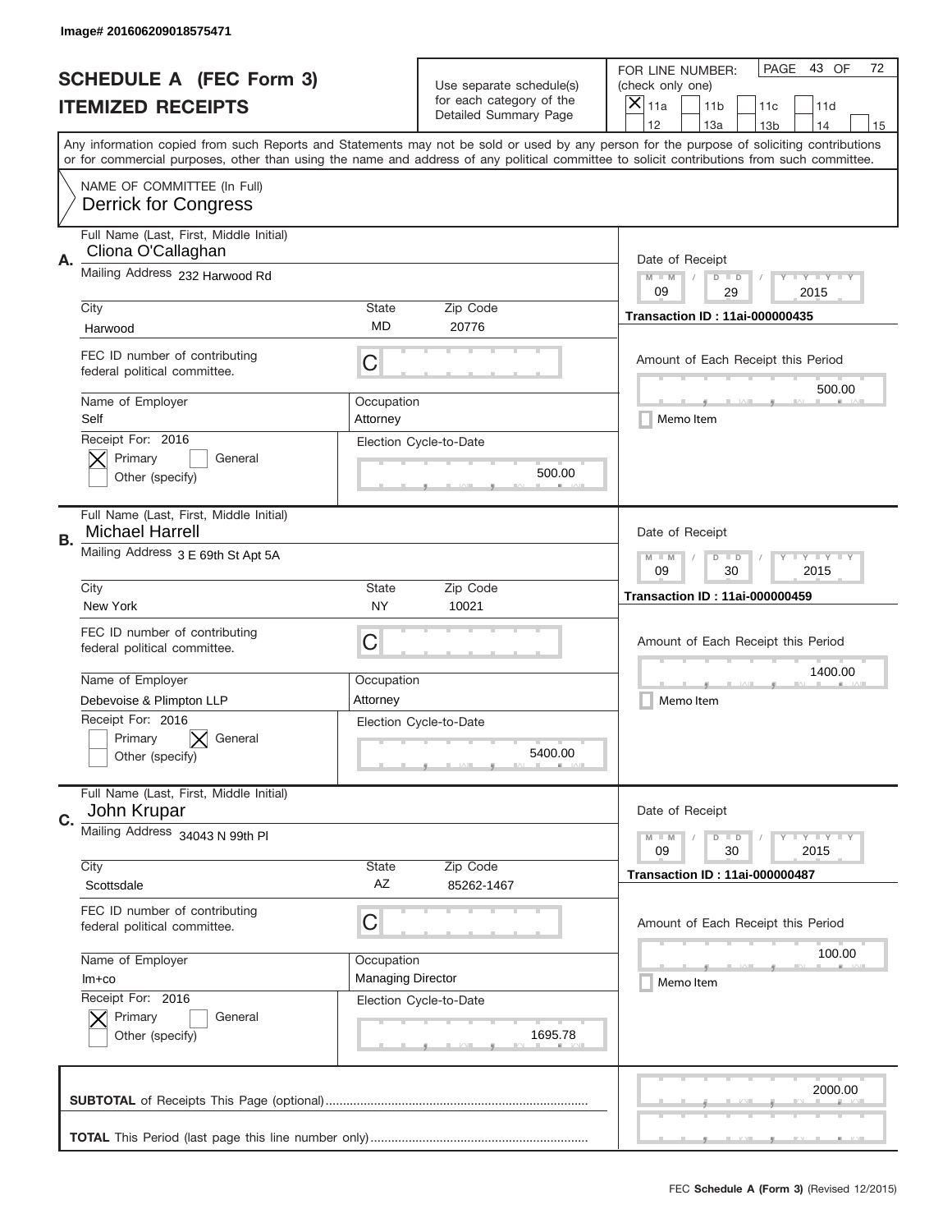Image# 201606209018575471

# SCHEDULE A (FEC Form 3)
## ITEMIZED RECEIPTS

Use separate schedule(s) for each category of the Detailed Summary Page

FOR LINE NUMBER: (check only one)

[X] 11a [ ] 11b [ ] 11c [ ] 11d [ ] 12 [ ] 13a [ ] 13b [ ] 14 [ ] 15

PAGE 43 OF 72

Any information copied from such Reports and Statements may not be sold or used by any person for the purpose of soliciting contributions or for commercial purposes, other than using the name and address of any political committee to solicit contributions from such committee.

NAME OF COMMITTEE (In Full)
Derrick for Congress

---

**A.** Full Name (Last, First, Middle Initial): Cliona O'Callaghan

Mailing Address: 232 Harwood Rd

City: Harwood | State: MD | Zip Code: 20776

FEC ID number of contributing federal political committee: C

Name of Employer: Self | Occupation: Attorney

Receipt For: 2016 — [X] Primary [ ] General [ ] Other (specify)

Election Cycle-to-Date: 500.00

Date of Receipt: 09 / 29 / 2015

Transaction ID : 11ai-000000435

Amount of Each Receipt this Period: 500.00

[ ] Memo Item

---

**B.** Full Name (Last, First, Middle Initial): Michael Harrell

Mailing Address: 3 E 69th St Apt 5A

City: New York | State: NY | Zip Code: 10021

FEC ID number of contributing federal political committee: C

Name of Employer: Debevoise & Plimpton LLP | Occupation: Attorney

Receipt For: 2016 — [ ] Primary [X] General [ ] Other (specify)

Election Cycle-to-Date: 5400.00

Date of Receipt: 09 / 30 / 2015

Transaction ID : 11ai-000000459

Amount of Each Receipt this Period: 1400.00

[ ] Memo Item

---

**C.** Full Name (Last, First, Middle Initial): John Krupar

Mailing Address: 34043 N 99th Pl

City: Scottsdale | State: AZ | Zip Code: 85262-1467

FEC ID number of contributing federal political committee: C

Name of Employer: Im+co | Occupation: Managing Director

Receipt For: 2016 — [X] Primary [ ] General [ ] Other (specify)

Election Cycle-to-Date: 1695.78

Date of Receipt: 09 / 30 / 2015

Transaction ID : 11ai-000000487

Amount of Each Receipt this Period: 100.00

[ ] Memo Item

---

**SUBTOTAL** of Receipts This Page (optional): 2000.00

**TOTAL** This Period (last page this line number only):

FEC **Schedule A** (Form 3) (Revised 12/2015)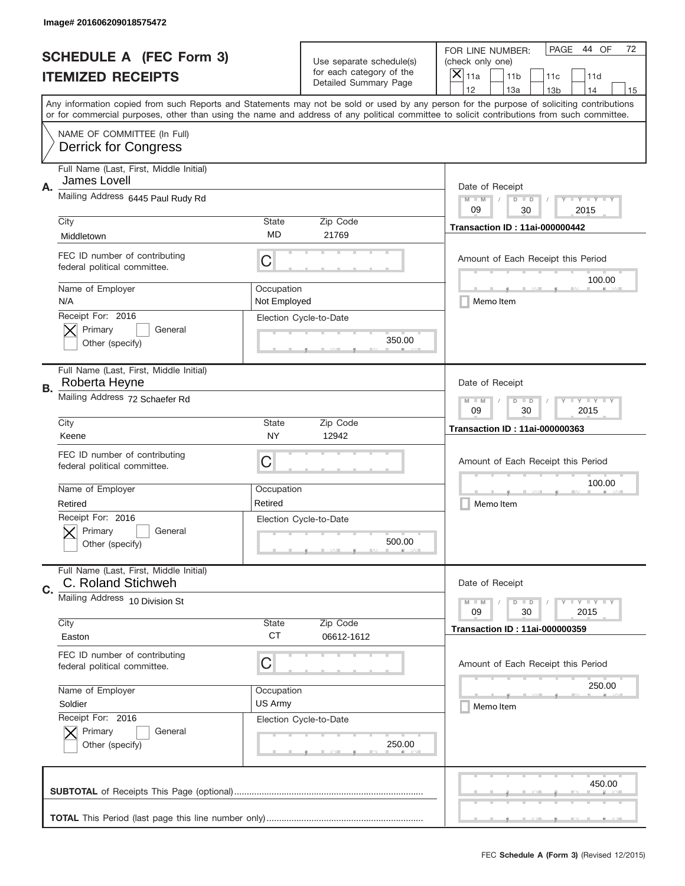Image# 201606209018575472

# SCHEDULE A (FEC Form 3)
## ITEMIZED RECEIPTS

Use separate schedule(s) for each category of the Detailed Summary Page

FOR LINE NUMBER: (check only one)
[X] 11a [ ] 11b [ ] 11c [ ] 11d [ ] 12 [ ] 13a [ ] 13b [ ] 14 [ ] 15

PAGE 44 OF 72

Any information copied from such Reports and Statements may not be sold or used by any person for the purpose of soliciting contributions or for commercial purposes, other than using the name and address of any political committee to solicit contributions from such committee.

NAME OF COMMITTEE (In Full)
Derrick for Congress

---

**A.**
Full Name (Last, First, Middle Initial): James Lovell
Mailing Address: 6445 Paul Rudy Rd
City: Middletown | State: MD | Zip Code: 21769
FEC ID number of contributing federal political committee: C
Name of Employer: N/A
Occupation: Not Employed
Receipt For: 2016 — [X] Primary [ ] General [ ] Other (specify)
Election Cycle-to-Date: 350.00
Date of Receipt: 09 / 30 / 2015
Transaction ID : 11ai-000000442
Amount of Each Receipt this Period: 100.00
[ ] Memo Item

---

**B.**
Full Name (Last, First, Middle Initial): Roberta Heyne
Mailing Address: 72 Schaefer Rd
City: Keene | State: NY | Zip Code: 12942
FEC ID number of contributing federal political committee: C
Name of Employer: Retired
Occupation: Retired
Receipt For: 2016 — [X] Primary [ ] General [ ] Other (specify)
Election Cycle-to-Date: 500.00
Date of Receipt: 09 / 30 / 2015
Transaction ID : 11ai-000000363
Amount of Each Receipt this Period: 100.00
[ ] Memo Item

---

**C.**
Full Name (Last, First, Middle Initial): C. Roland Stichweh
Mailing Address: 10 Division St
City: Easton | State: CT | Zip Code: 06612-1612
FEC ID number of contributing federal political committee: C
Name of Employer: Soldier
Occupation: US Army
Receipt For: 2016 — [X] Primary [ ] General [ ] Other (specify)
Election Cycle-to-Date: 250.00
Date of Receipt: 09 / 30 / 2015
Transaction ID : 11ai-000000359
Amount of Each Receipt this Period: 250.00
[ ] Memo Item

---

**SUBTOTAL** of Receipts This Page (optional): 450.00

**TOTAL** This Period (last page this line number only):

FEC Schedule A (Form 3) (Revised 12/2015)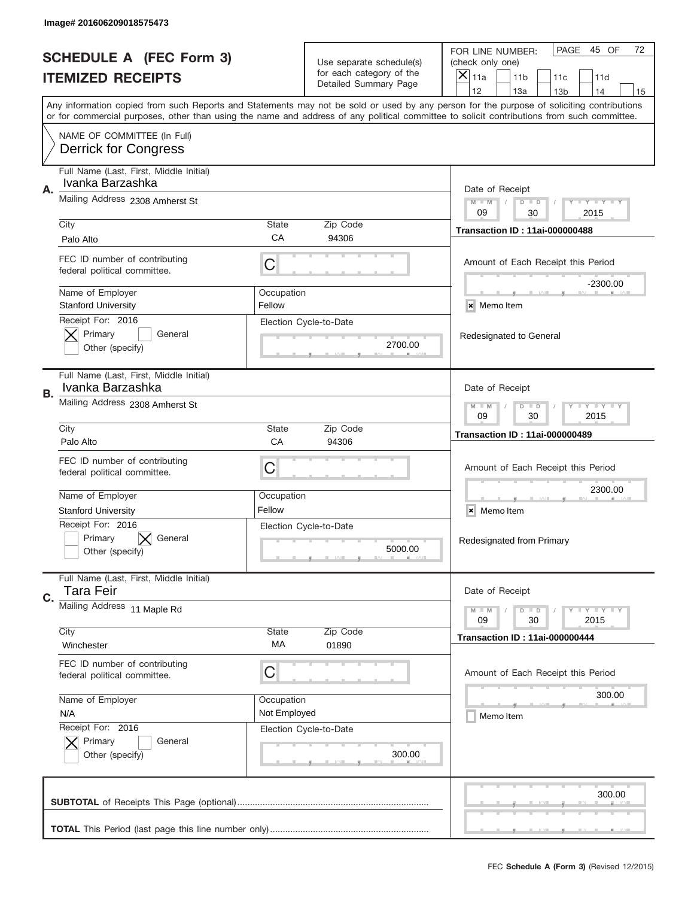Image# 201606209018575473

# SCHEDULE A (FEC Form 3)
## ITEMIZED RECEIPTS

Use separate schedule(s) for each category of the Detailed Summary Page

FOR LINE NUMBER: (check only one)

- [x] 11a
- [ ] 11b
- [ ] 11c
- [ ] 11d
- [ ] 12
- [ ] 13a
- [ ] 13b
- [ ] 14
- [ ] 15

PAGE 45 OF 72

Any information copied from such Reports and Statements may not be sold or used by any person for the purpose of soliciting contributions or for commercial purposes, other than using the name and address of any political committee to solicit contributions from such committee.

NAME OF COMMITTEE (In Full)
Derrick for Congress

---

**A.**

| Field | Value |
|---|---|
| Full Name (Last, First, Middle Initial) | Ivanka Barzashka |
| Mailing Address | 2308 Amherst St |
| City | Palo Alto |
| State | CA |
| Zip Code | 94306 |
| FEC ID number of contributing federal political committee. | C |
| Name of Employer | Stanford University |
| Occupation | Fellow |
| Receipt For: 2016 | [x] Primary [ ] General [ ] Other (specify) |
| Election Cycle-to-Date | 2700.00 |
| Date of Receipt | 09 / 30 / 2015 |
| Transaction ID | 11ai-000000488 |
| Amount of Each Receipt this Period | -2300.00 |
| Memo Item | [x] |
| Memo Text | Redesignated to General |

---

**B.**

| Field | Value |
|---|---|
| Full Name (Last, First, Middle Initial) | Ivanka Barzashka |
| Mailing Address | 2308 Amherst St |
| City | Palo Alto |
| State | CA |
| Zip Code | 94306 |
| FEC ID number of contributing federal political committee. | C |
| Name of Employer | Stanford University |
| Occupation | Fellow |
| Receipt For: 2016 | [ ] Primary [x] General [ ] Other (specify) |
| Election Cycle-to-Date | 5000.00 |
| Date of Receipt | 09 / 30 / 2015 |
| Transaction ID | 11ai-000000489 |
| Amount of Each Receipt this Period | 2300.00 |
| Memo Item | [x] |
| Memo Text | Redesignated from Primary |

---

**C.**

| Field | Value |
|---|---|
| Full Name (Last, First, Middle Initial) | Tara Feir |
| Mailing Address | 11 Maple Rd |
| City | Winchester |
| State | MA |
| Zip Code | 01890 |
| FEC ID number of contributing federal political committee. | C |
| Name of Employer | N/A |
| Occupation | Not Employed |
| Receipt For: 2016 | [x] Primary [ ] General [ ] Other (specify) |
| Election Cycle-to-Date | 300.00 |
| Date of Receipt | 09 / 30 / 2015 |
| Transaction ID | 11ai-000000444 |
| Amount of Each Receipt this Period | 300.00 |
| Memo Item | [ ] |

---

**SUBTOTAL** of Receipts This Page (optional): 300.00

**TOTAL** This Period (last page this line number only):

FEC **Schedule A** (Form 3) (Revised 12/2015)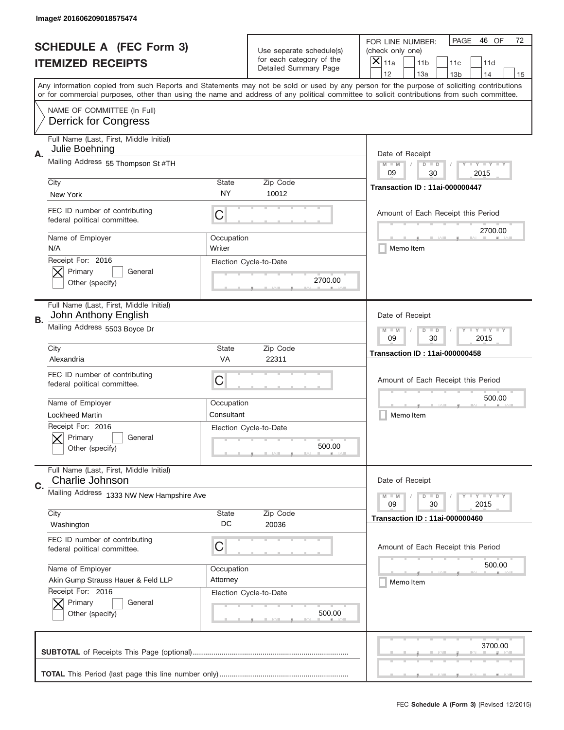Image# 201606209018575474

# SCHEDULE A (FEC Form 3)
## ITEMIZED RECEIPTS

Use separate schedule(s) for each category of the Detailed Summary Page

FOR LINE NUMBER: (check only one)
[X] 11a [ ] 11b [ ] 11c [ ] 11d [ ] 12 [ ] 13a [ ] 13b [ ] 14 [ ] 15

PAGE 46 OF 72

Any information copied from such Reports and Statements may not be sold or used by any person for the purpose of soliciting contributions or for commercial purposes, other than using the name and address of any political committee to solicit contributions from such committee.

NAME OF COMMITTEE (In Full)
Derrick for Congress

---

**A.**

| Field | Value |
|---|---|
| Full Name (Last, First, Middle Initial) | Julie Boehning |
| Mailing Address | 55 Thompson St #TH |
| City | New York |
| State | NY |
| Zip Code | 10012 |
| FEC ID number of contributing federal political committee. | C |
| Name of Employer | N/A |
| Occupation | Writer |
| Receipt For: 2016 | [X] Primary [ ] General [ ] Other (specify) |
| Election Cycle-to-Date | 2700.00 |
| Date of Receipt | 09 / 30 / 2015 |
| Transaction ID | 11ai-000000447 |
| Amount of Each Receipt this Period | 2700.00 |
| Memo Item | [ ] |

**B.**

| Field | Value |
|---|---|
| Full Name (Last, First, Middle Initial) | John Anthony English |
| Mailing Address | 5503 Boyce Dr |
| City | Alexandria |
| State | VA |
| Zip Code | 22311 |
| FEC ID number of contributing federal political committee. | C |
| Name of Employer | Lockheed Martin |
| Occupation | Consultant |
| Receipt For: 2016 | [X] Primary [ ] General [ ] Other (specify) |
| Election Cycle-to-Date | 500.00 |
| Date of Receipt | 09 / 30 / 2015 |
| Transaction ID | 11ai-000000458 |
| Amount of Each Receipt this Period | 500.00 |
| Memo Item | [ ] |

**C.**

| Field | Value |
|---|---|
| Full Name (Last, First, Middle Initial) | Charlie Johnson |
| Mailing Address | 1333 NW New Hampshire Ave |
| City | Washington |
| State | DC |
| Zip Code | 20036 |
| FEC ID number of contributing federal political committee. | C |
| Name of Employer | Akin Gump Strauss Hauer & Feld LLP |
| Occupation | Attorney |
| Receipt For: 2016 | [X] Primary [ ] General [ ] Other (specify) |
| Election Cycle-to-Date | 500.00 |
| Date of Receipt | 09 / 30 / 2015 |
| Transaction ID | 11ai-000000460 |
| Amount of Each Receipt this Period | 500.00 |
| Memo Item | [ ] |

---

**SUBTOTAL** of Receipts This Page (optional) ........ 3700.00

**TOTAL** This Period (last page this line number only) ........

FEC **Schedule A (Form 3)** (Revised 12/2015)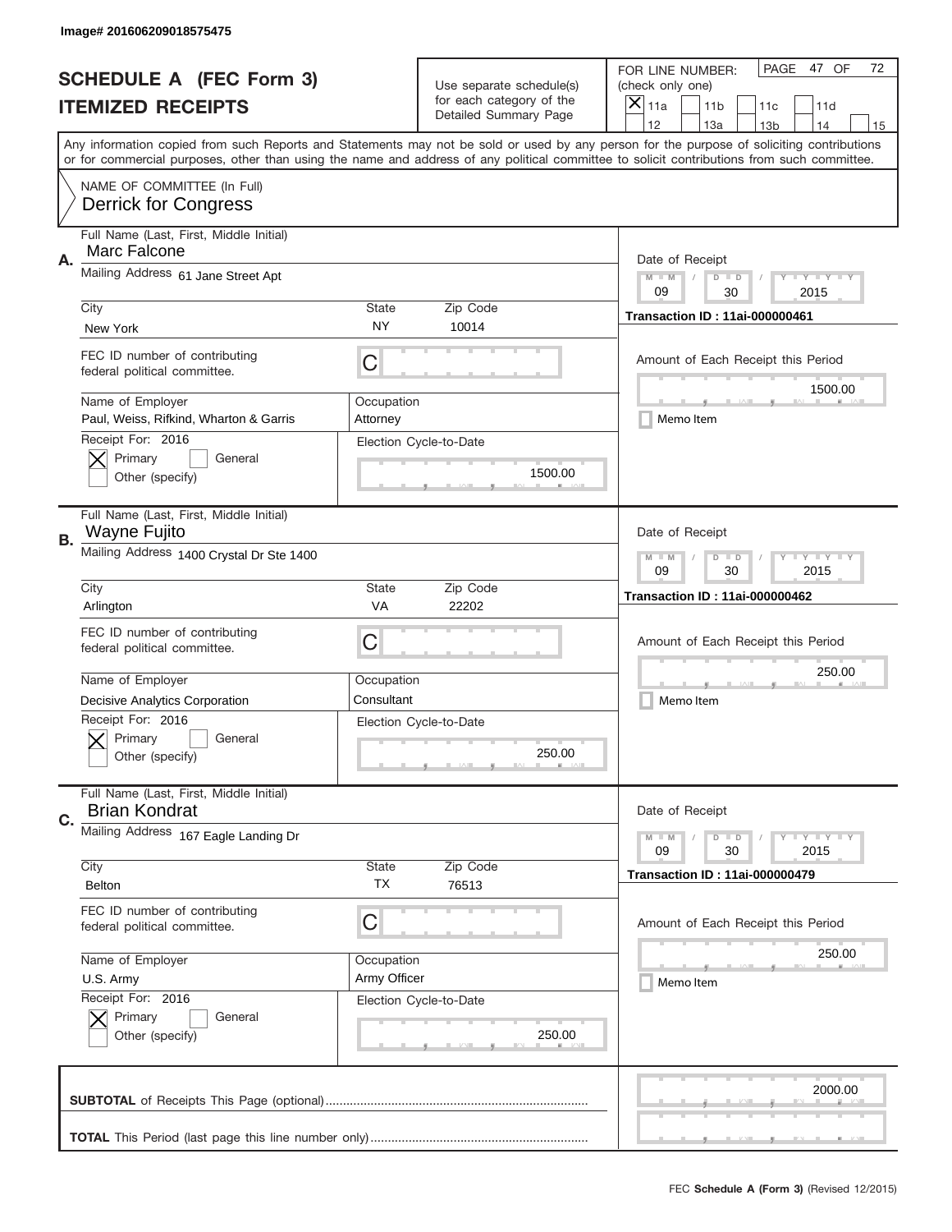Image# 201606209018575475

# SCHEDULE A (FEC Form 3)
## ITEMIZED RECEIPTS

Use separate schedule(s) for each category of the Detailed Summary Page

FOR LINE NUMBER: (check only one)
[X] 11a [ ] 11b [ ] 11c [ ] 11d [ ] 12 [ ] 13a [ ] 13b [ ] 14 [ ] 15

PAGE 47 OF 72

Any information copied from such Reports and Statements may not be sold or used by any person for the purpose of soliciting contributions or for commercial purposes, other than using the name and address of any political committee to solicit contributions from such committee.

NAME OF COMMITTEE (In Full)
Derrick for Congress

---

**A.** Full Name (Last, First, Middle Initial): Marc Falcone
Mailing Address: 61 Jane Street Apt
City: New York | State: NY | Zip Code: 10014
FEC ID number of contributing federal political committee: C
Name of Employer: Paul, Weiss, Rifkind, Wharton & Garris
Occupation: Attorney
Receipt For: 2016 — [X] Primary [ ] General [ ] Other (specify)
Election Cycle-to-Date: 1500.00
Date of Receipt: 09 / 30 / 2015
Transaction ID : 11ai-000000461
Amount of Each Receipt this Period: 1500.00
[ ] Memo Item

---

**B.** Full Name (Last, First, Middle Initial): Wayne Fujito
Mailing Address: 1400 Crystal Dr Ste 1400
City: Arlington | State: VA | Zip Code: 22202
FEC ID number of contributing federal political committee: C
Name of Employer: Decisive Analytics Corporation
Occupation: Consultant
Receipt For: 2016 — [X] Primary [ ] General [ ] Other (specify)
Election Cycle-to-Date: 250.00
Date of Receipt: 09 / 30 / 2015
Transaction ID : 11ai-000000462
Amount of Each Receipt this Period: 250.00
[ ] Memo Item

---

**C.** Full Name (Last, First, Middle Initial): Brian Kondrat
Mailing Address: 167 Eagle Landing Dr
City: Belton | State: TX | Zip Code: 76513
FEC ID number of contributing federal political committee: C
Name of Employer: U.S. Army
Occupation: Army Officer
Receipt For: 2016 — [X] Primary [ ] General [ ] Other (specify)
Election Cycle-to-Date: 250.00
Date of Receipt: 09 / 30 / 2015
Transaction ID : 11ai-000000479
Amount of Each Receipt this Period: 250.00
[ ] Memo Item

---

**SUBTOTAL** of Receipts This Page (optional): 2000.00

**TOTAL** This Period (last page this line number only):

FEC **Schedule A** (Form 3) (Revised 12/2015)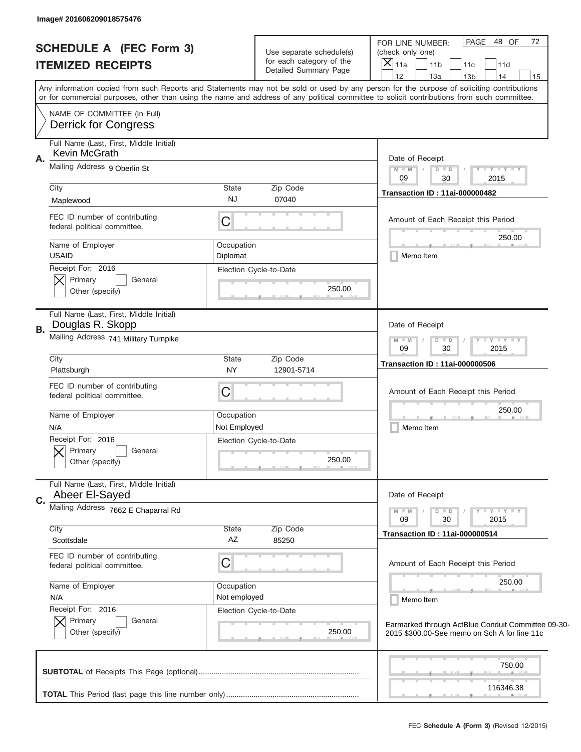Image# 201606209018575476

# SCHEDULE A (FEC Form 3)

## ITEMIZED RECEIPTS

Use separate schedule(s) for each category of the Detailed Summary Page

FOR LINE NUMBER: (check only one)

- [x] 11a
- [ ] 11b
- [ ] 11c
- [ ] 11d
- [ ] 12
- [ ] 13a
- [ ] 13b
- [ ] 14
- [ ] 15

PAGE 48 OF 72

Any information copied from such Reports and Statements may not be sold or used by any person for the purpose of soliciting contributions or for commercial purposes, other than using the name and address of any political committee to solicit contributions from such committee.

NAME OF COMMITTEE (In Full)
Derrick for Congress

---

**A.** Full Name (Last, First, Middle Initial): Kevin McGrath

Mailing Address: 9 Oberlin St

City: Maplewood | State: NJ | Zip Code: 07040

FEC ID number of contributing federal political committee: C

Name of Employer: USAID | Occupation: Diplomat

Receipt For: 2016 — [x] Primary [ ] General [ ] Other (specify)

Election Cycle-to-Date: 250.00

Date of Receipt: 09 / 30 / 2015

Transaction ID : 11ai-000000482

Amount of Each Receipt this Period: 250.00

[ ] Memo Item

---

**B.** Full Name (Last, First, Middle Initial): Douglas R. Skopp

Mailing Address: 741 Military Turnpike

City: Plattsburgh | State: NY | Zip Code: 12901-5714

FEC ID number of contributing federal political committee: C

Name of Employer: N/A | Occupation: Not Employed

Receipt For: 2016 — [x] Primary [ ] General [ ] Other (specify)

Election Cycle-to-Date: 250.00

Date of Receipt: 09 / 30 / 2015

Transaction ID : 11ai-000000506

Amount of Each Receipt this Period: 250.00

[ ] Memo Item

---

**C.** Full Name (Last, First, Middle Initial): Abeer El-Sayed

Mailing Address: 7662 E Chaparral Rd

City: Scottsdale | State: AZ | Zip Code: 85250

FEC ID number of contributing federal political committee: C

Name of Employer: N/A | Occupation: Not employed

Receipt For: 2016 — [x] Primary [ ] General [ ] Other (specify)

Election Cycle-to-Date: 250.00

Date of Receipt: 09 / 30 / 2015

Transaction ID : 11ai-000000514

Amount of Each Receipt this Period: 250.00

[ ] Memo Item

Earmarked through ActBlue Conduit Committee 09-30-2015 $300.00-See memo on Sch A for line 11c

---

**SUBTOTAL** of Receipts This Page (optional): 750.00

**TOTAL** This Period (last page this line number only): 116346.38

FEC **Schedule A** (Form 3) (Revised 12/2015)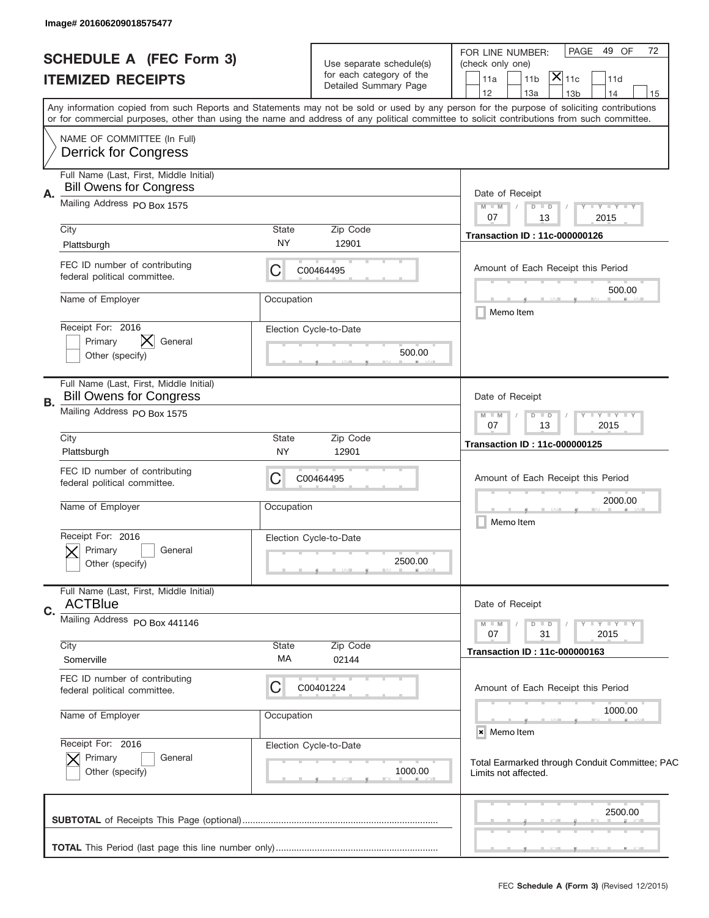Image# 201606209018575477

# SCHEDULE A (FEC Form 3)
## ITEMIZED RECEIPTS

Use separate schedule(s) for each category of the Detailed Summary Page

FOR LINE NUMBER: (check only one)

11a | 11b | [X] 11c | 11d | 12 | 13a | 13b | 14 | 15

PAGE 49 OF 72

Any information copied from such Reports and Statements may not be sold or used by any person for the purpose of soliciting contributions or for commercial purposes, other than using the name and address of any political committee to solicit contributions from such committee.

NAME OF COMMITTEE (In Full)
Derrick for Congress

---

**A.**
Full Name (Last, First, Middle Initial): Bill Owens for Congress
Mailing Address: PO Box 1575
City: Plattsburgh | State: NY | Zip Code: 12901
FEC ID number of contributing federal political committee: C C00464495
Name of Employer: | Occupation:
Receipt For: 2016 — Primary [ ] General [X] Other (specify) [ ]
Election Cycle-to-Date: 500.00

Date of Receipt: 07 / 13 / 2015
Transaction ID : 11c-000000126
Amount of Each Receipt this Period: 500.00
[ ] Memo Item

---

**B.**
Full Name (Last, First, Middle Initial): Bill Owens for Congress
Mailing Address: PO Box 1575
City: Plattsburgh | State: NY | Zip Code: 12901
FEC ID number of contributing federal political committee: C C00464495
Name of Employer: | Occupation:
Receipt For: 2016 — Primary [X] General [ ] Other (specify) [ ]
Election Cycle-to-Date: 2500.00

Date of Receipt: 07 / 13 / 2015
Transaction ID : 11c-000000125
Amount of Each Receipt this Period: 2000.00
[ ] Memo Item

---

**C.**
Full Name (Last, First, Middle Initial): ACTBlue
Mailing Address: PO Box 441146
City: Somerville | State: MA | Zip Code: 02144
FEC ID number of contributing federal political committee: C C00401224
Name of Employer: | Occupation:
Receipt For: 2016 — Primary [X] General [ ] Other (specify) [ ]
Election Cycle-to-Date: 1000.00

Date of Receipt: 07 / 31 / 2015
Transaction ID : 11c-000000163
Amount of Each Receipt this Period: 1000.00
[X] Memo Item

Total Earmarked through Conduit Committee; PAC Limits not affected.

---

**SUBTOTAL** of Receipts This Page (optional): 2500.00

**TOTAL** This Period (last page this line number only):

FEC **Schedule A (Form 3)** (Revised 12/2015)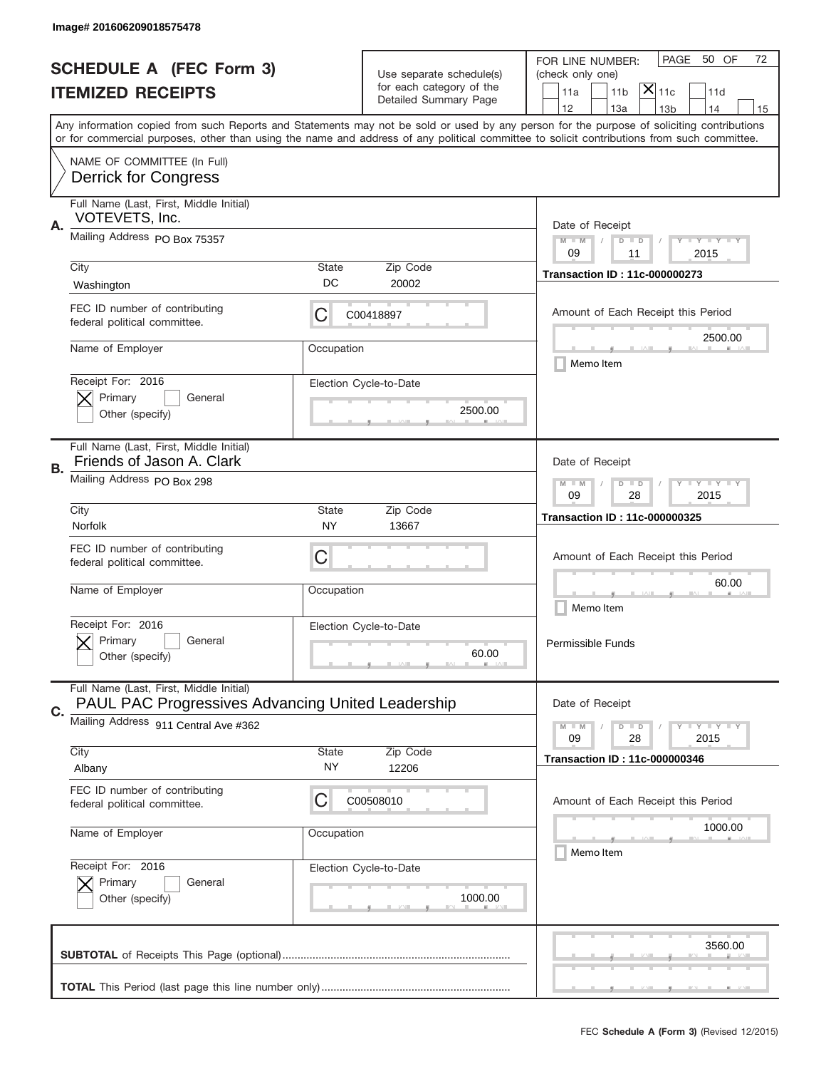Image# 201606209018575478

# SCHEDULE A (FEC Form 3)
# ITEMIZED RECEIPTS

Use separate schedule(s) for each category of the Detailed Summary Page

FOR LINE NUMBER: (check only one)

- [ ] 11a
- [ ] 11b
- [x] 11c
- [ ] 11d
- [ ] 12
- [ ] 13a
- [ ] 13b
- [ ] 14
- [ ] 15

Any information copied from such Reports and Statements may not be sold or used by any person for the purpose of soliciting contributions or for commercial purposes, other than using the name and address of any political committee to solicit contributions from such committee.

NAME OF COMMITTEE (In Full)
Derrick for Congress

---

**A.** Full Name (Last, First, Middle Initial): VOTEVETS, Inc.

Mailing Address: PO Box 75357

City: Washington | State: DC | Zip Code: 20002

FEC ID number of contributing federal political committee: C C00418897

Name of Employer: | Occupation:

Receipt For: 2016 — [x] Primary [ ] General [ ] Other (specify)

Election Cycle-to-Date: 2500.00

Date of Receipt: 09 / 11 / 2015

Transaction ID : 11c-000000273

Amount of Each Receipt this Period: 2500.00

[ ] Memo Item

---

**B.** Full Name (Last, First, Middle Initial): Friends of Jason A. Clark

Mailing Address: PO Box 298

City: Norfolk | State: NY | Zip Code: 13667

FEC ID number of contributing federal political committee: C

Name of Employer: | Occupation:

Receipt For: 2016 — [x] Primary [ ] General [ ] Other (specify)

Election Cycle-to-Date: 60.00

Date of Receipt: 09 / 28 / 2015

Transaction ID : 11c-000000325

Amount of Each Receipt this Period: 60.00

[ ] Memo Item

Permissible Funds

---

**C.** Full Name (Last, First, Middle Initial): PAUL PAC Progressives Advancing United Leadership

Mailing Address: 911 Central Ave #362

City: Albany | State: NY | Zip Code: 12206

FEC ID number of contributing federal political committee: C C00508010

Name of Employer: | Occupation:

Receipt For: 2016 — [x] Primary [ ] General [ ] Other (specify)

Election Cycle-to-Date: 1000.00

Date of Receipt: 09 / 28 / 2015

Transaction ID : 11c-000000346

Amount of Each Receipt this Period: 1000.00

[ ] Memo Item

---

**SUBTOTAL** of Receipts This Page (optional): 3560.00

**TOTAL** This Period (last page this line number only):

FEC **Schedule A** (Form 3) (Revised 12/2015)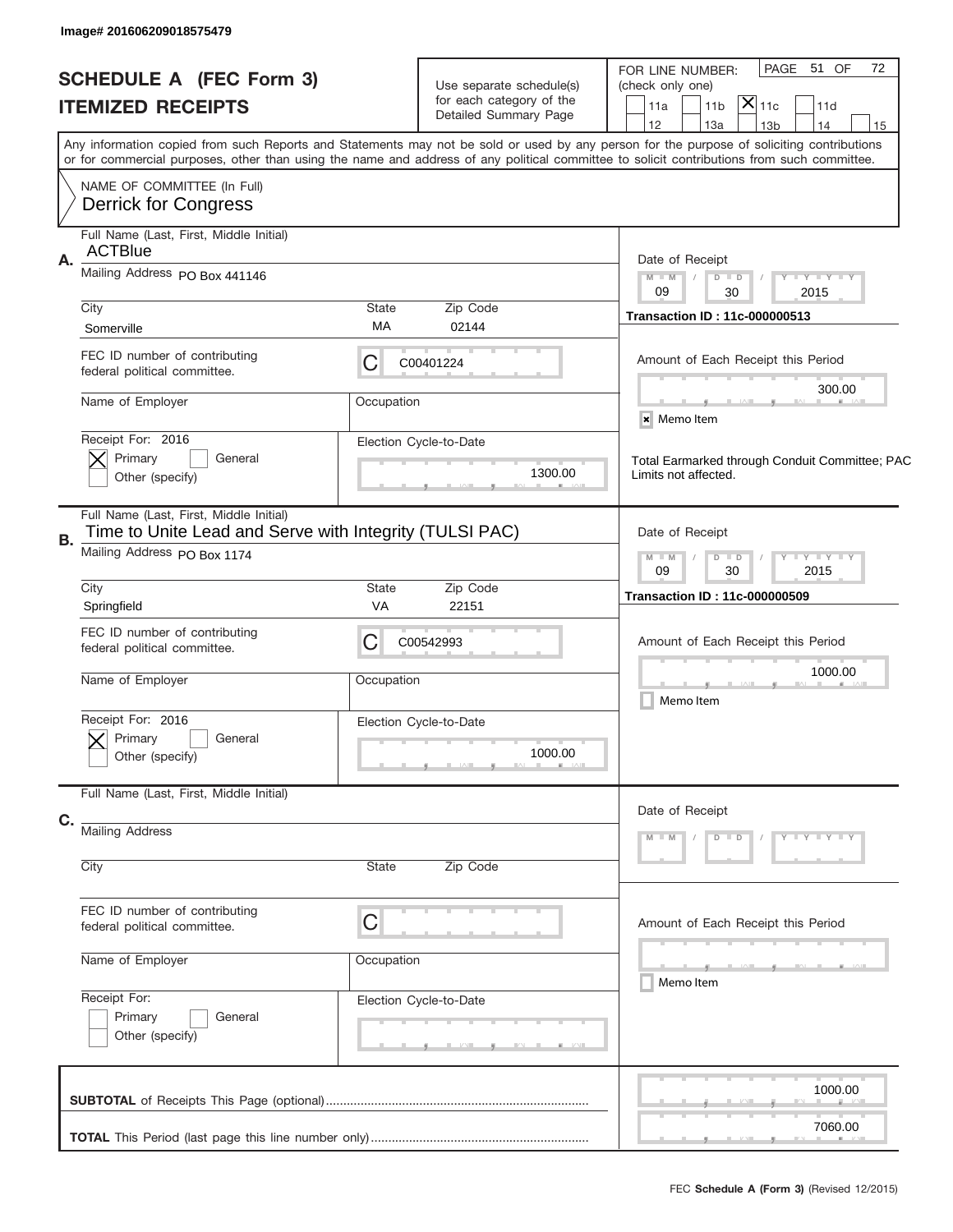Image# 201606209018575479

# SCHEDULE A (FEC Form 3)
## ITEMIZED RECEIPTS

Use separate schedule(s) for each category of the Detailed Summary Page

FOR LINE NUMBER: (check only one)

- [ ] 11a
- [ ] 11b
- [x] 11c
- [ ] 11d
- [ ] 12
- [ ] 13a
- [ ] 13b
- [ ] 14
- [ ] 15

Any information copied from such Reports and Statements may not be sold or used by any person for the purpose of soliciting contributions or for commercial purposes, other than using the name and address of any political committee to solicit contributions from such committee.

NAME OF COMMITTEE (In Full)
Derrick for Congress

---

**A.** Full Name (Last, First, Middle Initial): ACTBlue

Mailing Address: PO Box 441146

City: Somerville | State: MA | Zip Code: 02144

FEC ID number of contributing federal political committee: C C00401224

Name of Employer: | Occupation:

Receipt For: 2016
- [x] Primary
- [ ] General
- [ ] Other (specify)

Election Cycle-to-Date: 1300.00

Date of Receipt: 09 / 30 / 2015

Transaction ID : 11c-000000513

Amount of Each Receipt this Period: 300.00

- [x] Memo Item

Total Earmarked through Conduit Committee; PAC Limits not affected.

---

**B.** Full Name (Last, First, Middle Initial): Time to Unite Lead and Serve with Integrity (TULSI PAC)

Mailing Address: PO Box 1174

City: Springfield | State: VA | Zip Code: 22151

FEC ID number of contributing federal political committee: C C00542993

Name of Employer: | Occupation:

Receipt For: 2016
- [x] Primary
- [ ] General
- [ ] Other (specify)

Election Cycle-to-Date: 1000.00

Date of Receipt: 09 / 30 / 2015

Transaction ID : 11c-000000509

Amount of Each Receipt this Period: 1000.00

- [ ] Memo Item

---

**C.** Full Name (Last, First, Middle Initial):

Mailing Address:

City: | State: | Zip Code:

FEC ID number of contributing federal political committee: C

Name of Employer: | Occupation:

Receipt For:
- [ ] Primary
- [ ] General
- [ ] Other (specify)

Election Cycle-to-Date:

Date of Receipt:

Amount of Each Receipt this Period:

- [ ] Memo Item

---

**SUBTOTAL** of Receipts This Page (optional): 1000.00

**TOTAL** This Period (last page this line number only): 7060.00

FEC **Schedule A (Form 3)** (Revised 12/2015)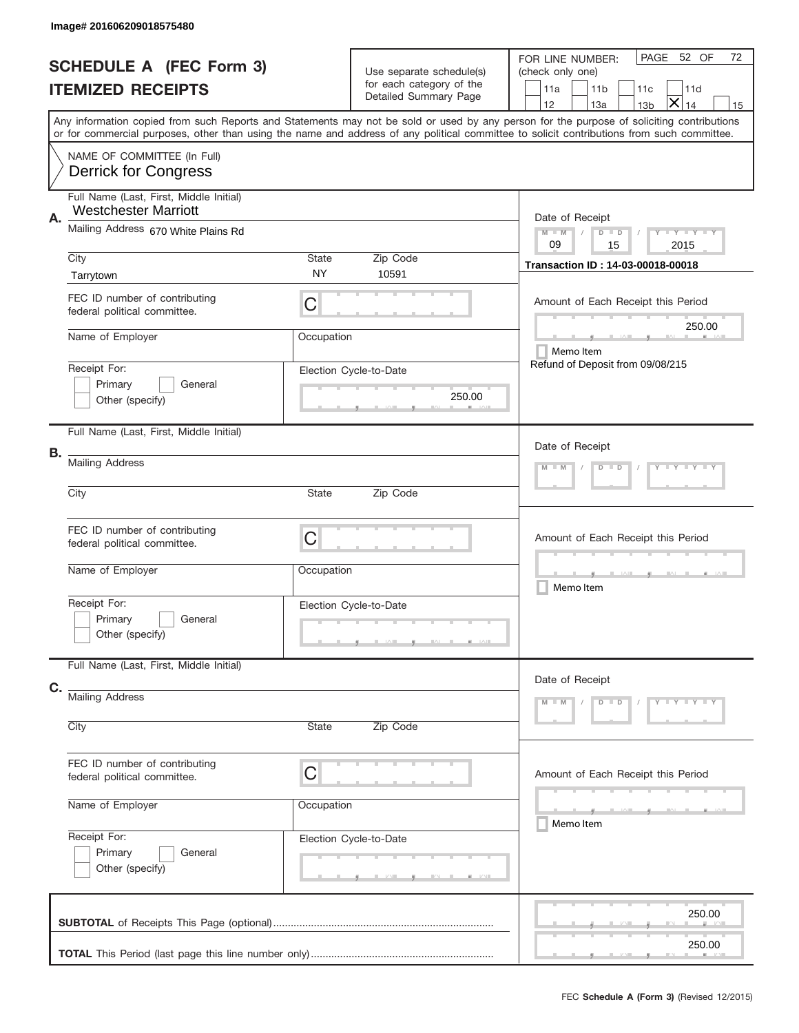Image# 201606209018575480

# SCHEDULE A (FEC Form 3)
## ITEMIZED RECEIPTS

Use separate schedule(s) for each category of the Detailed Summary Page

FOR LINE NUMBER: (check only one)

| | | | |
|---|---|---|---|
| [ ] 11a | [ ] 11b | [ ] 11c | [ ] 11d |
| [ ] 12 | [ ] 13a | [ ] 13b | [X] 14 | [ ] 15 |

Any information copied from such Reports and Statements may not be sold or used by any person for the purpose of soliciting contributions or for commercial purposes, other than using the name and address of any political committee to solicit contributions from such committee.

NAME OF COMMITTEE (In Full)
Derrick for Congress

**A.**

Full Name (Last, First, Middle Initial): Westchester Marriott

Mailing Address: 670 White Plains Rd

City: Tarrytown | State: NY | Zip Code: 10591

FEC ID number of contributing federal political committee: C

Name of Employer: | Occupation:

Receipt For: [ ] Primary [ ] General [ ] Other (specify)

Election Cycle-to-Date: 250.00

Date of Receipt: 09 / 15 / 2015

Transaction ID : 14-03-00018-00018

Amount of Each Receipt this Period: 250.00

[ ] Memo Item

Refund of Deposit from 09/08/215

**B.**

Full Name (Last, First, Middle Initial):

Mailing Address:

City: | State: | Zip Code:

FEC ID number of contributing federal political committee: C

Name of Employer: | Occupation:

Receipt For: [ ] Primary [ ] General [ ] Other (specify)

Election Cycle-to-Date:

Date of Receipt: M M / D D / Y Y Y Y

Amount of Each Receipt this Period:

[ ] Memo Item

**C.**

Full Name (Last, First, Middle Initial):

Mailing Address:

City: | State: | Zip Code:

FEC ID number of contributing federal political committee: C

Name of Employer: | Occupation:

Receipt For: [ ] Primary [ ] General [ ] Other (specify)

Election Cycle-to-Date:

Date of Receipt: M M / D D / Y Y Y Y

Amount of Each Receipt this Period:

[ ] Memo Item

**SUBTOTAL** of Receipts This Page (optional): 250.00

**TOTAL** This Period (last page this line number only): 250.00

FEC **Schedule A (Form 3)** (Revised 12/2015)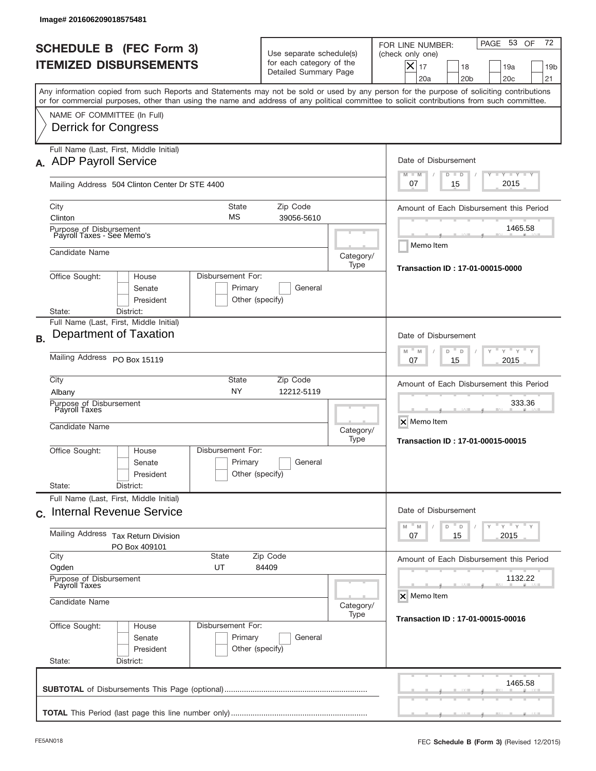Image# 201606209018575481

# SCHEDULE B (FEC Form 3)
# ITEMIZED DISBURSEMENTS

Use separate schedule(s) for each category of the Detailed Summary Page

FOR LINE NUMBER: (check only one)

[X] 17 [ ] 18 [ ] 19a [ ] 19b [ ] 20a [ ] 20b [ ] 20c [ ] 21

Any information copied from such Reports and Statements may not be sold or used by any person for the purpose of soliciting contributions or for commercial purposes, other than using the name and address of any political committee to solicit contributions from such committee.

NAME OF COMMITTEE (In Full)
Derrick for Congress

---

**A.** Full Name (Last, First, Middle Initial): **ADP Payroll Service**

Mailing Address: 504 Clinton Center Dr STE 4400

City: Clinton | State: MS | Zip Code: 39056-5610

Purpose of Disbursement: Payroll Taxes - See Memo's

Candidate Name:

Category/Type:

Office Sought: [ ] House [ ] Senate [ ] President

State: District:

Disbursement For: [ ] Primary [ ] General [ ] Other (specify)

Date of Disbursement: 07 / 15 / 2015

Amount of Each Disbursement this Period: 1465.58

[ ] Memo Item

**Transaction ID : 17-01-00015-0000**

---

**B.** Full Name (Last, First, Middle Initial): **Department of Taxation**

Mailing Address: PO Box 15119

City: Albany | State: NY | Zip Code: 12212-5119

Purpose of Disbursement: Payroll Taxes

Candidate Name:

Category/Type:

Office Sought: [ ] House [ ] Senate [ ] President

State: District:

Disbursement For: [ ] Primary [ ] General [ ] Other (specify)

Date of Disbursement: 07 / 15 / 2015

Amount of Each Disbursement this Period: 333.36

[X] Memo Item

**Transaction ID : 17-01-00015-00015**

---

**C.** Full Name (Last, First, Middle Initial): **Internal Revenue Service**

Mailing Address: Tax Return Division
PO Box 409101

City: Ogden | State: UT | Zip Code: 84409

Purpose of Disbursement: Payroll Taxes

Candidate Name:

Category/Type:

Office Sought: [ ] House [ ] Senate [ ] President

State: District:

Disbursement For: [ ] Primary [ ] General [ ] Other (specify)

Date of Disbursement: 07 / 15 / 2015

Amount of Each Disbursement this Period: 1132.22

[X] Memo Item

**Transaction ID : 17-01-00015-00016**

---

**SUBTOTAL** of Disbursements This Page (optional): 1465.58

**TOTAL** This Period (last page this line number only):

FE5AN018 FEC **Schedule B (Form 3)** (Revised 12/2015)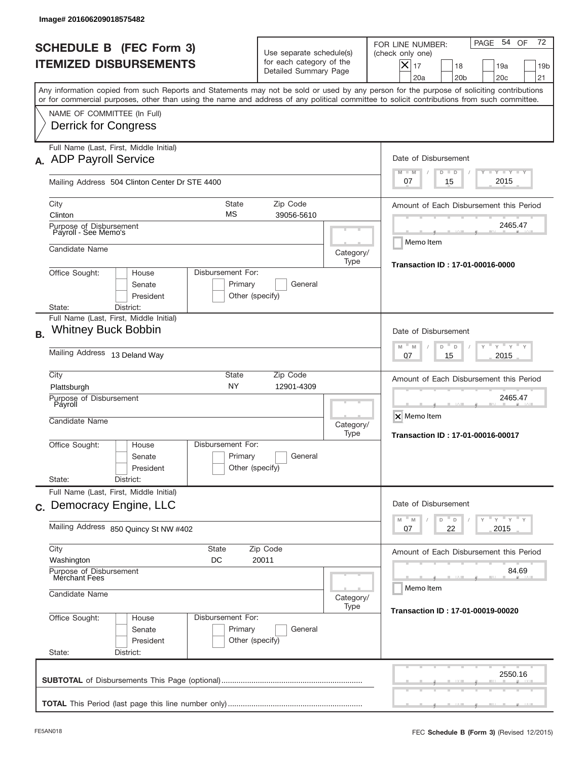Image# 201606209018575482

# SCHEDULE B (FEC Form 3) ITEMIZED DISBURSEMENTS

Use separate schedule(s) for each category of the Detailed Summary Page

FOR LINE NUMBER: (check only one)

- [x] 17
- [ ] 18
- [ ] 19a
- [ ] 19b
- [ ] 20a
- [ ] 20b
- [ ] 20c
- [ ] 21

Any information copied from such Reports and Statements may not be sold or used by any person for the purpose of soliciting contributions or for commercial purposes, other than using the name and address of any political committee to solicit contributions from such committee.

NAME OF COMMITTEE (In Full)

Derrick for Congress

---

**A.** Full Name (Last, First, Middle Initial): ADP Payroll Service

Mailing Address: 504 Clinton Center Dr STE 4400

City: Clinton | State: MS | Zip Code: 39056-5610

Purpose of Disbursement: Payroll - See Memo's

Candidate Name:

Category/Type:

Office Sought: [ ] House [ ] Senate [ ] President

Disbursement For: [ ] Primary [ ] General [ ] Other (specify)

State: District:

Date of Disbursement: 07/15/2015

Amount of Each Disbursement this Period: 2465.47

[ ] Memo Item

Transaction ID : 17-01-00016-0000

---

**B.** Full Name (Last, First, Middle Initial): Whitney Buck Bobbin

Mailing Address: 13 Deland Way

City: Plattsburgh | State: NY | Zip Code: 12901-4309

Purpose of Disbursement: Payroll

Candidate Name:

Category/Type:

Office Sought: [ ] House [ ] Senate [ ] President

Disbursement For: [ ] Primary [ ] General [ ] Other (specify)

State: District:

Date of Disbursement: 07/15/2015

Amount of Each Disbursement this Period: 2465.47

[x] Memo Item

Transaction ID : 17-01-00016-00017

---

**C.** Full Name (Last, First, Middle Initial): Democracy Engine, LLC

Mailing Address: 850 Quincy St NW #402

City: Washington | State: DC | Zip Code: 20011

Purpose of Disbursement: Merchant Fees

Candidate Name:

Category/Type:

Office Sought: [ ] House [ ] Senate [ ] President

Disbursement For: [ ] Primary [ ] General [ ] Other (specify)

State: District:

Date of Disbursement: 07/22/2015

Amount of Each Disbursement this Period: 84.69

[ ] Memo Item

Transaction ID : 17-01-00019-00020

---

**SUBTOTAL** of Disbursements This Page (optional): 2550.16

**TOTAL** This Period (last page this line number only):

FE5AN018

FEC **Schedule B** (Form 3) (Revised 12/2015)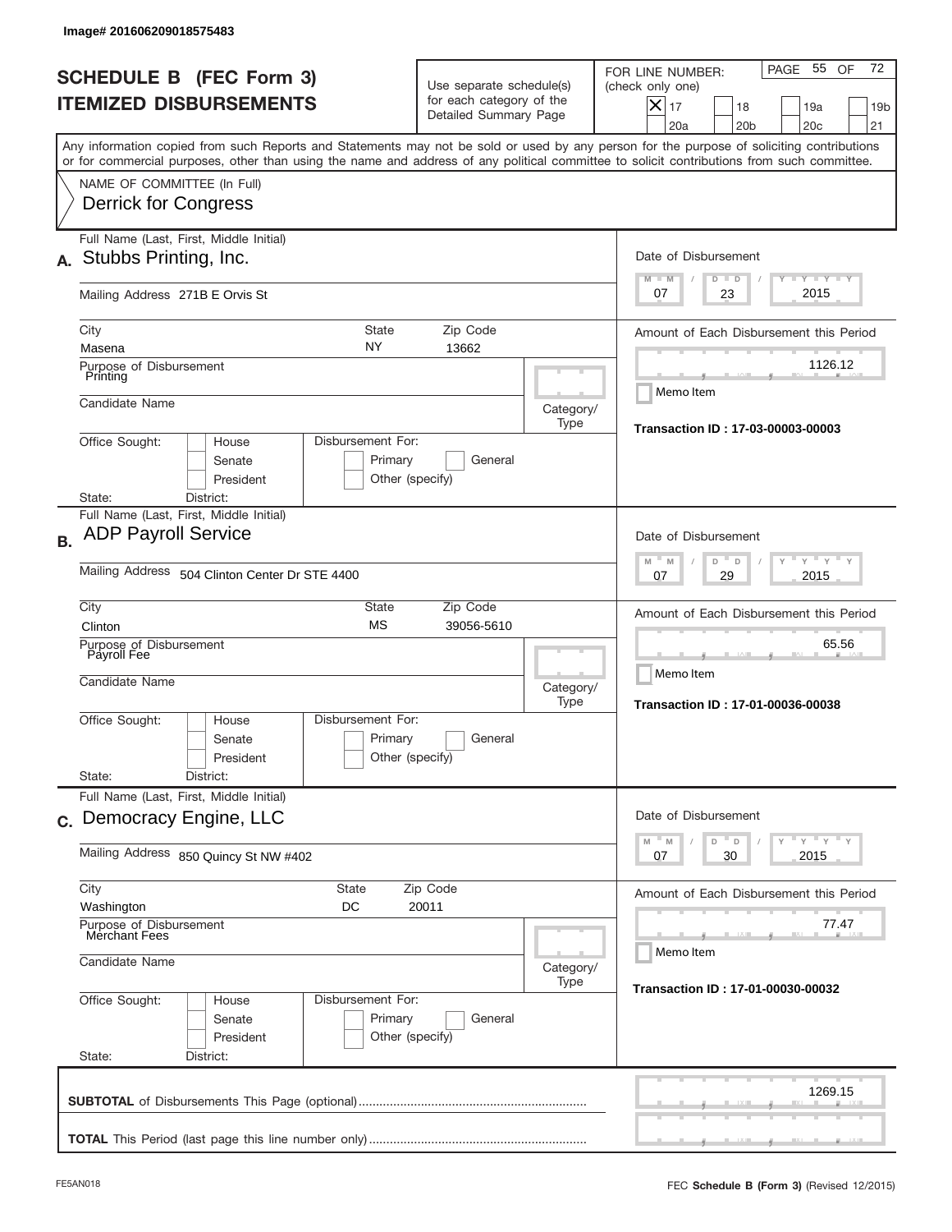Image# 201606209018575483

# SCHEDULE B (FEC Form 3)
## ITEMIZED DISBURSEMENTS

Use separate schedule(s) for each category of the Detailed Summary Page

FOR LINE NUMBER: (check only one)

- [X] 17
- [ ] 18
- [ ] 19a
- [ ] 19b
- [ ] 20a
- [ ] 20b
- [ ] 20c
- [ ] 21

PAGE 55 OF 72

Any information copied from such Reports and Statements may not be sold or used by any person for the purpose of soliciting contributions or for commercial purposes, other than using the name and address of any political committee to solicit contributions from such committee.

NAME OF COMMITTEE (In Full)
Derrick for Congress

---

**A.** Full Name (Last, First, Middle Initial): Stubbs Printing, Inc.

Mailing Address: 271B E Orvis St

City: Masena | State: NY | Zip Code: 13662

Purpose of Disbursement: Printing

Candidate Name:

Category/Type:

Office Sought: House / Senate / President

Disbursement For: Primary / General / Other (specify)

State: District:

Date of Disbursement: 07 / 23 / 2015

Amount of Each Disbursement this Period: 1126.12

Memo Item

Transaction ID : 17-03-00003-00003

---

**B.** Full Name (Last, First, Middle Initial): ADP Payroll Service

Mailing Address: 504 Clinton Center Dr STE 4400

City: Clinton | State: MS | Zip Code: 39056-5610

Purpose of Disbursement: Payroll Fee

Candidate Name:

Category/Type:

Office Sought: House / Senate / President

Disbursement For: Primary / General / Other (specify)

State: District:

Date of Disbursement: 07 / 29 / 2015

Amount of Each Disbursement this Period: 65.56

Memo Item

Transaction ID : 17-01-00036-00038

---

**C.** Full Name (Last, First, Middle Initial): Democracy Engine, LLC

Mailing Address: 850 Quincy St NW #402

City: Washington | State: DC | Zip Code: 20011

Purpose of Disbursement: Merchant Fees

Candidate Name:

Category/Type:

Office Sought: House / Senate / President

Disbursement For: Primary / General / Other (specify)

State: District:

Date of Disbursement: 07 / 30 / 2015

Amount of Each Disbursement this Period: 77.47

Memo Item

Transaction ID : 17-01-00030-00032

---

**SUBTOTAL** of Disbursements This Page (optional): 1269.15

**TOTAL** This Period (last page this line number only):

FE5AN018 — FEC **Schedule B (Form 3)** (Revised 12/2015)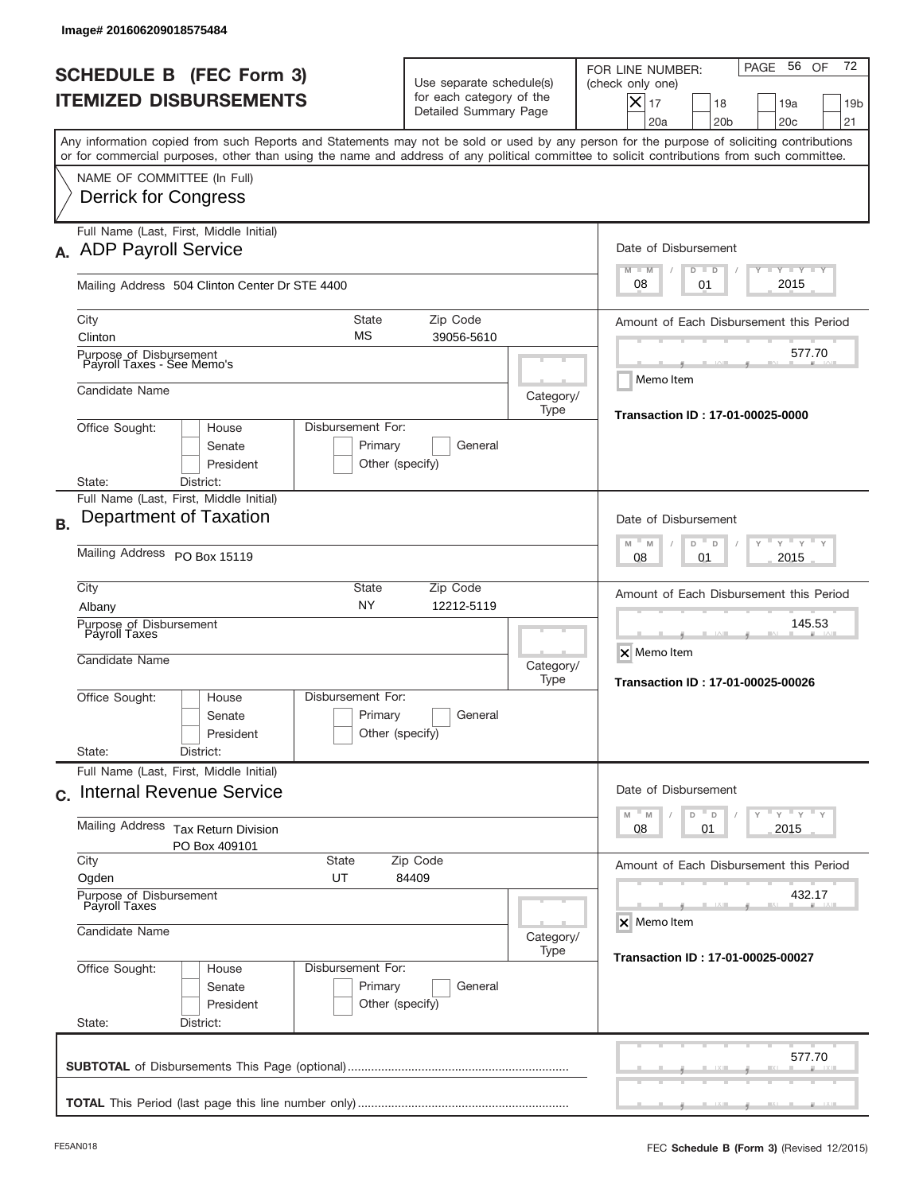Image# 201606209018575484

# SCHEDULE B (FEC Form 3)
# ITEMIZED DISBURSEMENTS

Use separate schedule(s) for each category of the Detailed Summary Page

FOR LINE NUMBER: (check only one)

- [X] 17
- [ ] 18
- [ ] 19a
- [ ] 19b
- [ ] 20a
- [ ] 20b
- [ ] 20c
- [ ] 21

Any information copied from such Reports and Statements may not be sold or used by any person for the purpose of soliciting contributions or for commercial purposes, other than using the name and address of any political committee to solicit contributions from such committee.

NAME OF COMMITTEE (In Full)
Derrick for Congress

## A.

Full Name (Last, First, Middle Initial): ADP Payroll Service

Mailing Address: 504 Clinton Center Dr STE 4400

City: Clinton | State: MS | Zip Code: 39056-5610

Purpose of Disbursement: Payroll Taxes - See Memo's

Candidate Name:

Category/Type:

Office Sought: House / Senate / President

Disbursement For: Primary / General / Other (specify)

State: District:

Date of Disbursement: 08 / 01 / 2015

Amount of Each Disbursement this Period: 577.70

- [ ] Memo Item

Transaction ID : 17-01-00025-0000

## B.

Full Name (Last, First, Middle Initial): Department of Taxation

Mailing Address: PO Box 15119

City: Albany | State: NY | Zip Code: 12212-5119

Purpose of Disbursement: Payroll Taxes

Candidate Name:

Category/Type:

Office Sought: House / Senate / President

Disbursement For: Primary / General / Other (specify)

State: District:

Date of Disbursement: 08 / 01 / 2015

Amount of Each Disbursement this Period: 145.53

- [X] Memo Item

Transaction ID : 17-01-00025-00026

## C.

Full Name (Last, First, Middle Initial): Internal Revenue Service

Mailing Address: Tax Return Division, PO Box 409101

City: Ogden | State: UT | Zip Code: 84409

Purpose of Disbursement: Payroll Taxes

Candidate Name:

Category/Type:

Office Sought: House / Senate / President

Disbursement For: Primary / General / Other (specify)

State: District:

Date of Disbursement: 08 / 01 / 2015

Amount of Each Disbursement this Period: 432.17

- [X] Memo Item

Transaction ID : 17-01-00025-00027

**SUBTOTAL** of Disbursements This Page (optional): 577.70

**TOTAL** This Period (last page this line number only):

FE5AN018 | FEC **Schedule B** (Form 3) (Revised 12/2015)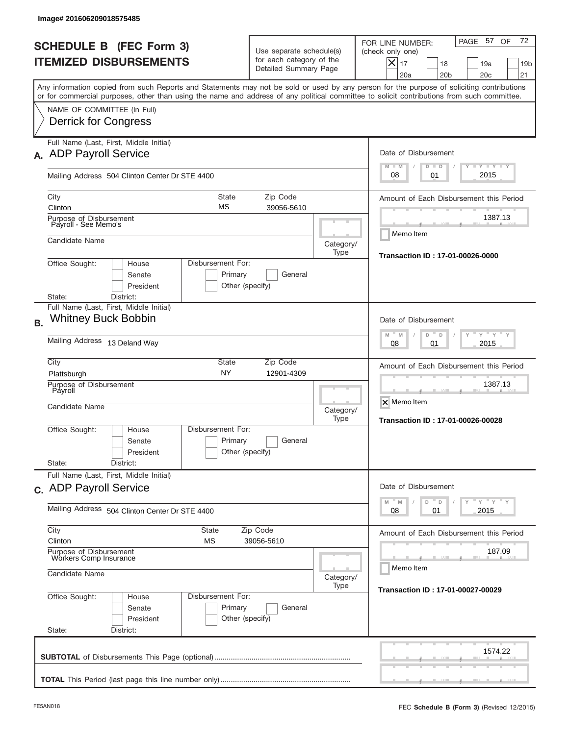Image# 201606209018575485

# SCHEDULE B (FEC Form 3)
## ITEMIZED DISBURSEMENTS

Use separate schedule(s) for each category of the Detailed Summary Page

FOR LINE NUMBER: (check only one)

- [X] 17
- [ ] 18
- [ ] 19a
- [ ] 19b
- [ ] 20a
- [ ] 20b
- [ ] 20c
- [ ] 21

PAGE 57 OF 72

Any information copied from such Reports and Statements may not be sold or used by any person for the purpose of soliciting contributions or for commercial purposes, other than using the name and address of any political committee to solicit contributions from such committee.

NAME OF COMMITTEE (In Full)
Derrick for Congress

---

**A.** Full Name (Last, First, Middle Initial): ADP Payroll Service

Mailing Address: 504 Clinton Center Dr STE 4400

City: Clinton | State: MS | Zip Code: 39056-5610

Purpose of Disbursement: Payroll - See Memo's

Candidate Name:

Category/Type:

Office Sought: House / Senate / President

Disbursement For: Primary / General / Other (specify)

State: District:

Date of Disbursement: 08 / 01 / 2015

Amount of Each Disbursement this Period: 1387.13

- [ ] Memo Item

Transaction ID : 17-01-00026-0000

---

**B.** Full Name (Last, First, Middle Initial): Whitney Buck Bobbin

Mailing Address: 13 Deland Way

City: Plattsburgh | State: NY | Zip Code: 12901-4309

Purpose of Disbursement: Payroll

Candidate Name:

Category/Type:

Office Sought: House / Senate / President

Disbursement For: Primary / General / Other (specify)

State: District:

Date of Disbursement: 08 / 01 / 2015

Amount of Each Disbursement this Period: 1387.13

- [X] Memo Item

Transaction ID : 17-01-00026-00028

---

**C.** Full Name (Last, First, Middle Initial): ADP Payroll Service

Mailing Address: 504 Clinton Center Dr STE 4400

City: Clinton | State: MS | Zip Code: 39056-5610

Purpose of Disbursement: Workers Comp Insurance

Candidate Name:

Category/Type:

Office Sought: House / Senate / President

Disbursement For: Primary / General / Other (specify)

State: District:

Date of Disbursement: 08 / 01 / 2015

Amount of Each Disbursement this Period: 187.09

- [ ] Memo Item

Transaction ID : 17-01-00027-00029

---

**SUBTOTAL** of Disbursements This Page (optional): 1574.22

**TOTAL** This Period (last page this line number only):

FE5AN018 — FEC **Schedule B** (Form 3) (Revised 12/2015)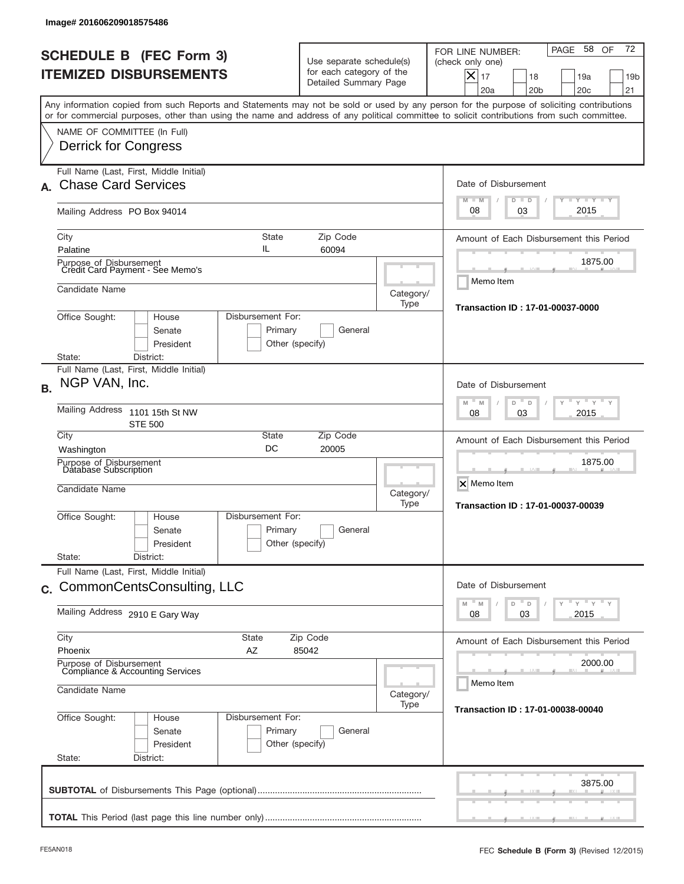Image# 201606209018575486

# SCHEDULE B (FEC Form 3)
## ITEMIZED DISBURSEMENTS

Use separate schedule(s) for each category of the Detailed Summary Page

FOR LINE NUMBER: (check only one)

☒ 17 ☐ 18 ☐ 19a ☐ 19b ☐ 20a ☐ 20b ☐ 20c ☐ 21

Any information copied from such Reports and Statements may not be sold or used by any person for the purpose of soliciting contributions or for commercial purposes, other than using the name and address of any political committee to solicit contributions from such committee.

NAME OF COMMITTEE (In Full)
Derrick for Congress

---

**A.** Full Name (Last, First, Middle Initial): Chase Card Services

Mailing Address: PO Box 94014

City: Palatine | State: IL | Zip Code: 60094

Purpose of Disbursement: Credit Card Payment - See Memo's

Candidate Name:

Category/Type:

Office Sought: ☐ House ☐ Senate ☐ President

Disbursement For: ☐ Primary ☐ General ☐ Other (specify)

State: District:

Date of Disbursement: 08 / 03 / 2015

Amount of Each Disbursement this Period: 1875.00

☐ Memo Item

Transaction ID : 17-01-00037-0000

---

**B.** Full Name (Last, First, Middle Initial): NGP VAN, Inc.

Mailing Address: 1101 15th St NW, STE 500

City: Washington | State: DC | Zip Code: 20005

Purpose of Disbursement: Database Subscription

Candidate Name:

Category/Type:

Office Sought: ☐ House ☐ Senate ☐ President

Disbursement For: ☐ Primary ☐ General ☐ Other (specify)

State: District:

Date of Disbursement: 08 / 03 / 2015

Amount of Each Disbursement this Period: 1875.00

☒ Memo Item

Transaction ID : 17-01-00037-00039

---

**C.** Full Name (Last, First, Middle Initial): CommonCentsConsulting, LLC

Mailing Address: 2910 E Gary Way

City: Phoenix | State: AZ | Zip Code: 85042

Purpose of Disbursement: Compliance & Accounting Services

Candidate Name:

Category/Type:

Office Sought: ☐ House ☐ Senate ☐ President

Disbursement For: ☐ Primary ☐ General ☐ Other (specify)

State: District:

Date of Disbursement: 08 / 03 / 2015

Amount of Each Disbursement this Period: 2000.00

☐ Memo Item

Transaction ID : 17-01-00038-00040

---

**SUBTOTAL** of Disbursements This Page (optional): 3875.00

**TOTAL** This Period (last page this line number only):

FE5AN018 — FEC **Schedule B** (Form 3) (Revised 12/2015)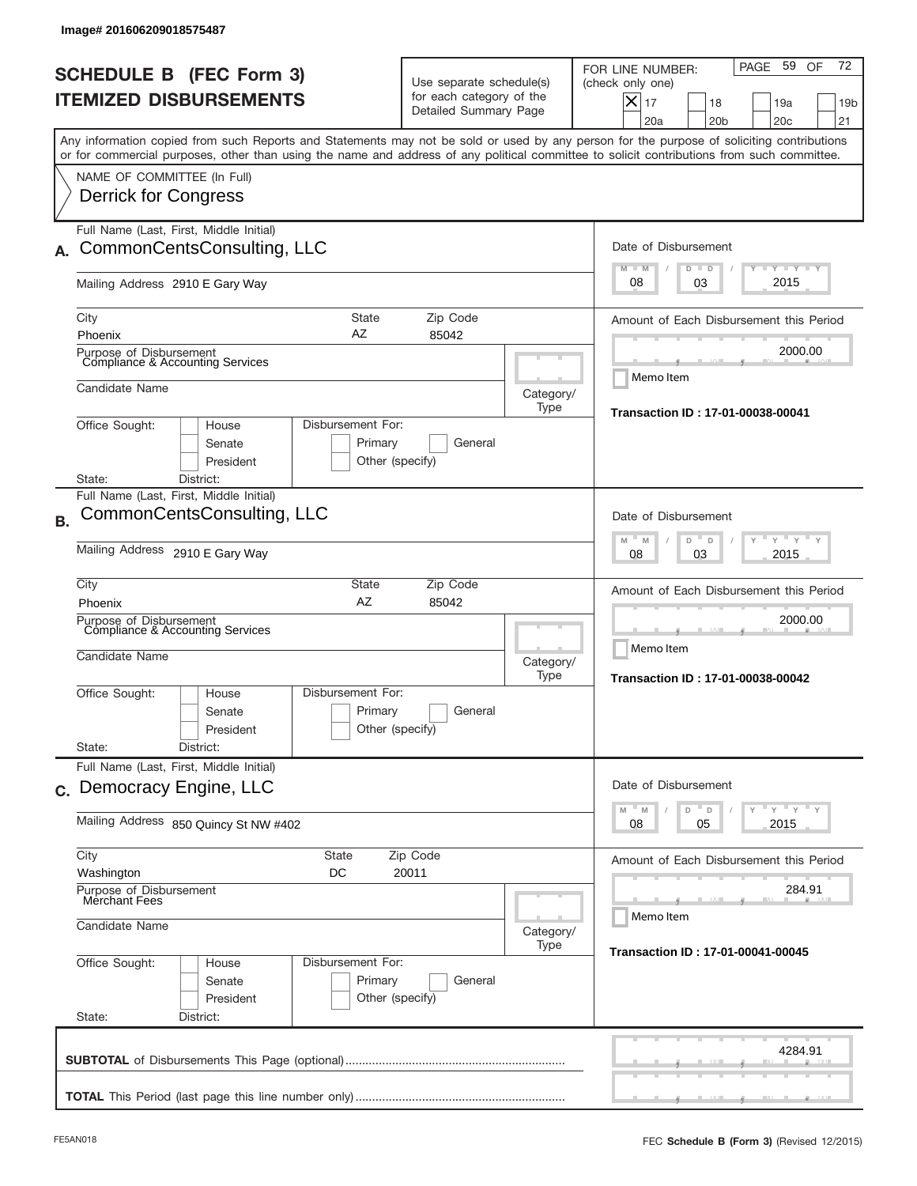Image# 201606209018575487

# SCHEDULE B (FEC Form 3)
## ITEMIZED DISBURSEMENTS

Use separate schedule(s) for each category of the Detailed Summary Page

FOR LINE NUMBER: (check only one)
[X] 17 [ ] 18 [ ] 19a [ ] 19b [ ] 20a [ ] 20b [ ] 20c [ ] 21

Any information copied from such Reports and Statements may not be sold or used by any person for the purpose of soliciting contributions or for commercial purposes, other than using the name and address of any political committee to solicit contributions from such committee.

NAME OF COMMITTEE (In Full)
Derrick for Congress

---

**A.** Full Name (Last, First, Middle Initial): CommonCentsConsulting, LLC

Mailing Address: 2910 E Gary Way

City: Phoenix | State: AZ | Zip Code: 85042

Purpose of Disbursement: Compliance & Accounting Services

Candidate Name:

Category/Type:

Office Sought: [ ] House [ ] Senate [ ] President

State: District:

Disbursement For: [ ] Primary [ ] General [ ] Other (specify)

Date of Disbursement: 08 / 03 / 2015

Amount of Each Disbursement this Period: 2000.00

Memo Item

Transaction ID : 17-01-00038-00041

---

**B.** Full Name (Last, First, Middle Initial): CommonCentsConsulting, LLC

Mailing Address: 2910 E Gary Way

City: Phoenix | State: AZ | Zip Code: 85042

Purpose of Disbursement: Compliance & Accounting Services

Candidate Name:

Category/Type:

Office Sought: [ ] House [ ] Senate [ ] President

State: District:

Disbursement For: [ ] Primary [ ] General [ ] Other (specify)

Date of Disbursement: 08 / 03 / 2015

Amount of Each Disbursement this Period: 2000.00

Memo Item

Transaction ID : 17-01-00038-00042

---

**C.** Full Name (Last, First, Middle Initial): Democracy Engine, LLC

Mailing Address: 850 Quincy St NW #402

City: Washington | State: DC | Zip Code: 20011

Purpose of Disbursement: Merchant Fees

Candidate Name:

Category/Type:

Office Sought: [ ] House [ ] Senate [ ] President

State: District:

Disbursement For: [ ] Primary [ ] General [ ] Other (specify)

Date of Disbursement: 08 / 05 / 2015

Amount of Each Disbursement this Period: 284.91

Memo Item

Transaction ID : 17-01-00041-00045

---

**SUBTOTAL** of Disbursements This Page (optional): 4284.91

**TOTAL** This Period (last page this line number only):

FE5AN018 FEC **Schedule B** (Form 3) (Revised 12/2015)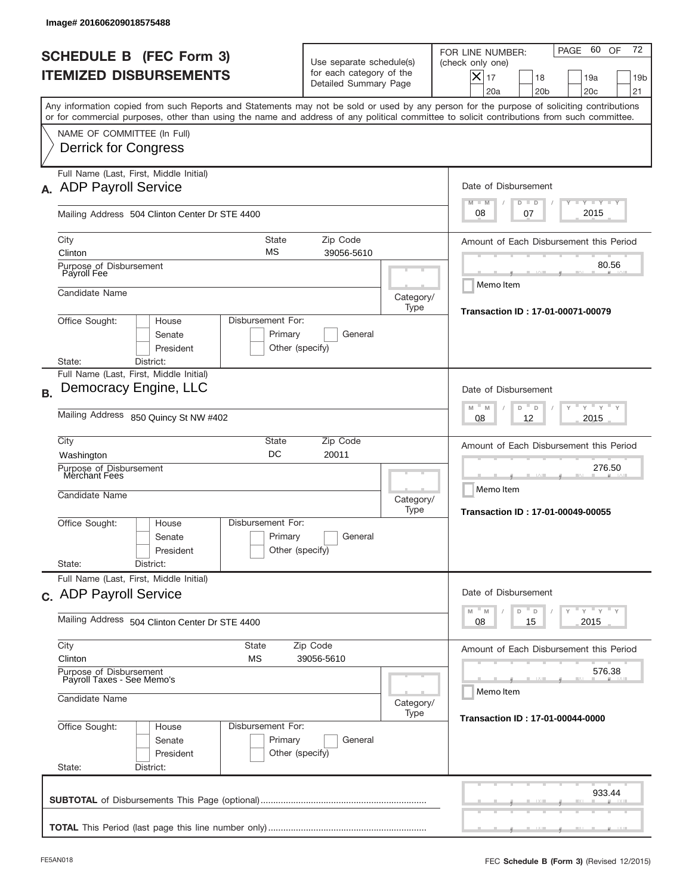Image# 201606209018575488

# SCHEDULE B (FEC Form 3)
## ITEMIZED DISBURSEMENTS

Use separate schedule(s) for each category of the Detailed Summary Page

FOR LINE NUMBER: (check only one)
[X] 17 [ ] 18 [ ] 19a [ ] 19b [ ] 20a [ ] 20b [ ] 20c [ ] 21

Any information copied from such Reports and Statements may not be sold or used by any person for the purpose of soliciting contributions or for commercial purposes, other than using the name and address of any political committee to solicit contributions from such committee.

NAME OF COMMITTEE (In Full)
Derrick for Congress

---

**A.** Full Name (Last, First, Middle Initial): ADP Payroll Service

Mailing Address: 504 Clinton Center Dr STE 4400

City: Clinton | State: MS | Zip Code: 39056-5610

Purpose of Disbursement: Payroll Fee

Candidate Name:

Category/Type:

Office Sought: [ ] House [ ] Senate [ ] President

Disbursement For: [ ] Primary [ ] General [ ] Other (specify)

State: District:

Date of Disbursement: 08 / 07 / 2015

Amount of Each Disbursement this Period: 80.56

[ ] Memo Item

**Transaction ID : 17-01-00071-00079**

---

**B.** Full Name (Last, First, Middle Initial): Democracy Engine, LLC

Mailing Address: 850 Quincy St NW #402

City: Washington | State: DC | Zip Code: 20011

Purpose of Disbursement: Merchant Fees

Candidate Name:

Category/Type:

Office Sought: [ ] House [ ] Senate [ ] President

Disbursement For: [ ] Primary [ ] General [ ] Other (specify)

State: District:

Date of Disbursement: 08 / 12 / 2015

Amount of Each Disbursement this Period: 276.50

[ ] Memo Item

**Transaction ID : 17-01-00049-00055**

---

**C.** Full Name (Last, First, Middle Initial): ADP Payroll Service

Mailing Address: 504 Clinton Center Dr STE 4400

City: Clinton | State: MS | Zip Code: 39056-5610

Purpose of Disbursement: Payroll Taxes - See Memo's

Candidate Name:

Category/Type:

Office Sought: [ ] House [ ] Senate [ ] President

Disbursement For: [ ] Primary [ ] General [ ] Other (specify)

State: District:

Date of Disbursement: 08 / 15 / 2015

Amount of Each Disbursement this Period: 576.38

[ ] Memo Item

**Transaction ID : 17-01-00044-0000**

---

**SUBTOTAL** of Disbursements This Page (optional): 933.44

**TOTAL** This Period (last page this line number only):

FE5AN018

FEC **Schedule B** (Form 3) (Revised 12/2015)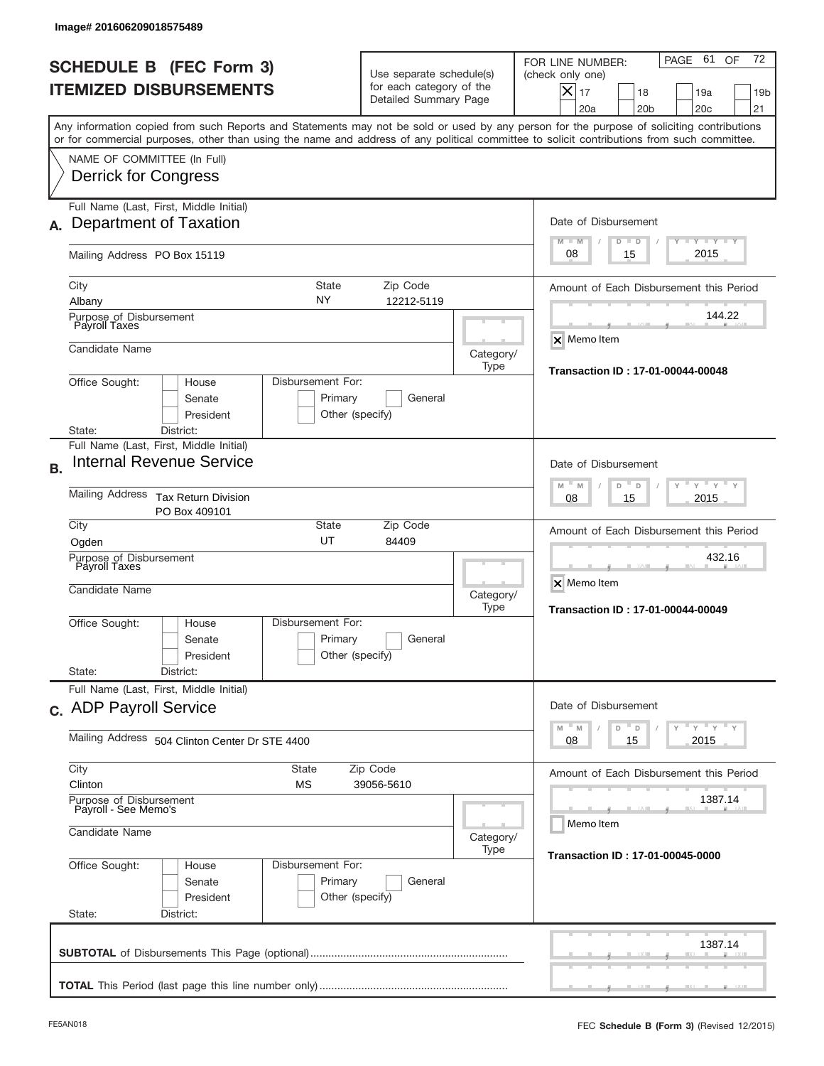Image# 201606209018575489

# SCHEDULE B (FEC Form 3)
## ITEMIZED DISBURSEMENTS

Use separate schedule(s) for each category of the Detailed Summary Page

FOR LINE NUMBER: (check only one)

- [x] 17
- [ ] 18
- [ ] 19a
- [ ] 19b
- [ ] 20a
- [ ] 20b
- [ ] 20c
- [ ] 21

Any information copied from such Reports and Statements may not be sold or used by any person for the purpose of soliciting contributions or for commercial purposes, other than using the name and address of any political committee to solicit contributions from such committee.

NAME OF COMMITTEE (In Full)
Derrick for Congress

---

**A.** Full Name (Last, First, Middle Initial): Department of Taxation

Mailing Address: PO Box 15119

City: Albany | State: NY | Zip Code: 12212-5119

Purpose of Disbursement: Payroll Taxes

Candidate Name:

Category/Type:

Office Sought: House / Senate / President

Disbursement For: Primary / General / Other (specify)

State: District:

Date of Disbursement: 08 / 15 / 2015

Amount of Each Disbursement this Period: 144.22

[x] Memo Item

Transaction ID : 17-01-00044-00048

---

**B.** Full Name (Last, First, Middle Initial): Internal Revenue Service

Mailing Address: Tax Return Division, PO Box 409101

City: Ogden | State: UT | Zip Code: 84409

Purpose of Disbursement: Payroll Taxes

Candidate Name:

Category/Type:

Office Sought: House / Senate / President

Disbursement For: Primary / General / Other (specify)

State: District:

Date of Disbursement: 08 / 15 / 2015

Amount of Each Disbursement this Period: 432.16

[x] Memo Item

Transaction ID : 17-01-00044-00049

---

**C.** Full Name (Last, First, Middle Initial): ADP Payroll Service

Mailing Address: 504 Clinton Center Dr STE 4400

City: Clinton | State: MS | Zip Code: 39056-5610

Purpose of Disbursement: Payroll - See Memo's

Candidate Name:

Category/Type:

Office Sought: House / Senate / President

Disbursement For: Primary / General / Other (specify)

State: District:

Date of Disbursement: 08 / 15 / 2015

Amount of Each Disbursement this Period: 1387.14

[ ] Memo Item

Transaction ID : 17-01-00045-0000

---

**SUBTOTAL** of Disbursements This Page (optional): 1387.14

**TOTAL** This Period (last page this line number only):

FE5AN018

FEC **Schedule B (Form 3)** (Revised 12/2015)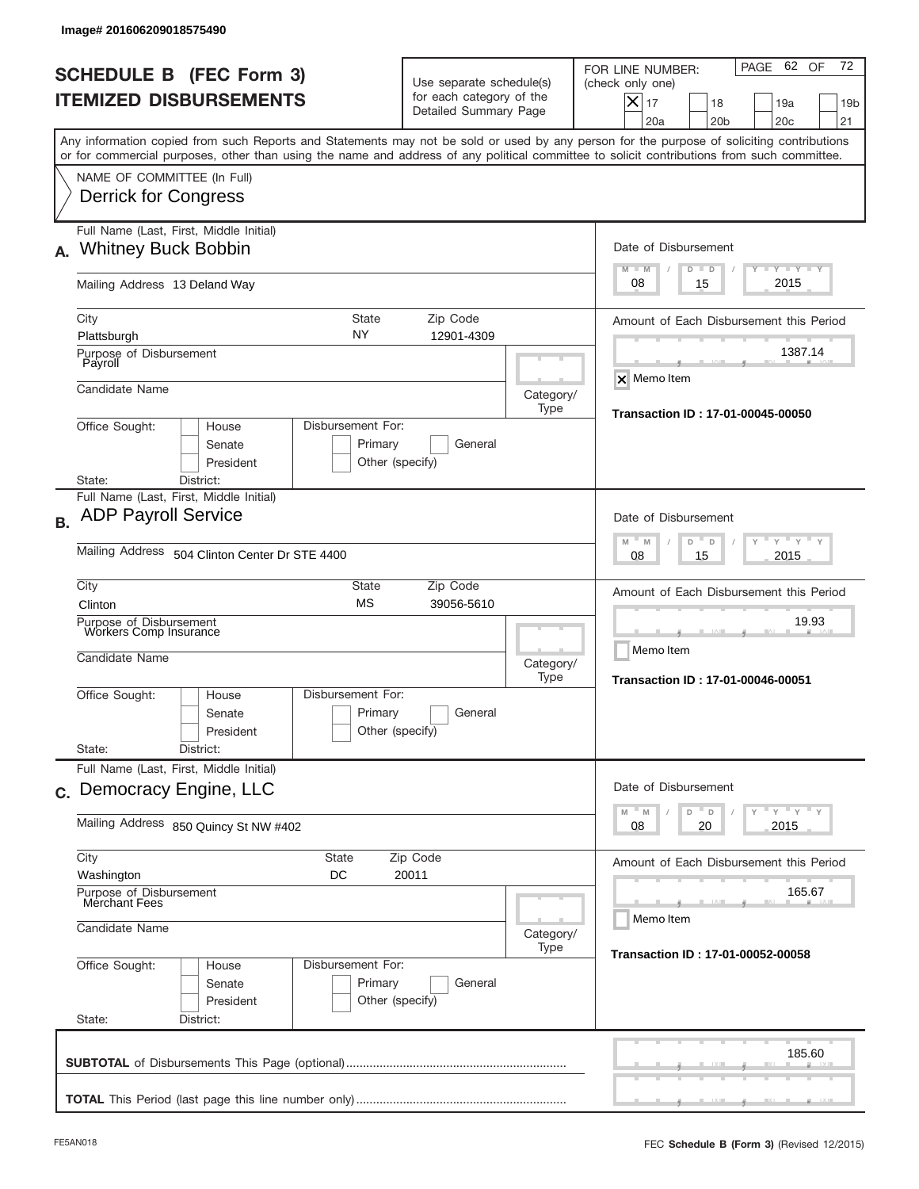Image# 201606209018575490

# SCHEDULE B (FEC Form 3)
## ITEMIZED DISBURSEMENTS

Use separate schedule(s) for each category of the Detailed Summary Page

FOR LINE NUMBER: (check only one)

- [x] 17
- [ ] 18
- [ ] 19a
- [ ] 19b
- [ ] 20a
- [ ] 20b
- [ ] 20c
- [ ] 21

PAGE 62 OF 72

Any information copied from such Reports and Statements may not be sold or used by any person for the purpose of soliciting contributions or for commercial purposes, other than using the name and address of any political committee to solicit contributions from such committee.

NAME OF COMMITTEE (In Full)
Derrick for Congress

---

**A.** Full Name (Last, First, Middle Initial): Whitney Buck Bobbin

Mailing Address: 13 Deland Way

City: Plattsburgh | State: NY | Zip Code: 12901-4309

Purpose of Disbursement: Payroll

Candidate Name:

Category/Type:

Office Sought: [ ] House [ ] Senate [ ] President

State: District:

Disbursement For: [ ] Primary [ ] General [ ] Other (specify)

Date of Disbursement: 08 / 15 / 2015

Amount of Each Disbursement this Period: 1387.14

[x] Memo Item

Transaction ID : 17-01-00045-00050

---

**B.** Full Name (Last, First, Middle Initial): ADP Payroll Service

Mailing Address: 504 Clinton Center Dr STE 4400

City: Clinton | State: MS | Zip Code: 39056-5610

Purpose of Disbursement: Workers Comp Insurance

Candidate Name:

Category/Type:

Office Sought: [ ] House [ ] Senate [ ] President

State: District:

Disbursement For: [ ] Primary [ ] General [ ] Other (specify)

Date of Disbursement: 08 / 15 / 2015

Amount of Each Disbursement this Period: 19.93

[ ] Memo Item

Transaction ID : 17-01-00046-00051

---

**C.** Full Name (Last, First, Middle Initial): Democracy Engine, LLC

Mailing Address: 850 Quincy St NW #402

City: Washington | State: DC | Zip Code: 20011

Purpose of Disbursement: Merchant Fees

Candidate Name:

Category/Type:

Office Sought: [ ] House [ ] Senate [ ] President

State: District:

Disbursement For: [ ] Primary [ ] General [ ] Other (specify)

Date of Disbursement: 08 / 20 / 2015

Amount of Each Disbursement this Period: 165.67

[ ] Memo Item

Transaction ID : 17-01-00052-00058

---

**SUBTOTAL** of Disbursements This Page (optional): 185.60

**TOTAL** This Period (last page this line number only):

FE5AN018 FEC **Schedule B** (Form 3) (Revised 12/2015)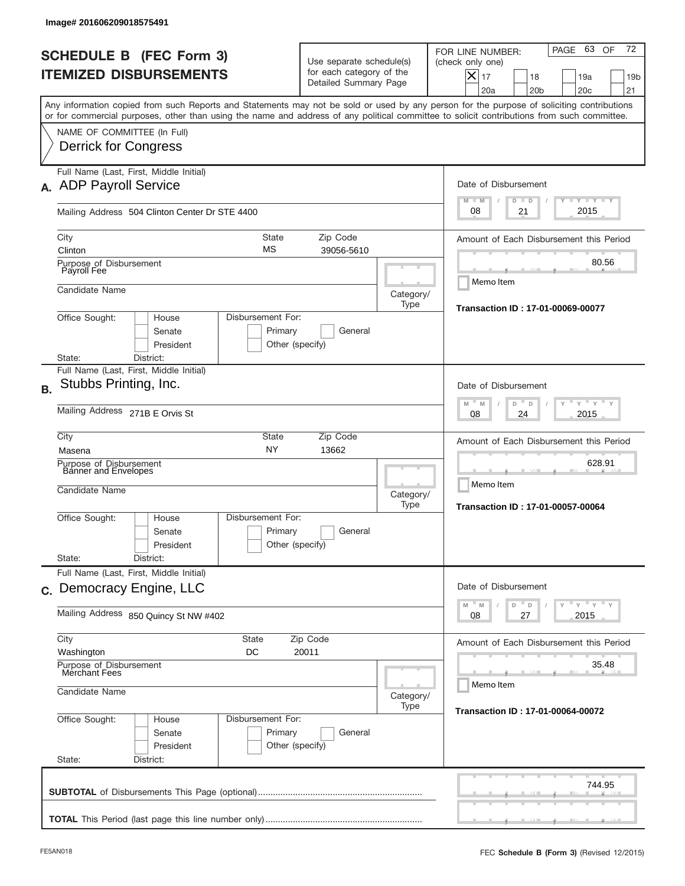Image# 201606209018575491

# SCHEDULE B (FEC Form 3)
## ITEMIZED DISBURSEMENTS

Use separate schedule(s) for each category of the Detailed Summary Page

FOR LINE NUMBER: (check only one)

[X] 17 [ ] 18 [ ] 19a [ ] 19b [ ] 20a [ ] 20b [ ] 20c [ ] 21

PAGE 63 OF 72

Any information copied from such Reports and Statements may not be sold or used by any person for the purpose of soliciting contributions or for commercial purposes, other than using the name and address of any political committee to solicit contributions from such committee.

NAME OF COMMITTEE (In Full)
Derrick for Congress

---

**A.** Full Name (Last, First, Middle Initial): ADP Payroll Service

Mailing Address: 504 Clinton Center Dr STE 4400

City: Clinton | State: MS | Zip Code: 39056-5610

Purpose of Disbursement: Payroll Fee

Candidate Name:

Category/Type:

Office Sought: [ ] House [ ] Senate [ ] President

State: District:

Disbursement For: [ ] Primary [ ] General [ ] Other (specify)

Date of Disbursement: 08 / 21 / 2015

Amount of Each Disbursement this Period: 80.56

[ ] Memo Item

Transaction ID : 17-01-00069-00077

---

**B.** Full Name (Last, First, Middle Initial): Stubbs Printing, Inc.

Mailing Address: 271B E Orvis St

City: Masena | State: NY | Zip Code: 13662

Purpose of Disbursement: Banner and Envelopes

Candidate Name:

Category/Type:

Office Sought: [ ] House [ ] Senate [ ] President

State: District:

Disbursement For: [ ] Primary [ ] General [ ] Other (specify)

Date of Disbursement: 08 / 24 / 2015

Amount of Each Disbursement this Period: 628.91

[ ] Memo Item

Transaction ID : 17-01-00057-00064

---

**C.** Full Name (Last, First, Middle Initial): Democracy Engine, LLC

Mailing Address: 850 Quincy St NW #402

City: Washington | State: DC | Zip Code: 20011

Purpose of Disbursement: Merchant Fees

Candidate Name:

Category/Type:

Office Sought: [ ] House [ ] Senate [ ] President

State: District:

Disbursement For: [ ] Primary [ ] General [ ] Other (specify)

Date of Disbursement: 08 / 27 / 2015

Amount of Each Disbursement this Period: 35.48

[ ] Memo Item

Transaction ID : 17-01-00064-00072

---

**SUBTOTAL** of Disbursements This Page (optional): 744.95

**TOTAL** This Period (last page this line number only):

FE5AN018

FEC **Schedule B** (Form 3) (Revised 12/2015)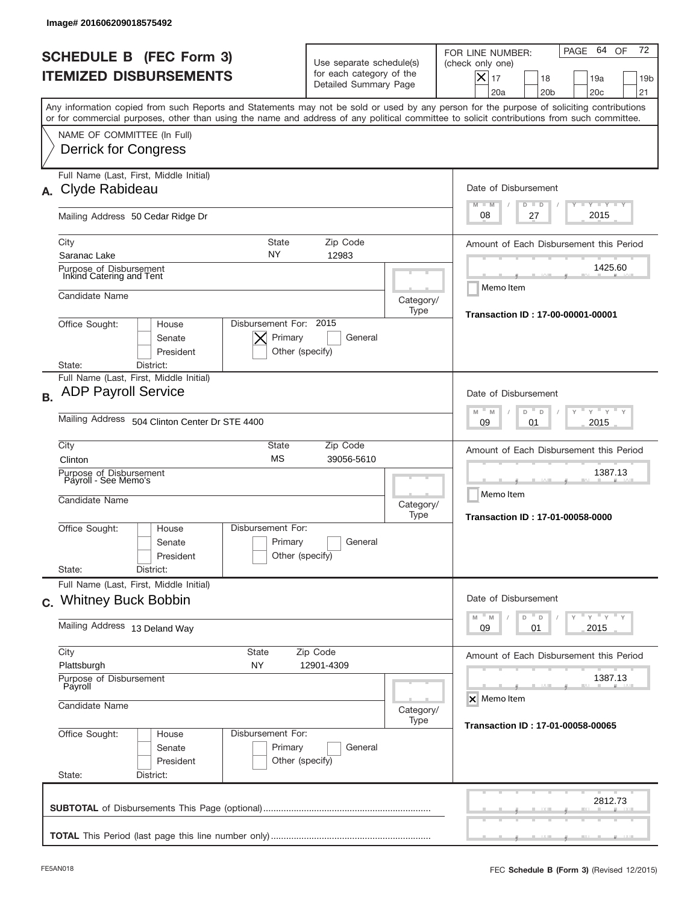Image# 201606209018575492

# SCHEDULE B (FEC Form 3)
# ITEMIZED DISBURSEMENTS

Use separate schedule(s) for each category of the Detailed Summary Page

FOR LINE NUMBER: (check only one)

[X] 17 [ ] 18 [ ] 19a [ ] 19b [ ] 20a [ ] 20b [ ] 20c [ ] 21

Any information copied from such Reports and Statements may not be sold or used by any person for the purpose of soliciting contributions or for commercial purposes, other than using the name and address of any political committee to solicit contributions from such committee.

NAME OF COMMITTEE (In Full)
Derrick for Congress

---

**A.** Full Name (Last, First, Middle Initial): Clyde Rabideau

Mailing Address: 50 Cedar Ridge Dr

City: Saranac Lake | State: NY | Zip Code: 12983

Purpose of Disbursement: Inkind Catering and Tent

Candidate Name:

Category/Type:

Office Sought: [ ] House [ ] Senate [ ] President

State: District:

Disbursement For: 2015 [X] Primary [ ] General [ ] Other (specify)

Date of Disbursement: 08 / 27 / 2015

Amount of Each Disbursement this Period: 1425.60

[ ] Memo Item

Transaction ID : 17-00-00001-00001

---

**B.** Full Name (Last, First, Middle Initial): ADP Payroll Service

Mailing Address: 504 Clinton Center Dr STE 4400

City: Clinton | State: MS | Zip Code: 39056-5610

Purpose of Disbursement: Payroll - See Memo's

Candidate Name:

Category/Type:

Office Sought: [ ] House [ ] Senate [ ] President

State: District:

Disbursement For: [ ] Primary [ ] General [ ] Other (specify)

Date of Disbursement: 09 / 01 / 2015

Amount of Each Disbursement this Period: 1387.13

[ ] Memo Item

Transaction ID : 17-01-00058-0000

---

**C.** Full Name (Last, First, Middle Initial): Whitney Buck Bobbin

Mailing Address: 13 Deland Way

City: Plattsburgh | State: NY | Zip Code: 12901-4309

Purpose of Disbursement: Payroll

Candidate Name:

Category/Type:

Office Sought: [ ] House [ ] Senate [ ] President

State: District:

Disbursement For: [ ] Primary [ ] General [ ] Other (specify)

Date of Disbursement: 09 / 01 / 2015

Amount of Each Disbursement this Period: 1387.13

[X] Memo Item

Transaction ID : 17-01-00058-00065

---

**SUBTOTAL** of Disbursements This Page (optional): 2812.73

**TOTAL** This Period (last page this line number only):

FE5AN018

FEC **Schedule B** (Form 3) (Revised 12/2015)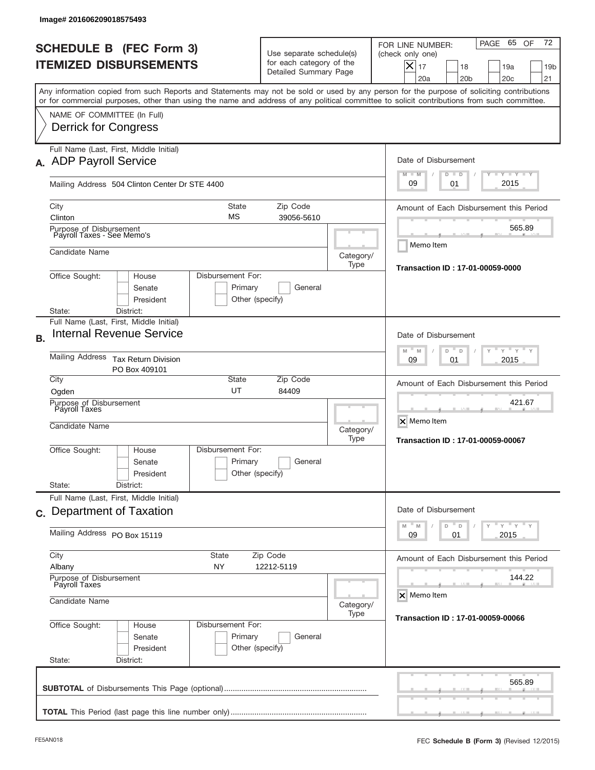Image# 201606209018575493

# SCHEDULE B (FEC Form 3)
## ITEMIZED DISBURSEMENTS

Use separate schedule(s) for each category of the Detailed Summary Page

FOR LINE NUMBER: (check only one)
[X] 17 [ ] 18 [ ] 19a [ ] 19b [ ] 20a [ ] 20b [ ] 20c [ ] 21

Any information copied from such Reports and Statements may not be sold or used by any person for the purpose of soliciting contributions or for commercial purposes, other than using the name and address of any political committee to solicit contributions from such committee.

NAME OF COMMITTEE (In Full)
Derrick for Congress

---

**A.** Full Name (Last, First, Middle Initial): ADP Payroll Service

Mailing Address: 504 Clinton Center Dr STE 4400

City: Clinton | State: MS | Zip Code: 39056-5610

Purpose of Disbursement: Payroll Taxes - See Memo's

Candidate Name:

Category/Type:

Office Sought: [ ] House [ ] Senate [ ] President
State: District:

Disbursement For: [ ] Primary [ ] General [ ] Other (specify)

Date of Disbursement: 09 / 01 / 2015

Amount of Each Disbursement this Period: 565.89

[ ] Memo Item

Transaction ID : 17-01-00059-0000

---

**B.** Full Name (Last, First, Middle Initial): Internal Revenue Service

Mailing Address: Tax Return Division, PO Box 409101

City: Ogden | State: UT | Zip Code: 84409

Purpose of Disbursement: Payroll Taxes

Candidate Name:

Category/Type:

Office Sought: [ ] House [ ] Senate [ ] President
State: District:

Disbursement For: [ ] Primary [ ] General [ ] Other (specify)

Date of Disbursement: 09 / 01 / 2015

Amount of Each Disbursement this Period: 421.67

[X] Memo Item

Transaction ID : 17-01-00059-00067

---

**C.** Full Name (Last, First, Middle Initial): Department of Taxation

Mailing Address: PO Box 15119

City: Albany | State: NY | Zip Code: 12212-5119

Purpose of Disbursement: Payroll Taxes

Candidate Name:

Category/Type:

Office Sought: [ ] House [ ] Senate [ ] President
State: District:

Disbursement For: [ ] Primary [ ] General [ ] Other (specify)

Date of Disbursement: 09 / 01 / 2015

Amount of Each Disbursement this Period: 144.22

[X] Memo Item

Transaction ID : 17-01-00059-00066

---

**SUBTOTAL** of Disbursements This Page (optional): 565.89

**TOTAL** This Period (last page this line number only):

FE5AN018 — FEC **Schedule B** (Form 3) (Revised 12/2015)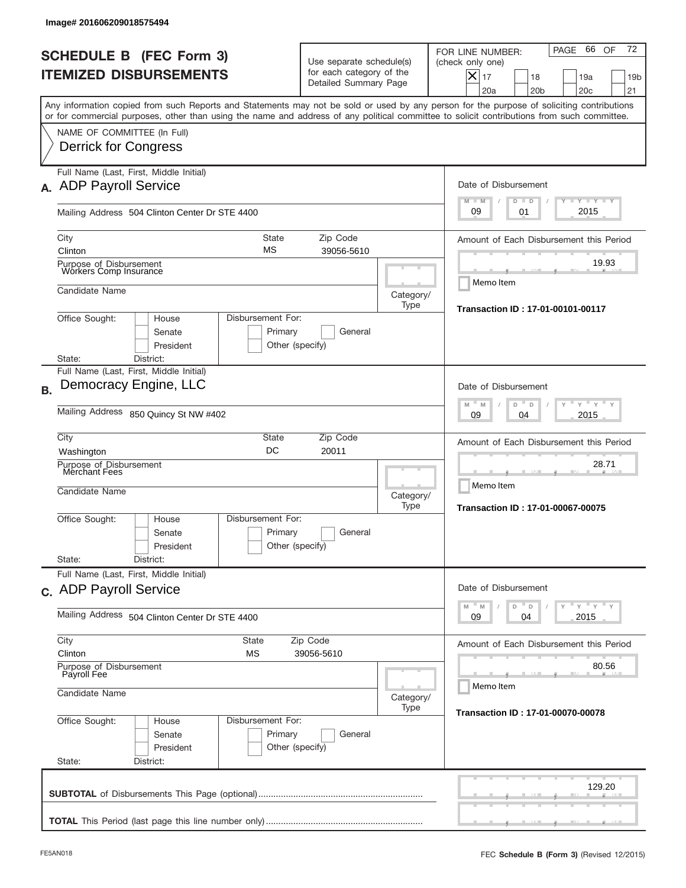Image# 201606209018575494

# SCHEDULE B (FEC Form 3)
## ITEMIZED DISBURSEMENTS

Use separate schedule(s) for each category of the Detailed Summary Page

FOR LINE NUMBER: (check only one)

- [x] 17
- [ ] 18
- [ ] 19a
- [ ] 19b
- [ ] 20a
- [ ] 20b
- [ ] 20c
- [ ] 21

PAGE 66 OF 72

Any information copied from such Reports and Statements may not be sold or used by any person for the purpose of soliciting contributions or for commercial purposes, other than using the name and address of any political committee to solicit contributions from such committee.

NAME OF COMMITTEE (In Full)
Derrick for Congress

---

**A.** Full Name (Last, First, Middle Initial): ADP Payroll Service

Mailing Address: 504 Clinton Center Dr STE 4400

City: Clinton | State: MS | Zip Code: 39056-5610

Purpose of Disbursement: Workers Comp Insurance

Candidate Name:

Category/Type:

Office Sought: House / Senate / President

Disbursement For: Primary / General / Other (specify)

State: District:

Date of Disbursement: 09 / 01 / 2015

Amount of Each Disbursement this Period: 19.93

Memo Item

Transaction ID : 17-01-00101-00117

---

**B.** Full Name (Last, First, Middle Initial): Democracy Engine, LLC

Mailing Address: 850 Quincy St NW #402

City: Washington | State: DC | Zip Code: 20011

Purpose of Disbursement: Merchant Fees

Candidate Name:

Category/Type:

Office Sought: House / Senate / President

Disbursement For: Primary / General / Other (specify)

State: District:

Date of Disbursement: 09 / 04 / 2015

Amount of Each Disbursement this Period: 28.71

Memo Item

Transaction ID : 17-01-00067-00075

---

**C.** Full Name (Last, First, Middle Initial): ADP Payroll Service

Mailing Address: 504 Clinton Center Dr STE 4400

City: Clinton | State: MS | Zip Code: 39056-5610

Purpose of Disbursement: Payroll Fee

Candidate Name:

Category/Type:

Office Sought: House / Senate / President

Disbursement For: Primary / General / Other (specify)

State: District:

Date of Disbursement: 09 / 04 / 2015

Amount of Each Disbursement this Period: 80.56

Memo Item

Transaction ID : 17-01-00070-00078

---

**SUBTOTAL** of Disbursements This Page (optional): 129.20

**TOTAL** This Period (last page this line number only):

FE5AN018 — FEC **Schedule B** (Form 3) (Revised 12/2015)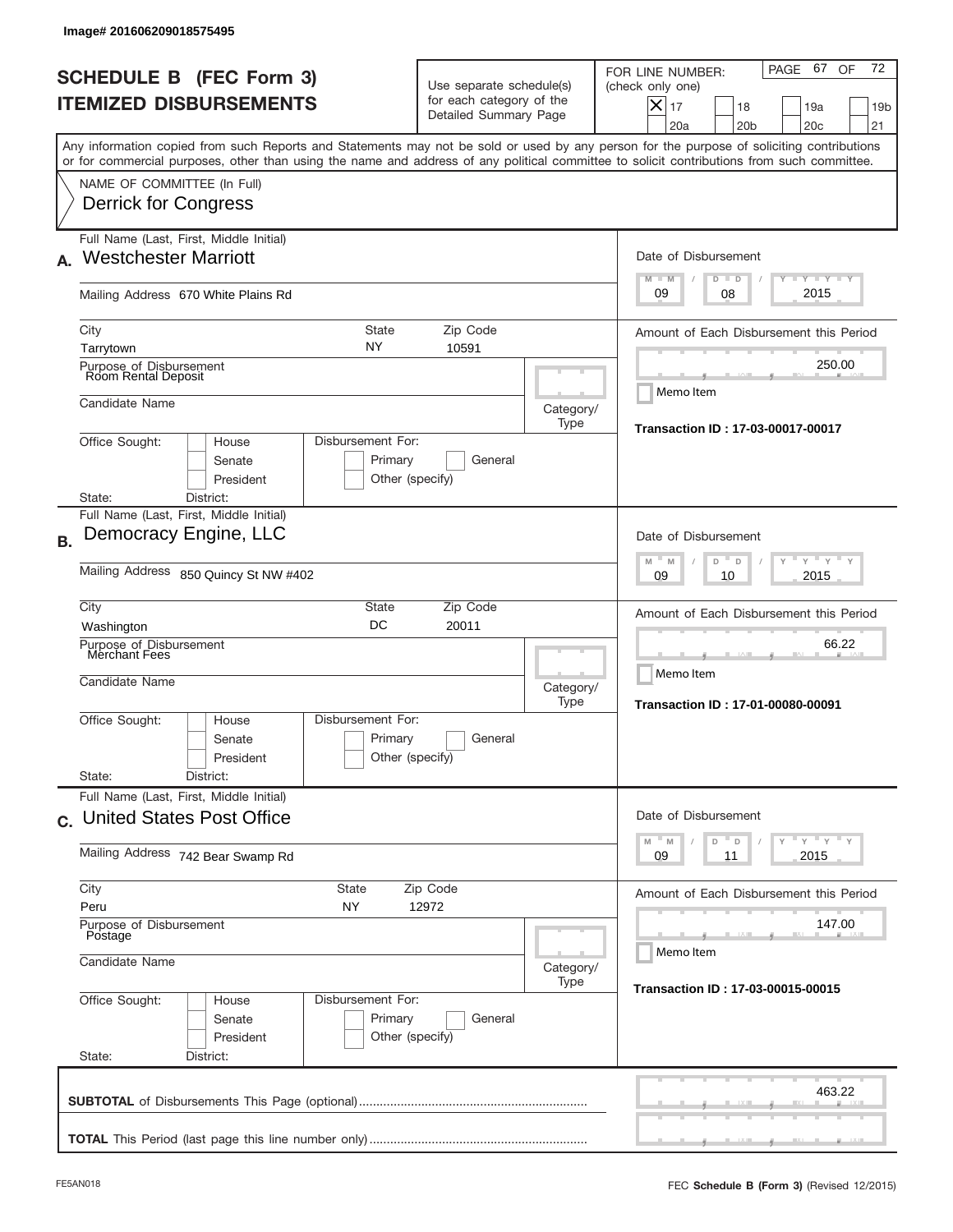Image# 201606209018575495

# SCHEDULE B (FEC Form 3)
## ITEMIZED DISBURSEMENTS

Use separate schedule(s) for each category of the Detailed Summary Page

FOR LINE NUMBER: (check only one)

- [X] 17
- [ ] 18
- [ ] 19a
- [ ] 19b
- [ ] 20a
- [ ] 20b
- [ ] 20c
- [ ] 21

PAGE 67 OF 72

Any information copied from such Reports and Statements may not be sold or used by any person for the purpose of soliciting contributions or for commercial purposes, other than using the name and address of any political committee to solicit contributions from such committee.

NAME OF COMMITTEE (In Full)
Derrick for Congress

---

**A.** Full Name (Last, First, Middle Initial): Westchester Marriott

Mailing Address: 670 White Plains Rd

City: Tarrytown | State: NY | Zip Code: 10591

Purpose of Disbursement: Room Rental Deposit

Candidate Name:

Category/Type:

Office Sought: [ ] House [ ] Senate [ ] President

State: District:

Disbursement For: [ ] Primary [ ] General [ ] Other (specify)

Date of Disbursement: 09 / 08 / 2015

Amount of Each Disbursement this Period: 250.00

[ ] Memo Item

Transaction ID : 17-03-00017-00017

---

**B.** Full Name (Last, First, Middle Initial): Democracy Engine, LLC

Mailing Address: 850 Quincy St NW #402

City: Washington | State: DC | Zip Code: 20011

Purpose of Disbursement: Merchant Fees

Candidate Name:

Category/Type:

Office Sought: [ ] House [ ] Senate [ ] President

State: District:

Disbursement For: [ ] Primary [ ] General [ ] Other (specify)

Date of Disbursement: 09 / 10 / 2015

Amount of Each Disbursement this Period: 66.22

[ ] Memo Item

Transaction ID : 17-01-00080-00091

---

**C.** Full Name (Last, First, Middle Initial): United States Post Office

Mailing Address: 742 Bear Swamp Rd

City: Peru | State: NY | Zip Code: 12972

Purpose of Disbursement: Postage

Candidate Name:

Category/Type:

Office Sought: [ ] House [ ] Senate [ ] President

State: District:

Disbursement For: [ ] Primary [ ] General [ ] Other (specify)

Date of Disbursement: 09 / 11 / 2015

Amount of Each Disbursement this Period: 147.00

[ ] Memo Item

Transaction ID : 17-03-00015-00015

---

**SUBTOTAL** of Disbursements This Page (optional): 463.22

**TOTAL** This Period (last page this line number only):

FE5AN018 FEC **Schedule B (Form 3)** (Revised 12/2015)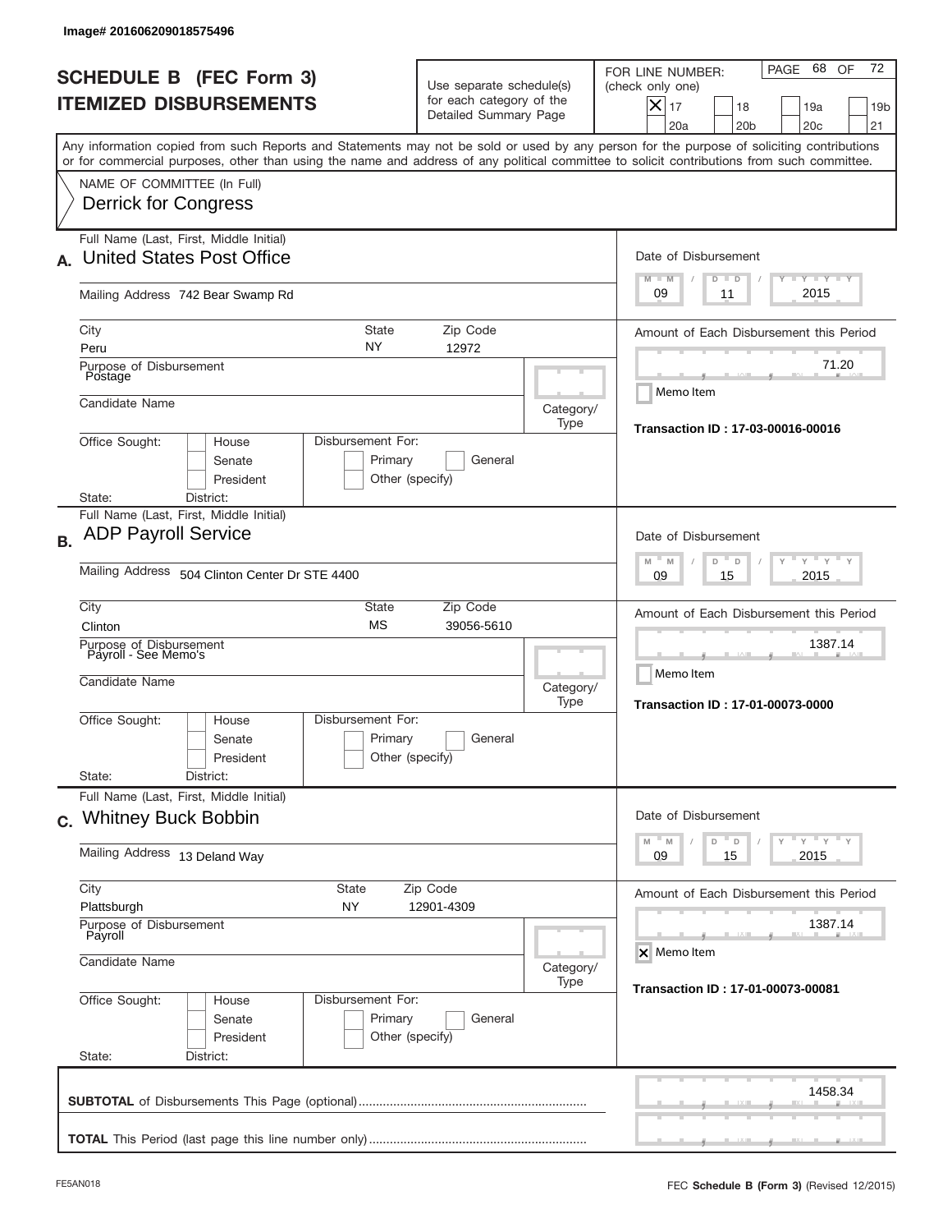Image# 201606209018575496

# SCHEDULE B (FEC Form 3)
# ITEMIZED DISBURSEMENTS

Use separate schedule(s) for each category of the Detailed Summary Page

FOR LINE NUMBER: (check only one)

- [x] 17
- [ ] 18
- [ ] 19a
- [ ] 19b
- [ ] 20a
- [ ] 20b
- [ ] 20c
- [ ] 21

PAGE 68 OF 72

Any information copied from such Reports and Statements may not be sold or used by any person for the purpose of soliciting contributions or for commercial purposes, other than using the name and address of any political committee to solicit contributions from such committee.

NAME OF COMMITTEE (In Full)
Derrick for Congress

## A.

Full Name (Last, First, Middle Initial): United States Post Office

Mailing Address: 742 Bear Swamp Rd

City: Peru | State: NY | Zip Code: 12972

Purpose of Disbursement: Postage

Candidate Name:

Category/Type:

Office Sought: [ ] House [ ] Senate [ ] President

State: District:

Disbursement For: [ ] Primary [ ] General [ ] Other (specify)

Date of Disbursement: 09 / 11 / 2015

Amount of Each Disbursement this Period: 71.20

[ ] Memo Item

Transaction ID : 17-03-00016-00016

## B.

Full Name (Last, First, Middle Initial): ADP Payroll Service

Mailing Address: 504 Clinton Center Dr STE 4400

City: Clinton | State: MS | Zip Code: 39056-5610

Purpose of Disbursement: Payroll - See Memo's

Candidate Name:

Category/Type:

Office Sought: [ ] House [ ] Senate [ ] President

State: District:

Disbursement For: [ ] Primary [ ] General [ ] Other (specify)

Date of Disbursement: 09 / 15 / 2015

Amount of Each Disbursement this Period: 1387.14

[ ] Memo Item

Transaction ID : 17-01-00073-0000

## C.

Full Name (Last, First, Middle Initial): Whitney Buck Bobbin

Mailing Address: 13 Deland Way

City: Plattsburgh | State: NY | Zip Code: 12901-4309

Purpose of Disbursement: Payroll

Candidate Name:

Category/Type:

Office Sought: [ ] House [ ] Senate [ ] President

State: District:

Disbursement For: [ ] Primary [ ] General [ ] Other (specify)

Date of Disbursement: 09 / 15 / 2015

Amount of Each Disbursement this Period: 1387.14

[x] Memo Item

Transaction ID : 17-01-00073-00081

**SUBTOTAL** of Disbursements This Page (optional): 1458.34

**TOTAL** This Period (last page this line number only):

FE5AN018

FEC **Schedule B** (Form 3) (Revised 12/2015)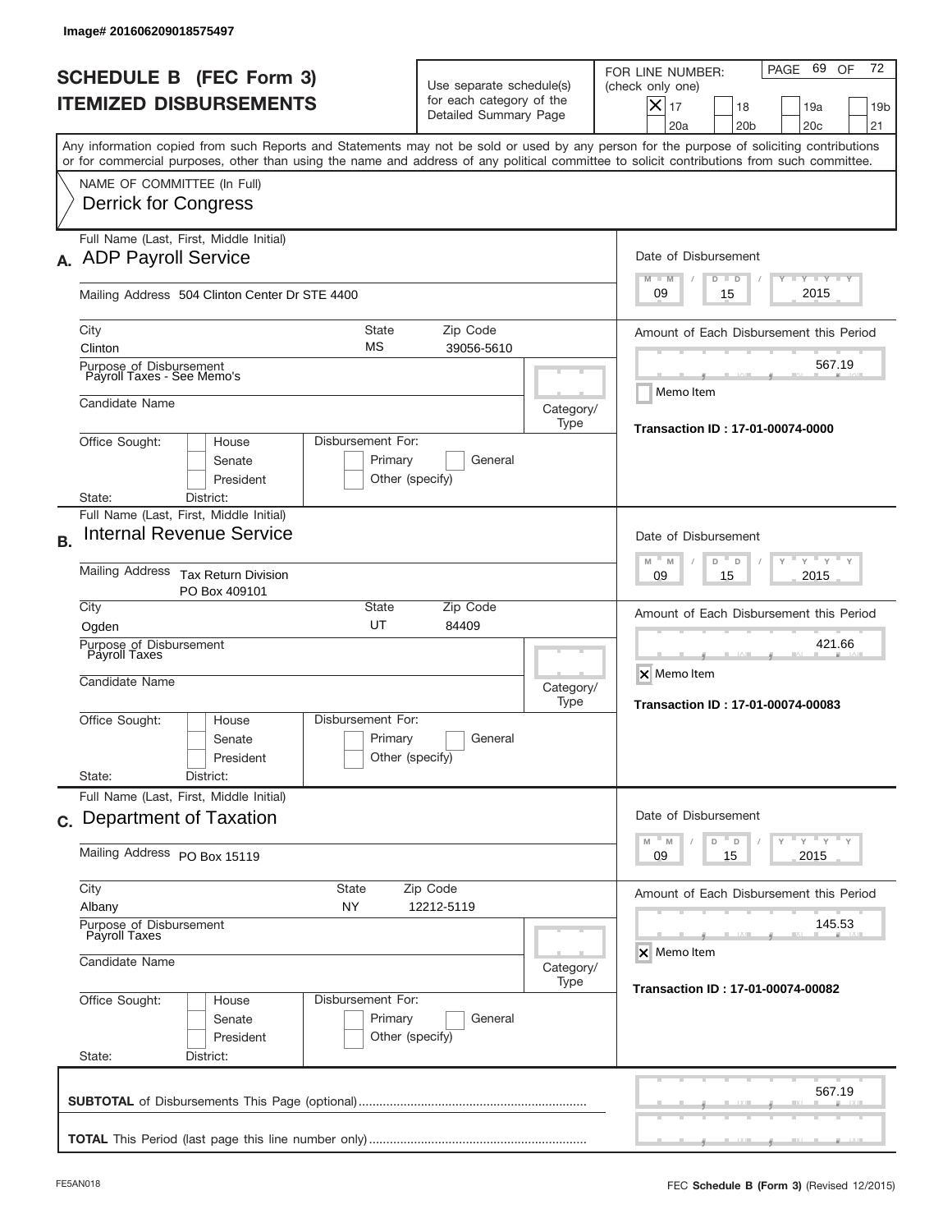Image# 201606209018575497

# SCHEDULE B (FEC Form 3)
## ITEMIZED DISBURSEMENTS

Use separate schedule(s) for each category of the Detailed Summary Page

FOR LINE NUMBER: (check only one)

- [x] 17
- [ ] 18
- [ ] 19a
- [ ] 19b
- [ ] 20a
- [ ] 20b
- [ ] 20c
- [ ] 21

PAGE 69 OF 72

Any information copied from such Reports and Statements may not be sold or used by any person for the purpose of soliciting contributions or for commercial purposes, other than using the name and address of any political committee to solicit contributions from such committee.

NAME OF COMMITTEE (In Full)
Derrick for Congress

---

**A.** Full Name (Last, First, Middle Initial): ADP Payroll Service

Mailing Address: 504 Clinton Center Dr STE 4400

City: Clinton | State: MS | Zip Code: 39056-5610

Purpose of Disbursement: Payroll Taxes - See Memo's

Candidate Name:

Category/Type:

Office Sought: House / Senate / President

Disbursement For: Primary / General / Other (specify)

State: District:

Date of Disbursement: 09 / 15 / 2015

Amount of Each Disbursement this Period: 567.19

Memo Item

Transaction ID : 17-01-00074-0000

---

**B.** Full Name (Last, First, Middle Initial): Internal Revenue Service

Mailing Address: Tax Return Division, PO Box 409101

City: Ogden | State: UT | Zip Code: 84409

Purpose of Disbursement: Payroll Taxes

Candidate Name:

Category/Type:

Office Sought: House / Senate / President

Disbursement For: Primary / General / Other (specify)

State: District:

Date of Disbursement: 09 / 15 / 2015

Amount of Each Disbursement this Period: 421.66

- [x] Memo Item

Transaction ID : 17-01-00074-00083

---

**C.** Full Name (Last, First, Middle Initial): Department of Taxation

Mailing Address: PO Box 15119

City: Albany | State: NY | Zip Code: 12212-5119

Purpose of Disbursement: Payroll Taxes

Candidate Name:

Category/Type:

Office Sought: House / Senate / President

Disbursement For: Primary / General / Other (specify)

State: District:

Date of Disbursement: 09 / 15 / 2015

Amount of Each Disbursement this Period: 145.53

- [x] Memo Item

Transaction ID : 17-01-00074-00082

---

**SUBTOTAL** of Disbursements This Page (optional): 567.19

**TOTAL** This Period (last page this line number only):

FE5AN018

FEC **Schedule B (Form 3)** (Revised 12/2015)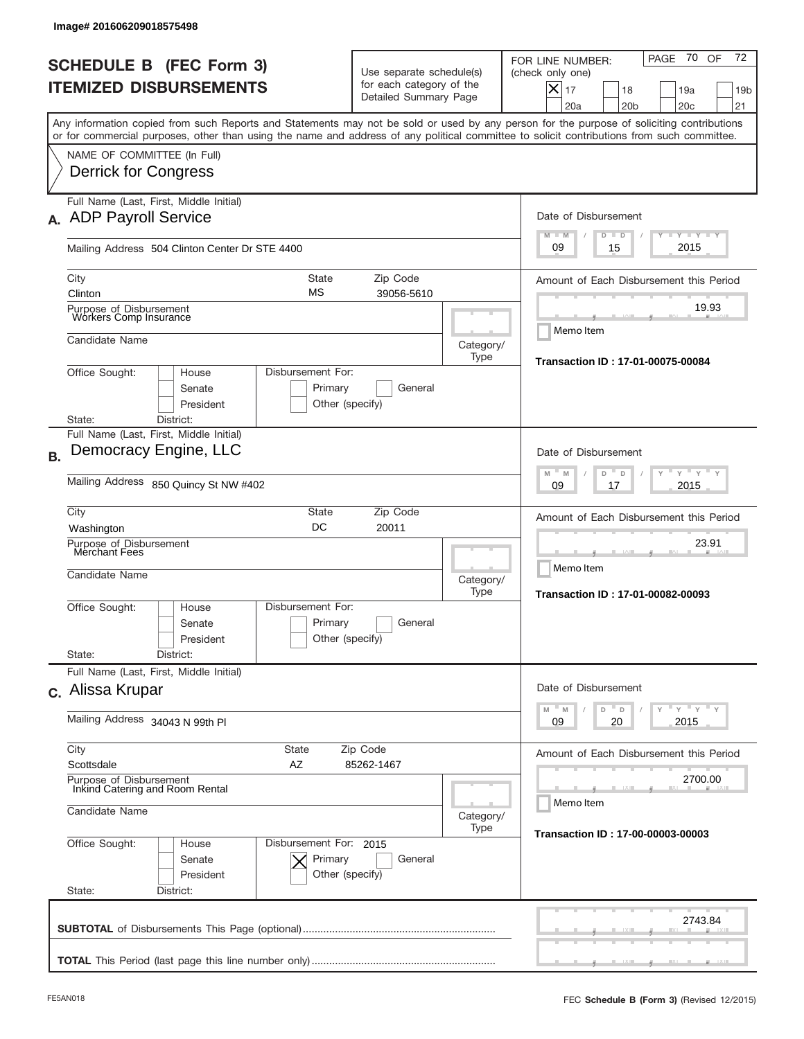Image# 201606209018575498

# SCHEDULE B (FEC Form 3)
## ITEMIZED DISBURSEMENTS

Use separate schedule(s) for each category of the Detailed Summary Page

FOR LINE NUMBER: (check only one)

- [X] 17
- [ ] 18
- [ ] 19a
- [ ] 19b
- [ ] 20a
- [ ] 20b
- [ ] 20c
- [ ] 21

PAGE 70 OF 72

Any information copied from such Reports and Statements may not be sold or used by any person for the purpose of soliciting contributions or for commercial purposes, other than using the name and address of any political committee to solicit contributions from such committee.

NAME OF COMMITTEE (In Full)
Derrick for Congress

---

**A.** Full Name (Last, First, Middle Initial): ADP Payroll Service

Mailing Address: 504 Clinton Center Dr STE 4400

City: Clinton | State: MS | Zip Code: 39056-5610

Purpose of Disbursement: Workers Comp Insurance

Candidate Name:

Category/Type:

Office Sought: [ ] House [ ] Senate [ ] President

Disbursement For: [ ] Primary [ ] General [ ] Other (specify)

State: District:

Date of Disbursement: 09 / 15 / 2015

Amount of Each Disbursement this Period: 19.93

[ ] Memo Item

**Transaction ID : 17-01-00075-00084**

---

**B.** Full Name (Last, First, Middle Initial): Democracy Engine, LLC

Mailing Address: 850 Quincy St NW #402

City: Washington | State: DC | Zip Code: 20011

Purpose of Disbursement: Merchant Fees

Candidate Name:

Category/Type:

Office Sought: [ ] House [ ] Senate [ ] President

Disbursement For: [ ] Primary [ ] General [ ] Other (specify)

State: District:

Date of Disbursement: 09 / 17 / 2015

Amount of Each Disbursement this Period: 23.91

[ ] Memo Item

**Transaction ID : 17-01-00082-00093**

---

**C.** Full Name (Last, First, Middle Initial): Alissa Krupar

Mailing Address: 34043 N 99th Pl

City: Scottsdale | State: AZ | Zip Code: 85262-1467

Purpose of Disbursement: Inkind Catering and Room Rental

Candidate Name:

Category/Type:

Office Sought: [ ] House [ ] Senate [ ] President

Disbursement For: 2015 [X] Primary [ ] General [ ] Other (specify)

State: District:

Date of Disbursement: 09 / 20 / 2015

Amount of Each Disbursement this Period: 2700.00

[ ] Memo Item

**Transaction ID : 17-00-00003-00003**

---

**SUBTOTAL** of Disbursements This Page (optional): 2743.84

**TOTAL** This Period (last page this line number only):

FE5AN018 — FEC **Schedule B (Form 3)** (Revised 12/2015)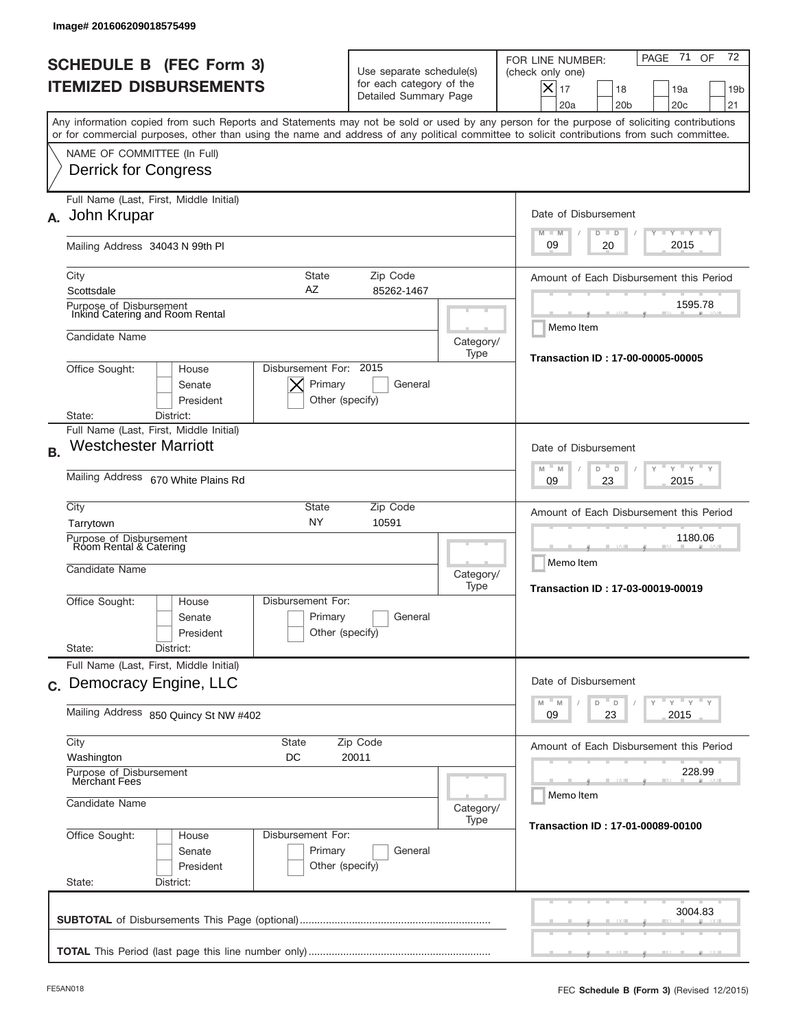Image# 201606209018575499

# SCHEDULE B (FEC Form 3)
# ITEMIZED DISBURSEMENTS

Use separate schedule(s) for each category of the Detailed Summary Page

FOR LINE NUMBER: (check only one)

- [X] 17
- [ ] 18
- [ ] 19a
- [ ] 19b
- [ ] 20a
- [ ] 20b
- [ ] 20c
- [ ] 21

PAGE 71 OF 72

Any information copied from such Reports and Statements may not be sold or used by any person for the purpose of soliciting contributions or for commercial purposes, other than using the name and address of any political committee to solicit contributions from such committee.

NAME OF COMMITTEE (In Full)
Derrick for Congress

---

**A.** Full Name (Last, First, Middle Initial): John Krupar

Mailing Address: 34043 N 99th Pl

City: Scottsdale | State: AZ | Zip Code: 85262-1467

Purpose of Disbursement: Inkind Catering and Room Rental

Candidate Name:

Category/Type:

Office Sought: [ ] House [ ] Senate [ ] President

State: District:

Disbursement For: 2015 [X] Primary [ ] General [ ] Other (specify)

Date of Disbursement: 09 / 20 / 2015

Amount of Each Disbursement this Period: 1595.78

[ ] Memo Item

Transaction ID : 17-00-00005-00005

---

**B.** Full Name (Last, First, Middle Initial): Westchester Marriott

Mailing Address: 670 White Plains Rd

City: Tarrytown | State: NY | Zip Code: 10591

Purpose of Disbursement: Room Rental & Catering

Candidate Name:

Category/Type:

Office Sought: [ ] House [ ] Senate [ ] President

State: District:

Disbursement For: [ ] Primary [ ] General [ ] Other (specify)

Date of Disbursement: 09 / 23 / 2015

Amount of Each Disbursement this Period: 1180.06

[ ] Memo Item

Transaction ID : 17-03-00019-00019

---

**C.** Full Name (Last, First, Middle Initial): Democracy Engine, LLC

Mailing Address: 850 Quincy St NW #402

City: Washington | State: DC | Zip Code: 20011

Purpose of Disbursement: Merchant Fees

Candidate Name:

Category/Type:

Office Sought: [ ] House [ ] Senate [ ] President

State: District:

Disbursement For: [ ] Primary [ ] General [ ] Other (specify)

Date of Disbursement: 09 / 23 / 2015

Amount of Each Disbursement this Period: 228.99

[ ] Memo Item

Transaction ID : 17-01-00089-00100

---

**SUBTOTAL** of Disbursements This Page (optional): 3004.83

**TOTAL** This Period (last page this line number only):

FE5AN018

FEC **Schedule B** (Form 3) (Revised 12/2015)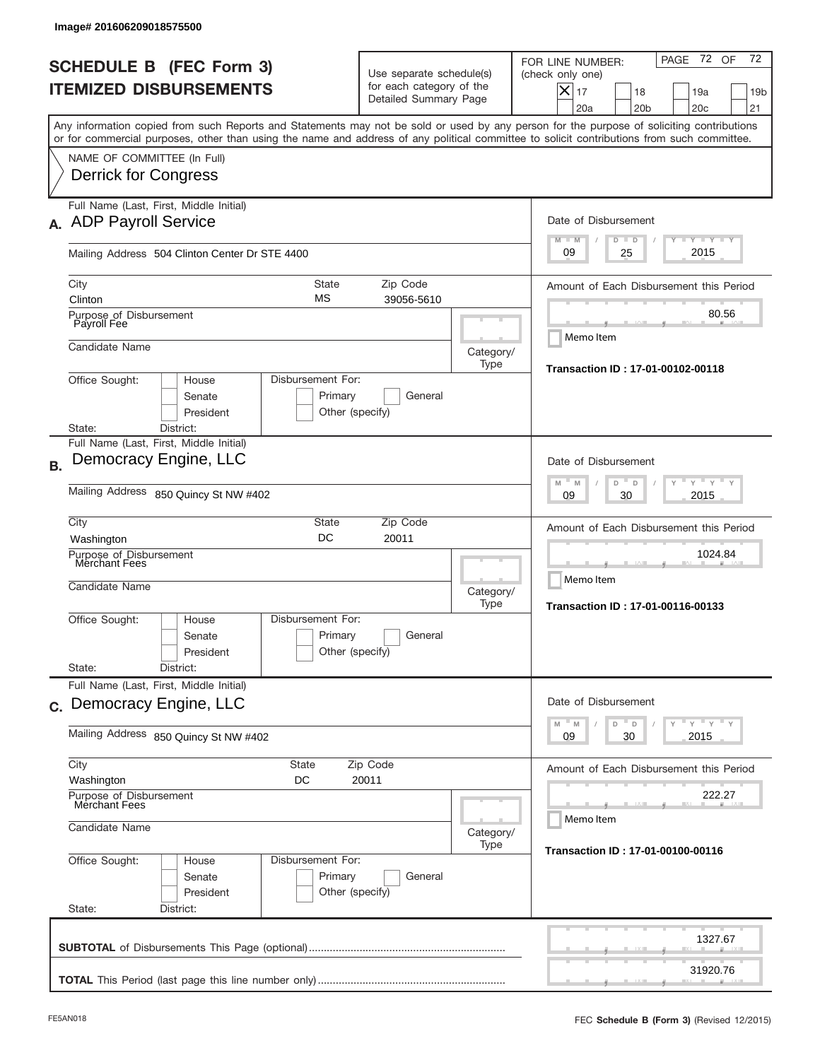Image# 201606209018575500

# SCHEDULE B (FEC Form 3)
## ITEMIZED DISBURSEMENTS

Use separate schedule(s) for each category of the Detailed Summary Page

FOR LINE NUMBER: (check only one)
[X] 17 [ ] 18 [ ] 19a [ ] 19b [ ] 20a [ ] 20b [ ] 20c [ ] 21

PAGE 72 OF 72

Any information copied from such Reports and Statements may not be sold or used by any person for the purpose of soliciting contributions or for commercial purposes, other than using the name and address of any political committee to solicit contributions from such committee.

NAME OF COMMITTEE (In Full)
Derrick for Congress

---

**A.** Full Name (Last, First, Middle Initial): ADP Payroll Service

Mailing Address: 504 Clinton Center Dr STE 4400

City: Clinton | State: MS | Zip Code: 39056-5610

Purpose of Disbursement: Payroll Fee

Candidate Name:

Category/Type:

Office Sought: [ ] House [ ] Senate [ ] President

Disbursement For: [ ] Primary [ ] General [ ] Other (specify)

State: District:

Date of Disbursement: 09 / 25 / 2015

Amount of Each Disbursement this Period: 80.56

[ ] Memo Item

Transaction ID : 17-01-00102-00118

---

**B.** Full Name (Last, First, Middle Initial): Democracy Engine, LLC

Mailing Address: 850 Quincy St NW #402

City: Washington | State: DC | Zip Code: 20011

Purpose of Disbursement: Merchant Fees

Candidate Name:

Category/Type:

Office Sought: [ ] House [ ] Senate [ ] President

Disbursement For: [ ] Primary [ ] General [ ] Other (specify)

State: District:

Date of Disbursement: 09 / 30 / 2015

Amount of Each Disbursement this Period: 1024.84

[ ] Memo Item

Transaction ID : 17-01-00116-00133

---

**C.** Full Name (Last, First, Middle Initial): Democracy Engine, LLC

Mailing Address: 850 Quincy St NW #402

City: Washington | State: DC | Zip Code: 20011

Purpose of Disbursement: Merchant Fees

Candidate Name:

Category/Type:

Office Sought: [ ] House [ ] Senate [ ] President

Disbursement For: [ ] Primary [ ] General [ ] Other (specify)

State: District:

Date of Disbursement: 09 / 30 / 2015

Amount of Each Disbursement this Period: 222.27

[ ] Memo Item

Transaction ID : 17-01-00100-00116

---

**SUBTOTAL** of Disbursements This Page (optional): 1327.67

**TOTAL** This Period (last page this line number only): 31920.76

FE5AN018

FEC **Schedule B (Form 3)** (Revised 12/2015)